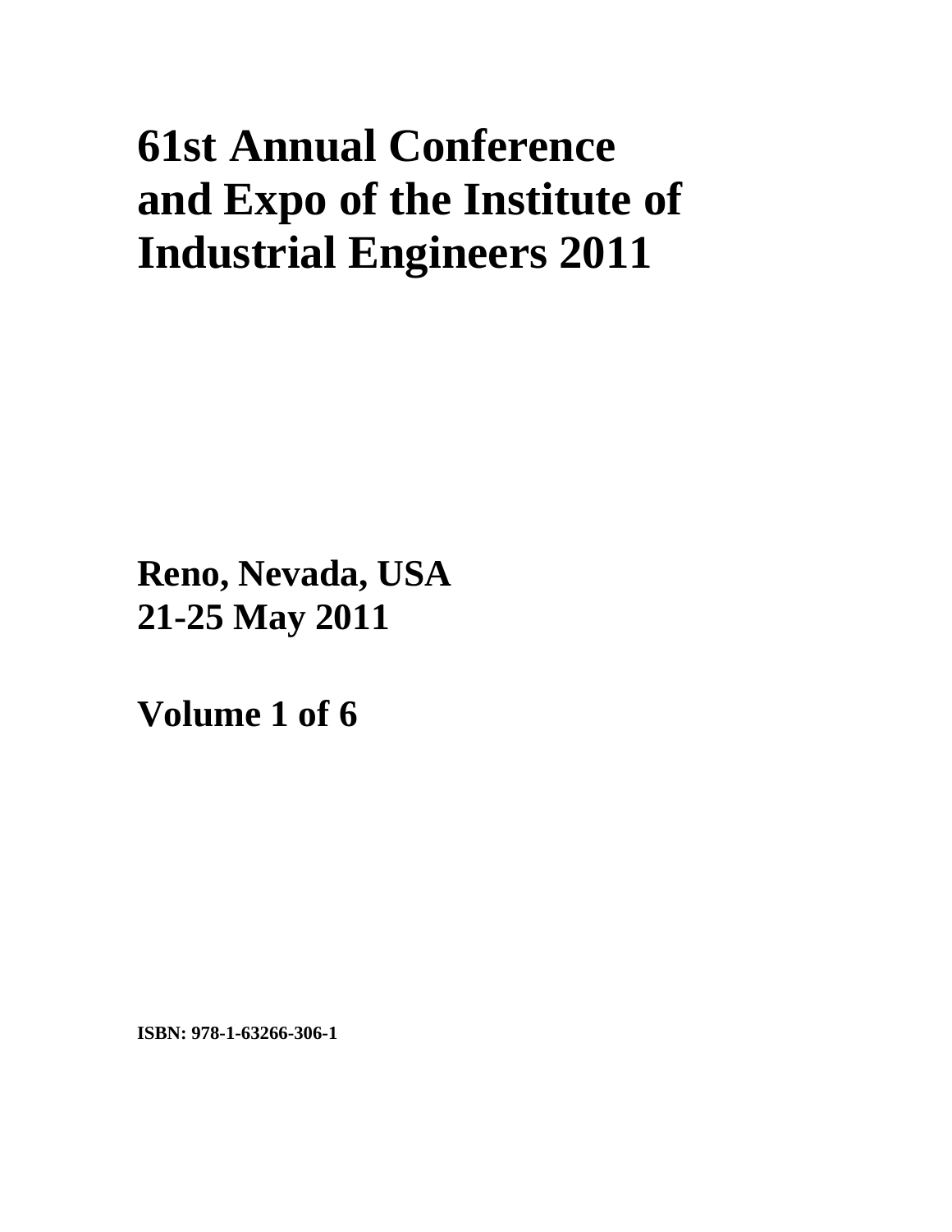# 61st Annual Conference and Expo of the Institute of Industrial Engineers 2011

**Reno, Nevada, USA**
**21-25 May 2011**

**Volume 1 of 6**

**ISBN: 978-1-63266-306-1**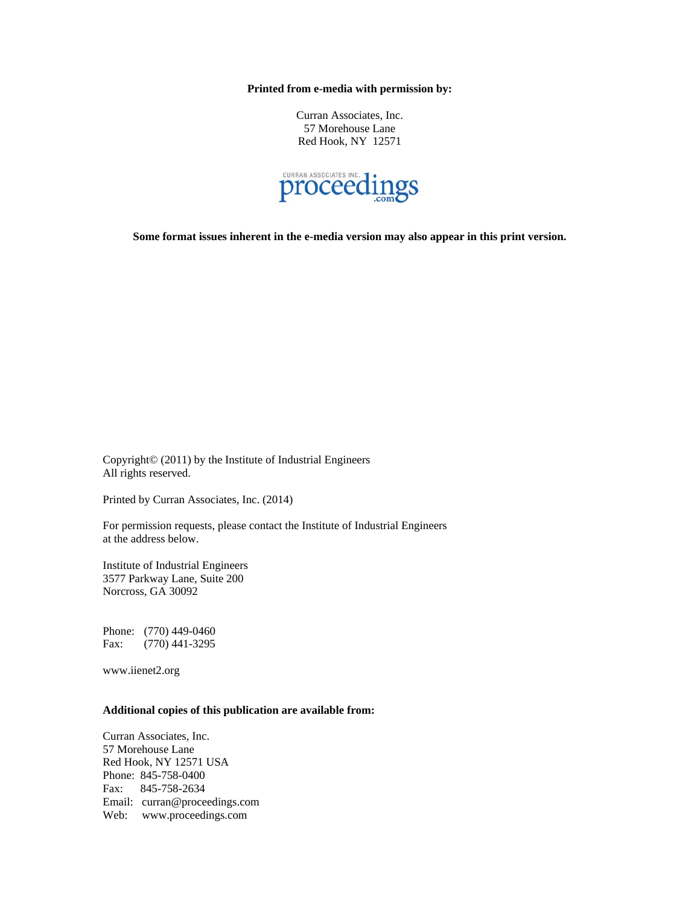**Printed from e-media with permission by:**

Curran Associates, Inc.
57 Morehouse Lane
Red Hook, NY 12571

CURRAN ASSOCIATES INC. proceedings .com

**Some format issues inherent in the e-media version may also appear in this print version.**

Copyright© (2011) by the Institute of Industrial Engineers
All rights reserved.

Printed by Curran Associates, Inc. (2014)

For permission requests, please contact the Institute of Industrial Engineers at the address below.

Institute of Industrial Engineers
3577 Parkway Lane, Suite 200
Norcross, GA 30092

Phone: (770) 449-0460
Fax: (770) 441-3295

www.iienet2.org

**Additional copies of this publication are available from:**

Curran Associates, Inc.
57 Morehouse Lane
Red Hook, NY 12571 USA
Phone: 845-758-0400
Fax: 845-758-2634
Email: curran@proceedings.com
Web: www.proceedings.com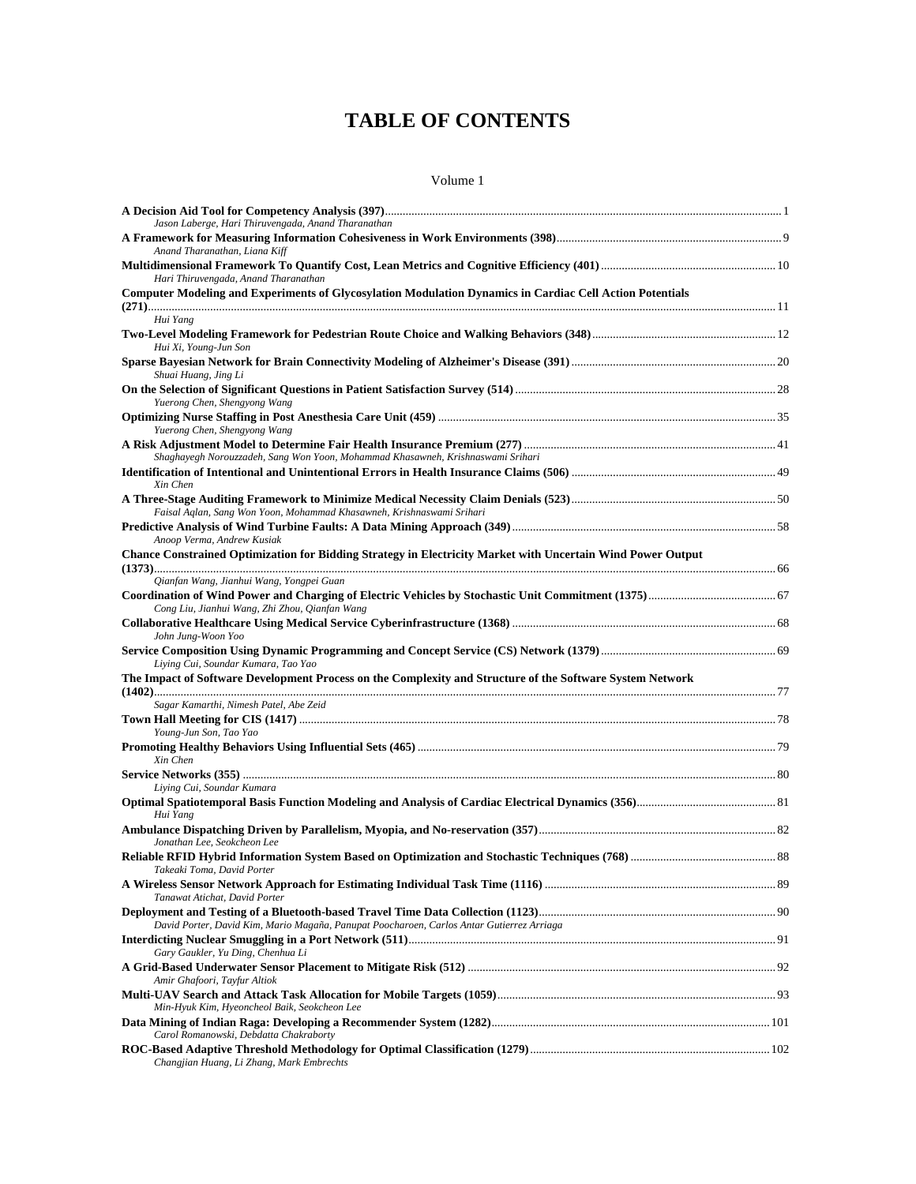# TABLE OF CONTENTS

Volume 1

**A Decision Aid Tool for Competency Analysis (397)** ........ 1
*Jason Laberge, Hari Thiruvengada, Anand Tharanathan*

**A Framework for Measuring Information Cohesiveness in Work Environments (398)** ........ 9
*Anand Tharanathan, Liana Kiff*

**Multidimensional Framework To Quantify Cost, Lean Metrics and Cognitive Efficiency (401)** ........ 10
*Hari Thiruvengada, Anand Tharanathan*

**Computer Modeling and Experiments of Glycosylation Modulation Dynamics in Cardiac Cell Action Potentials (271)** ........ 11
*Hui Yang*

**Two-Level Modeling Framework for Pedestrian Route Choice and Walking Behaviors (348)** ........ 12
*Hui Xi, Young-Jun Son*

**Sparse Bayesian Network for Brain Connectivity Modeling of Alzheimer's Disease (391)** ........ 20
*Shuai Huang, Jing Li*

**On the Selection of Significant Questions in Patient Satisfaction Survey (514)** ........ 28
*Yuerong Chen, Shengyong Wang*

**Optimizing Nurse Staffing in Post Anesthesia Care Unit (459)** ........ 35
*Yuerong Chen, Shengyong Wang*

**A Risk Adjustment Model to Determine Fair Health Insurance Premium (277)** ........ 41
*Shaghayegh Norouzzadeh, Sang Won Yoon, Mohammad Khasawneh, Krishnaswami Srihari*

**Identification of Intentional and Unintentional Errors in Health Insurance Claims (506)** ........ 49
*Xin Chen*

**A Three-Stage Auditing Framework to Minimize Medical Necessity Claim Denials (523)** ........ 50
*Faisal Aqlan, Sang Won Yoon, Mohammad Khasawneh, Krishnaswami Srihari*

**Predictive Analysis of Wind Turbine Faults: A Data Mining Approach (349)** ........ 58
*Anoop Verma, Andrew Kusiak*

**Chance Constrained Optimization for Bidding Strategy in Electricity Market with Uncertain Wind Power Output (1373)** ........ 66
*Qianfan Wang, Jianhui Wang, Yongpei Guan*

**Coordination of Wind Power and Charging of Electric Vehicles by Stochastic Unit Commitment (1375)** ........ 67
*Cong Liu, Jianhui Wang, Zhi Zhou, Qianfan Wang*

**Collaborative Healthcare Using Medical Service Cyberinfrastructure (1368)** ........ 68
*John Jung-Woon Yoo*

**Service Composition Using Dynamic Programming and Concept Service (CS) Network (1379)** ........ 69
*Liying Cui, Soundar Kumara, Tao Yao*

**The Impact of Software Development Process on the Complexity and Structure of the Software System Network (1402)** ........ 77
*Sagar Kamarthi, Nimesh Patel, Abe Zeid*

**Town Hall Meeting for CIS (1417)** ........ 78
*Young-Jun Son, Tao Yao*

**Promoting Healthy Behaviors Using Influential Sets (465)** ........ 79
*Xin Chen*

**Service Networks (355)** ........ 80
*Liying Cui, Soundar Kumara*

**Optimal Spatiotemporal Basis Function Modeling and Analysis of Cardiac Electrical Dynamics (356)** ........ 81
*Hui Yang*

**Ambulance Dispatching Driven by Parallelism, Myopia, and No-reservation (357)** ........ 82
*Jonathan Lee, Seokcheon Lee*

**Reliable RFID Hybrid Information System Based on Optimization and Stochastic Techniques (768)** ........ 88
*Takeaki Toma, David Porter*

**A Wireless Sensor Network Approach for Estimating Individual Task Time (1116)** ........ 89
*Tanawat Atichat, David Porter*

**Deployment and Testing of a Bluetooth-based Travel Time Data Collection (1123)** ........ 90
*David Porter, David Kim, Mario Magaña, Panupat Poocharoen, Carlos Antar Gutierrez Arriaga*

**Interdicting Nuclear Smuggling in a Port Network (511)** ........ 91
*Gary Gaukler, Yu Ding, Chenhua Li*

**A Grid-Based Underwater Sensor Placement to Mitigate Risk (512)** ........ 92
*Amir Ghafoori, Tayfur Altiok*

**Multi-UAV Search and Attack Task Allocation for Mobile Targets (1059)** ........ 93
*Min-Hyuk Kim, Hyeoncheol Baik, Seokcheon Lee*

**Data Mining of Indian Raga: Developing a Recommender System (1282)** ........ 101
*Carol Romanowski, Debdatta Chakraborty*

**ROC-Based Adaptive Threshold Methodology for Optimal Classification (1279)** ........ 102
*Changjian Huang, Li Zhang, Mark Embrechts*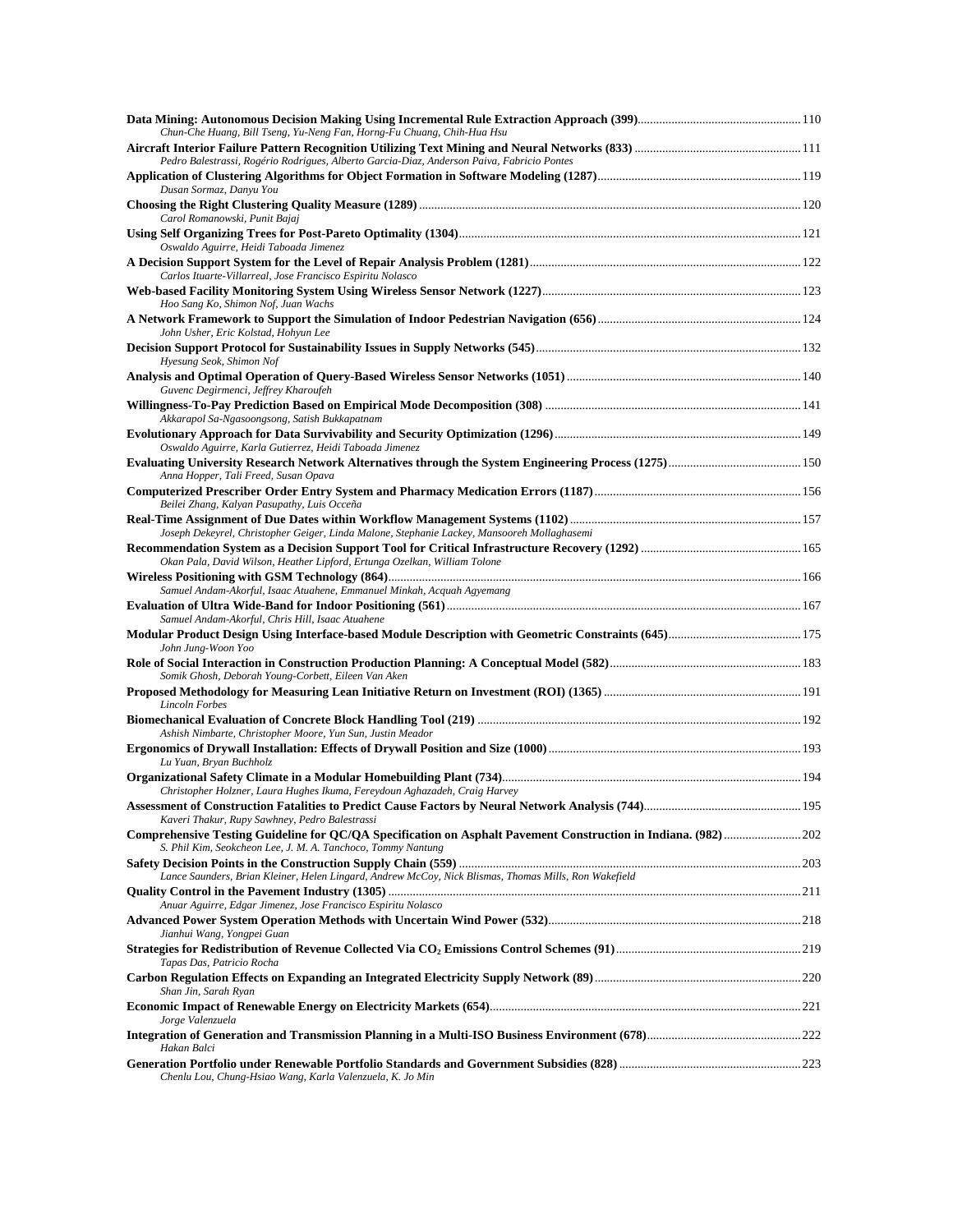**Data Mining: Autonomous Decision Making Using Incremental Rule Extraction Approach (399)** .......... 110
*Chun-Che Huang, Bill Tseng, Yu-Neng Fan, Horng-Fu Chuang, Chih-Hua Hsu*

**Aircraft Interior Failure Pattern Recognition Utilizing Text Mining and Neural Networks (833)** .......... 111
*Pedro Balestrassi, Rogério Rodrigues, Alberto Garcia-Diaz, Anderson Paiva, Fabricio Pontes*

**Application of Clustering Algorithms for Object Formation in Software Modeling (1287)** .......... 119
*Dusan Sormaz, Danyu You*

**Choosing the Right Clustering Quality Measure (1289)** .......... 120
*Carol Romanowski, Punit Bajaj*

**Using Self Organizing Trees for Post-Pareto Optimality (1304)** .......... 121
*Oswaldo Aguirre, Heidi Taboada Jimenez*

**A Decision Support System for the Level of Repair Analysis Problem (1281)** .......... 122
*Carlos Ituarte-Villarreal, Jose Francisco Espiritu Nolasco*

**Web-based Facility Monitoring System Using Wireless Sensor Network (1227)** .......... 123
*Hoo Sang Ko, Shimon Nof, Juan Wachs*

**A Network Framework to Support the Simulation of Indoor Pedestrian Navigation (656)** .......... 124
*John Usher, Eric Kolstad, Hohyun Lee*

**Decision Support Protocol for Sustainability Issues in Supply Networks (545)** .......... 132
*Hyesung Seok, Shimon Nof*

**Analysis and Optimal Operation of Query-Based Wireless Sensor Networks (1051)** .......... 140
*Guvenc Degirmenci, Jeffrey Kharoufeh*

**Willingness-To-Pay Prediction Based on Empirical Mode Decomposition (308)** .......... 141
*Akkarapol Sa-Ngasoongsong, Satish Bukkapatnam*

**Evolutionary Approach for Data Survivability and Security Optimization (1296)** .......... 149
*Oswaldo Aguirre, Karla Gutierrez, Heidi Taboada Jimenez*

**Evaluating University Research Network Alternatives through the System Engineering Process (1275)** .......... 150
*Anna Hopper, Tali Freed, Susan Opava*

**Computerized Prescriber Order Entry System and Pharmacy Medication Errors (1187)** .......... 156
*Beilei Zhang, Kalyan Pasupathy, Luis Occeña*

**Real-Time Assignment of Due Dates within Workflow Management Systems (1102)** .......... 157
*Joseph Dekeyrel, Christopher Geiger, Linda Malone, Stephanie Lackey, Mansooreh Mollaghasemi*

**Recommendation System as a Decision Support Tool for Critical Infrastructure Recovery (1292)** .......... 165
*Okan Pala, David Wilson, Heather Lipford, Ertunga Ozelkan, William Tolone*

**Wireless Positioning with GSM Technology (864)** .......... 166
*Samuel Andam-Akorful, Isaac Atuahene, Emmanuel Minkah, Acquah Agyemang*

**Evaluation of Ultra Wide-Band for Indoor Positioning (561)** .......... 167
*Samuel Andam-Akorful, Chris Hill, Isaac Atuahene*

**Modular Product Design Using Interface-based Module Description with Geometric Constraints (645)** .......... 175
*John Jung-Woon Yoo*

**Role of Social Interaction in Construction Production Planning: A Conceptual Model (582)** .......... 183
*Somik Ghosh, Deborah Young-Corbett, Eileen Van Aken*

**Proposed Methodology for Measuring Lean Initiative Return on Investment (ROI) (1365)** .......... 191
*Lincoln Forbes*

**Biomechanical Evaluation of Concrete Block Handling Tool (219)** .......... 192
*Ashish Nimbarte, Christopher Moore, Yun Sun, Justin Meador*

**Ergonomics of Drywall Installation: Effects of Drywall Position and Size (1000)** .......... 193
*Lu Yuan, Bryan Buchholz*

**Organizational Safety Climate in a Modular Homebuilding Plant (734)** .......... 194
*Christopher Holzner, Laura Hughes Ikuma, Fereydoun Aghazadeh, Craig Harvey*

**Assessment of Construction Fatalities to Predict Cause Factors by Neural Network Analysis (744)** .......... 195
*Kaveri Thakur, Rupy Sawhney, Pedro Balestrassi*

**Comprehensive Testing Guideline for QC/QA Specification on Asphalt Pavement Construction in Indiana. (982)** .......... 202
*S. Phil Kim, Seokcheon Lee, J. M. A. Tanchoco, Tommy Nantung*

**Safety Decision Points in the Construction Supply Chain (559)** .......... 203
*Lance Saunders, Brian Kleiner, Helen Lingard, Andrew McCoy, Nick Blismas, Thomas Mills, Ron Wakefield*

**Quality Control in the Pavement Industry (1305)** .......... 211
*Anuar Aguirre, Edgar Jimenez, Jose Francisco Espiritu Nolasco*

**Advanced Power System Operation Methods with Uncertain Wind Power (532)** .......... 218
*Jianhui Wang, Yongpei Guan*

**Strategies for Redistribution of Revenue Collected Via $CO_2$ Emissions Control Schemes (91)** .......... 219
*Tapas Das, Patricio Rocha*

**Carbon Regulation Effects on Expanding an Integrated Electricity Supply Network (89)** .......... 220
*Shan Jin, Sarah Ryan*

**Economic Impact of Renewable Energy on Electricity Markets (654)** .......... 221
*Jorge Valenzuela*

**Integration of Generation and Transmission Planning in a Multi-ISO Business Environment (678)** .......... 222
*Hakan Balci*

**Generation Portfolio under Renewable Portfolio Standards and Government Subsidies (828)** .......... 223
*Chenlu Lou, Chung-Hsiao Wang, Karla Valenzuela, K. Jo Min*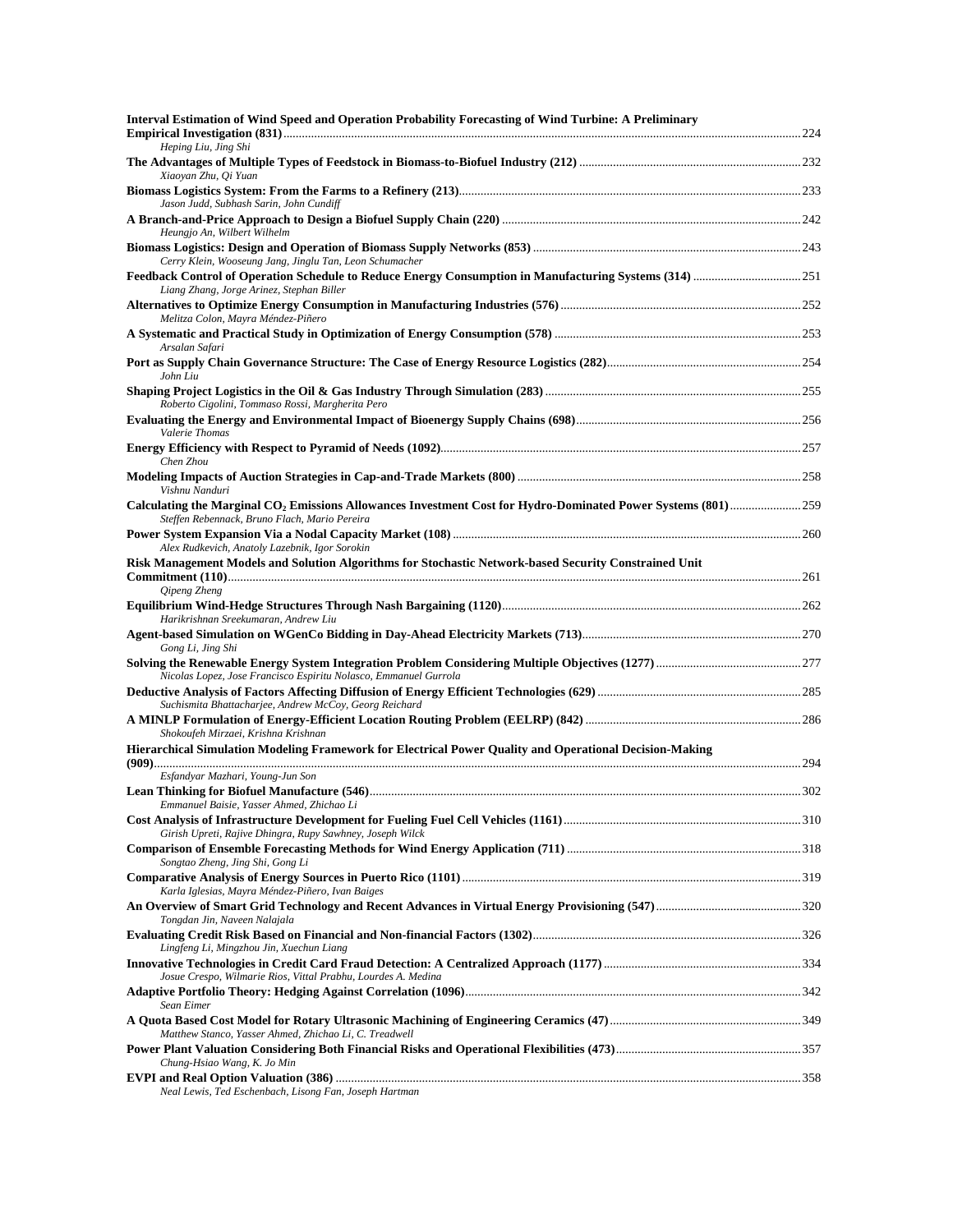**Interval Estimation of Wind Speed and Operation Probability Forecasting of Wind Turbine: A Preliminary Empirical Investigation (831)** ........................................ 224
*Heping Liu, Jing Shi*

**The Advantages of Multiple Types of Feedstock in Biomass-to-Biofuel Industry (212)** ........................................ 232
*Xiaoyan Zhu, Qi Yuan*

**Biomass Logistics System: From the Farms to a Refinery (213)** ........................................ 233
*Jason Judd, Subhash Sarin, John Cundiff*

**A Branch-and-Price Approach to Design a Biofuel Supply Chain (220)** ........................................ 242
*Heungjo An, Wilbert Wilhelm*

**Biomass Logistics: Design and Operation of Biomass Supply Networks (853)** ........................................ 243
*Cerry Klein, Wooseung Jang, Jinglu Tan, Leon Schumacher*

**Feedback Control of Operation Schedule to Reduce Energy Consumption in Manufacturing Systems (314)** ........................................ 251
*Liang Zhang, Jorge Arinez, Stephan Biller*

**Alternatives to Optimize Energy Consumption in Manufacturing Industries (576)** ........................................ 252
*Melitza Colon, Mayra Méndez-Piñero*

**A Systematic and Practical Study in Optimization of Energy Consumption (578)** ........................................ 253
*Arsalan Safari*

**Port as Supply Chain Governance Structure: The Case of Energy Resource Logistics (282)** ........................................ 254
*John Liu*

**Shaping Project Logistics in the Oil & Gas Industry Through Simulation (283)** ........................................ 255
*Roberto Cigolini, Tommaso Rossi, Margherita Pero*

**Evaluating the Energy and Environmental Impact of Bioenergy Supply Chains (698)** ........................................ 256
*Valerie Thomas*

**Energy Efficiency with Respect to Pyramid of Needs (1092)** ........................................ 257
*Chen Zhou*

**Modeling Impacts of Auction Strategies in Cap-and-Trade Markets (800)** ........................................ 258
*Vishnu Nanduri*

**Calculating the Marginal $CO_2$ Emissions Allowances Investment Cost for Hydro-Dominated Power Systems (801)** ........................................ 259
*Steffen Rebennack, Bruno Flach, Mario Pereira*

**Power System Expansion Via a Nodal Capacity Market (108)** ........................................ 260
*Alex Rudkevich, Anatoly Lazebnik, Igor Sorokin*

**Risk Management Models and Solution Algorithms for Stochastic Network-based Security Constrained Unit Commitment (110)** ........................................ 261
*Qipeng Zheng*

**Equilibrium Wind-Hedge Structures Through Nash Bargaining (1120)** ........................................ 262
*Harikrishnan Sreekumaran, Andrew Liu*

**Agent-based Simulation on WGenCo Bidding in Day-Ahead Electricity Markets (713)** ........................................ 270
*Gong Li, Jing Shi*

**Solving the Renewable Energy System Integration Problem Considering Multiple Objectives (1277)** ........................................ 277
*Nicolas Lopez, Jose Francisco Espiritu Nolasco, Emmanuel Gurrola*

**Deductive Analysis of Factors Affecting Diffusion of Energy Efficient Technologies (629)** ........................................ 285
*Suchismita Bhattacharjee, Andrew McCoy, Georg Reichard*

**A MINLP Formulation of Energy-Efficient Location Routing Problem (EELRP) (842)** ........................................ 286
*Shokoufeh Mirzaei, Krishna Krishnan*

**Hierarchical Simulation Modeling Framework for Electrical Power Quality and Operational Decision-Making (909)** ........................................ 294
*Esfandyar Mazhari, Young-Jun Son*

**Lean Thinking for Biofuel Manufacture (546)** ........................................ 302
*Emmanuel Baisie, Yasser Ahmed, Zhichao Li*

**Cost Analysis of Infrastructure Development for Fueling Fuel Cell Vehicles (1161)** ........................................ 310
*Girish Upreti, Rajive Dhingra, Rupy Sawhney, Joseph Wilck*

**Comparison of Ensemble Forecasting Methods for Wind Energy Application (711)** ........................................ 318
*Songtao Zheng, Jing Shi, Gong Li*

**Comparative Analysis of Energy Sources in Puerto Rico (1101)** ........................................ 319
*Karla Iglesias, Mayra Méndez-Piñero, Ivan Baiges*

**An Overview of Smart Grid Technology and Recent Advances in Virtual Energy Provisioning (547)** ........................................ 320
*Tongdan Jin, Naveen Nalajala*

**Evaluating Credit Risk Based on Financial and Non-financial Factors (1302)** ........................................ 326
*Lingfeng Li, Mingzhou Jin, Xuechun Liang*

**Innovative Technologies in Credit Card Fraud Detection: A Centralized Approach (1177)** ........................................ 334
*Josue Crespo, Wilmarie Rios, Vittal Prabhu, Lourdes A. Medina*

**Adaptive Portfolio Theory: Hedging Against Correlation (1096)** ........................................ 342
*Sean Eimer*

**A Quota Based Cost Model for Rotary Ultrasonic Machining of Engineering Ceramics (47)** ........................................ 349
*Matthew Stanco, Yasser Ahmed, Zhichao Li, C. Treadwell*

**Power Plant Valuation Considering Both Financial Risks and Operational Flexibilities (473)** ........................................ 357
*Chung-Hsiao Wang, K. Jo Min*

**EVPI and Real Option Valuation (386)** ........................................ 358
*Neal Lewis, Ted Eschenbach, Lisong Fan, Joseph Hartman*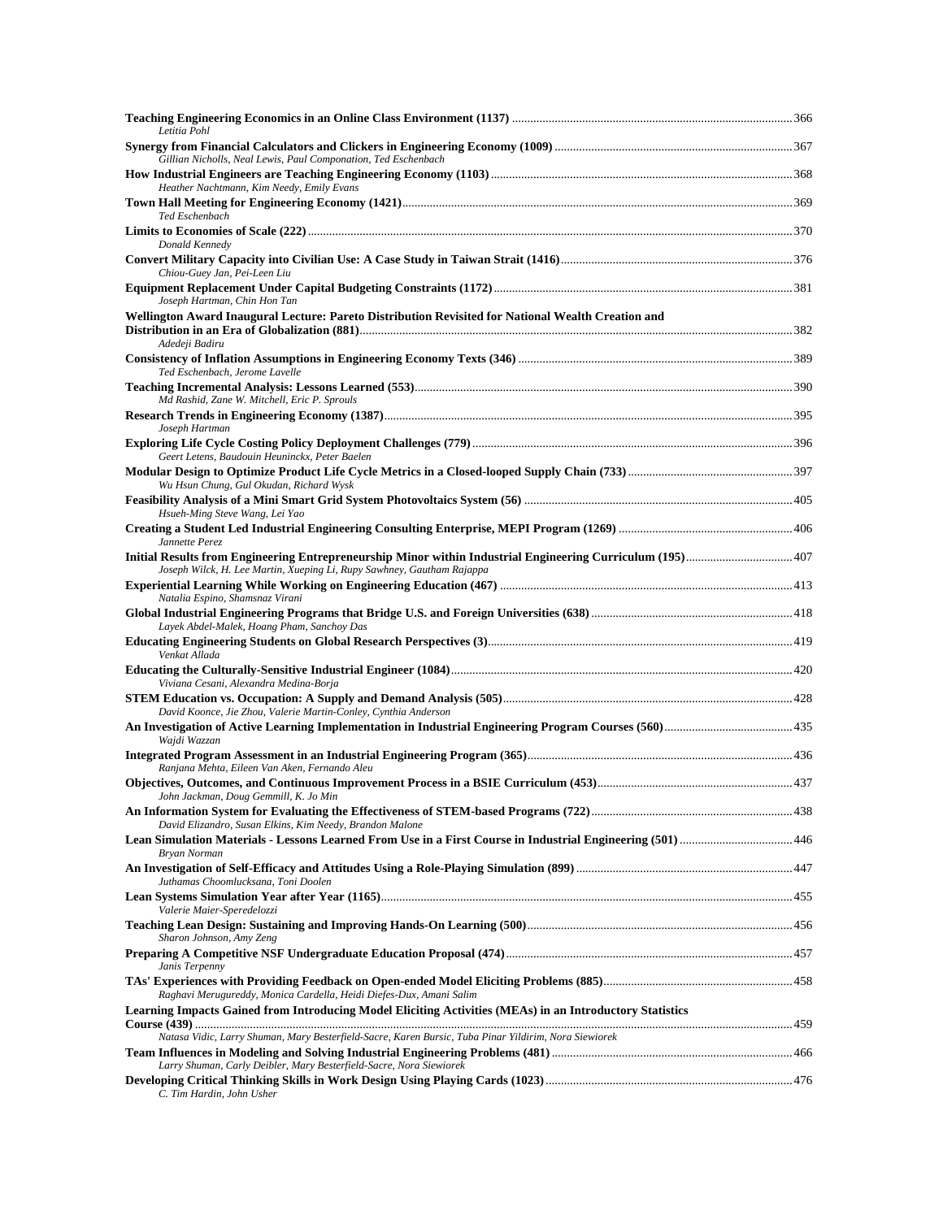**Teaching Engineering Economics in an Online Class Environment (1137)** ........................................................................................... 366
*Letitia Pohl*

**Synergy from Financial Calculators and Clickers in Engineering Economy (1009)** ............................................................................. 367
*Gillian Nicholls, Neal Lewis, Paul Componation, Ted Eschenbach*

**How Industrial Engineers are Teaching Engineering Economy (1103)** ................................................................................................... 368
*Heather Nachtmann, Kim Needy, Emily Evans*

**Town Hall Meeting for Engineering Economy (1421)** .............................................................................................................................. 369
*Ted Eschenbach*

**Limits to Economies of Scale (222)** ............................................................................................................................................................ 370
*Donald Kennedy*

**Convert Military Capacity into Civilian Use: A Case Study in Taiwan Strait (1416)** ............................................................................ 376
*Chiou-Guey Jan, Pei-Leen Liu*

**Equipment Replacement Under Capital Budgeting Constraints (1172)** ................................................................................................. 381
*Joseph Hartman, Chin Hon Tan*

**Wellington Award Inaugural Lecture: Pareto Distribution Revisited for National Wealth Creation and Distribution in an Era of Globalization (881)** ......................................................................................................................................................... 382
*Adedeji Badiru*

**Consistency of Inflation Assumptions in Engineering Economy Texts (346)** ......................................................................................... 389
*Ted Eschenbach, Jerome Lavelle*

**Teaching Incremental Analysis: Lessons Learned (553)** ........................................................................................................................... 390
*Md Rashid, Zane W. Mitchell, Eric P. Sprouls*

**Research Trends in Engineering Economy (1387)** ..................................................................................................................................... 395
*Joseph Hartman*

**Exploring Life Cycle Costing Policy Deployment Challenges (779)** ........................................................................................................ 396
*Geert Letens, Baudouin Heuninckx, Peter Baelen*

**Modular Design to Optimize Product Life Cycle Metrics in a Closed-looped Supply Chain (733)** ..................................................... 397
*Wu Hsun Chung, Gul Okudan, Richard Wysk*

**Feasibility Analysis of a Mini Smart Grid System Photovoltaics System (56)** ....................................................................................... 405
*Hsueh-Ming Steve Wang, Lei Yao*

**Creating a Student Led Industrial Engineering Consulting Enterprise, MEPI Program (1269)** ......................................................... 406
*Jannette Perez*

**Initial Results from Engineering Entrepreneurship Minor within Industrial Engineering Curriculum (195)** .................................. 407
*Joseph Wilck, H. Lee Martin, Xueping Li, Rupy Sawhney, Gautham Rajappa*

**Experiential Learning While Working on Engineering Education (467)** ................................................................................................ 413
*Natalia Espino, Shamsnaz Virani*

**Global Industrial Engineering Programs that Bridge U.S. and Foreign Universities (638)** ................................................................. 418
*Layek Abdel-Malek, Hoang Pham, Sanchoy Das*

**Educating Engineering Students on Global Research Perspectives (3)** ................................................................................................... 419
*Venkat Allada*

**Educating the Culturally-Sensitive Industrial Engineer (1084)** ............................................................................................................... 420
*Viviana Cesani, Alexandra Medina-Borja*

**STEM Education vs. Occupation: A Supply and Demand Analysis (505)** .............................................................................................. 428
*David Koonce, Jie Zhou, Valerie Martin-Conley, Cynthia Anderson*

**An Investigation of Active Learning Implementation in Industrial Engineering Program Courses (560)** .......................................... 435
*Wajdi Wazzan*

**Integrated Program Assessment in an Industrial Engineering Program (365)** ....................................................................................... 436
*Ranjana Mehta, Eileen Van Aken, Fernando Aleu*

**Objectives, Outcomes, and Continuous Improvement Process in a BSIE Curriculum (453)** ............................................................... 437
*John Jackman, Doug Gemmill, K. Jo Min*

**An Information System for Evaluating the Effectiveness of STEM-based Programs (722)** ................................................................. 438
*David Elizandro, Susan Elkins, Kim Needy, Brandon Malone*

**Lean Simulation Materials - Lessons Learned From Use in a First Course in Industrial Engineering (501)** ..................................... 446
*Bryan Norman*

**An Investigation of Self-Efficacy and Attitudes Using a Role-Playing Simulation (899)** ....................................................................... 447
*Juthamas Choomlucksana, Toni Doolen*

**Lean Systems Simulation Year after Year (1165)** ....................................................................................................................................... 455
*Valerie Maier-Speredelozzi*

**Teaching Lean Design: Sustaining and Improving Hands-On Learning (500)** ....................................................................................... 456
*Sharon Johnson, Amy Zeng*

**Preparing A Competitive NSF Undergraduate Education Proposal (474)** .............................................................................................. 457
*Janis Terpenny*

**TAs' Experiences with Providing Feedback on Open-ended Model Eliciting Problems (885)** ............................................................. 458
*Raghavi Merugureddy, Monica Cardella, Heidi Diefes-Dux, Amani Salim*

**Learning Impacts Gained from Introducing Model Eliciting Activities (MEAs) in an Introductory Statistics Course (439)** ................................................................................................................................................................................. 459
*Natasa Vidic, Larry Shuman, Mary Besterfield-Sacre, Karen Bursic, Tuba Pinar Yildirim, Nora Siewiorek*

**Team Influences in Modeling and Solving Industrial Engineering Problems (481)** .............................................................................. 466
*Larry Shuman, Carly Deibler, Mary Besterfield-Sacre, Nora Siewiorek*

**Developing Critical Thinking Skills in Work Design Using Playing Cards (1023)** ................................................................................ 476
*C. Tim Hardin, John Usher*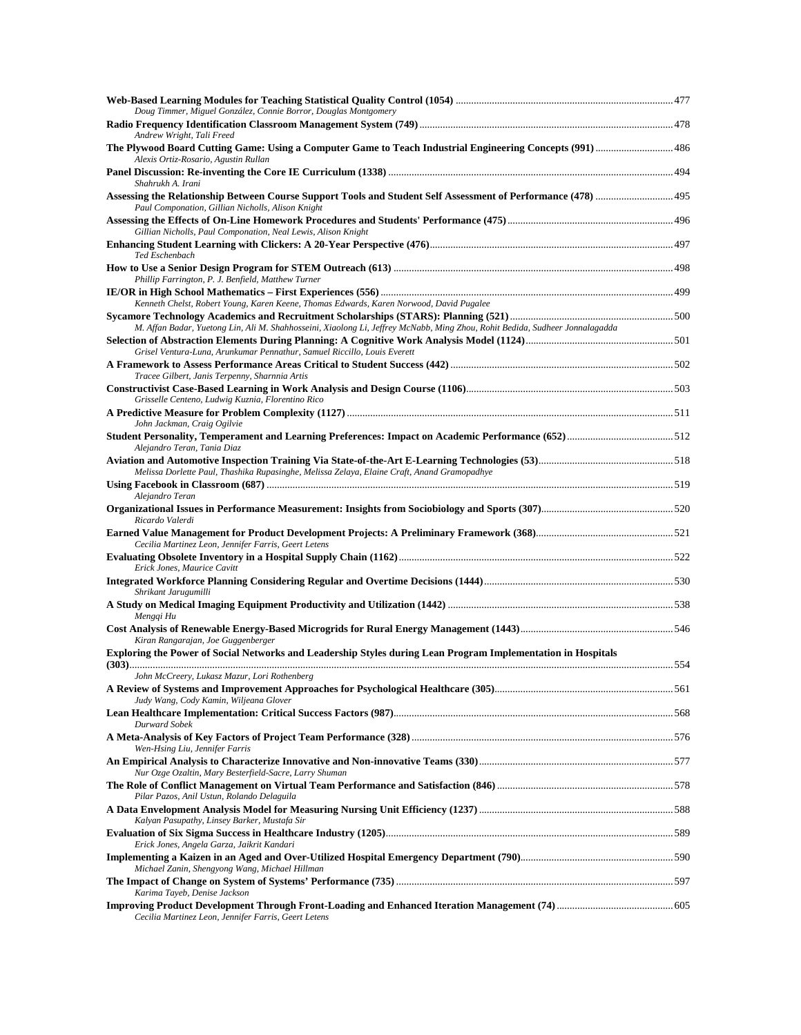**Web-Based Learning Modules for Teaching Statistical Quality Control (1054)** ........ 477
*Doug Timmer, Miguel González, Connie Borror, Douglas Montgomery*

**Radio Frequency Identification Classroom Management System (749)** ........ 478
*Andrew Wright, Tali Freed*

**The Plywood Board Cutting Game: Using a Computer Game to Teach Industrial Engineering Concepts (991)** ........ 486
*Alexis Ortiz-Rosario, Agustin Rullan*

**Panel Discussion: Re-inventing the Core IE Curriculum (1338)** ........ 494
*Shahrukh A. Irani*

**Assessing the Relationship Between Course Support Tools and Student Self Assessment of Performance (478)** ........ 495
*Paul Componation, Gillian Nicholls, Alison Knight*

**Assessing the Effects of On-Line Homework Procedures and Students' Performance (475)** ........ 496
*Gillian Nicholls, Paul Componation, Neal Lewis, Alison Knight*

**Enhancing Student Learning with Clickers: A 20-Year Perspective (476)** ........ 497
*Ted Eschenbach*

**How to Use a Senior Design Program for STEM Outreach (613)** ........ 498
*Phillip Farrington, P. J. Benfield, Matthew Turner*

**IE/OR in High School Mathematics – First Experiences (556)** ........ 499
*Kenneth Chelst, Robert Young, Karen Keene, Thomas Edwards, Karen Norwood, David Pugalee*

**Sycamore Technology Academics and Recruitment Scholarships (STARS): Planning (521)** ........ 500
*M. Affan Badar, Yuetong Lin, Ali M. Shahhosseini, Xiaolong Li, Jeffrey McNabb, Ming Zhou, Rohit Bedida, Sudheer Jonnalagadda*

**Selection of Abstraction Elements During Planning: A Cognitive Work Analysis Model (1124)** ........ 501
*Grisel Ventura-Luna, Arunkumar Pennathur, Samuel Riccillo, Louis Everett*

**A Framework to Assess Performance Areas Critical to Student Success (442)** ........ 502
*Tracee Gilbert, Janis Terpenny, Sharnnia Artis*

**Constructivist Case-Based Learning in Work Analysis and Design Course (1106)** ........ 503
*Grisselle Centeno, Ludwig Kuznia, Florentino Rico*

**A Predictive Measure for Problem Complexity (1127)** ........ 511
*John Jackman, Craig Ogilvie*

**Student Personality, Temperament and Learning Preferences: Impact on Academic Performance (652)** ........ 512
*Alejandro Teran, Tania Diaz*

**Aviation and Automotive Inspection Training Via State-of-the-Art E-Learning Technologies (53)** ........ 518
*Melissa Dorlette Paul, Thashika Rupasinghe, Melissa Zelaya, Elaine Craft, Anand Gramopadhye*

**Using Facebook in Classroom (687)** ........ 519
*Alejandro Teran*

**Organizational Issues in Performance Measurement: Insights from Sociobiology and Sports (307)** ........ 520
*Ricardo Valerdi*

**Earned Value Management for Product Development Projects: A Preliminary Framework (368)** ........ 521
*Cecilia Martinez Leon, Jennifer Farris, Geert Letens*

**Evaluating Obsolete Inventory in a Hospital Supply Chain (1162)** ........ 522
*Erick Jones, Maurice Cavitt*

**Integrated Workforce Planning Considering Regular and Overtime Decisions (1444)** ........ 530
*Shrikant Jarugumilli*

**A Study on Medical Imaging Equipment Productivity and Utilization (1442)** ........ 538
*Mengqi Hu*

**Cost Analysis of Renewable Energy-Based Microgrids for Rural Energy Management (1443)** ........ 546
*Kiran Rangarajan, Joe Guggenberger*

**Exploring the Power of Social Networks and Leadership Styles during Lean Program Implementation in Hospitals (303)** ........ 554
*John McCreery, Lukasz Mazur, Lori Rothenberg*

**A Review of Systems and Improvement Approaches for Psychological Healthcare (305)** ........ 561
*Judy Wang, Cody Kamin, Wiljeana Glover*

**Lean Healthcare Implementation: Critical Success Factors (987)** ........ 568
*Durward Sobek*

**A Meta-Analysis of Key Factors of Project Team Performance (328)** ........ 576
*Wen-Hsing Liu, Jennifer Farris*

**An Empirical Analysis to Characterize Innovative and Non-innovative Teams (330)** ........ 577
*Nur Ozge Ozaltin, Mary Besterfield-Sacre, Larry Shuman*

**The Role of Conflict Management on Virtual Team Performance and Satisfaction (846)** ........ 578
*Pilar Pazos, Anil Ustun, Rolando Delaguila*

**A Data Envelopment Analysis Model for Measuring Nursing Unit Efficiency (1237)** ........ 588
*Kalyan Pasupathy, Linsey Barker, Mustafa Sir*

**Evaluation of Six Sigma Success in Healthcare Industry (1205)** ........ 589
*Erick Jones, Angela Garza, Jaikrit Kandari*

**Implementing a Kaizen in an Aged and Over-Utilized Hospital Emergency Department (790)** ........ 590
*Michael Zanin, Shengyong Wang, Michael Hillman*

**The Impact of Change on System of Systems' Performance (735)** ........ 597
*Karima Tayeb, Denise Jackson*

**Improving Product Development Through Front-Loading and Enhanced Iteration Management (74)** ........ 605
*Cecilia Martinez Leon, Jennifer Farris, Geert Letens*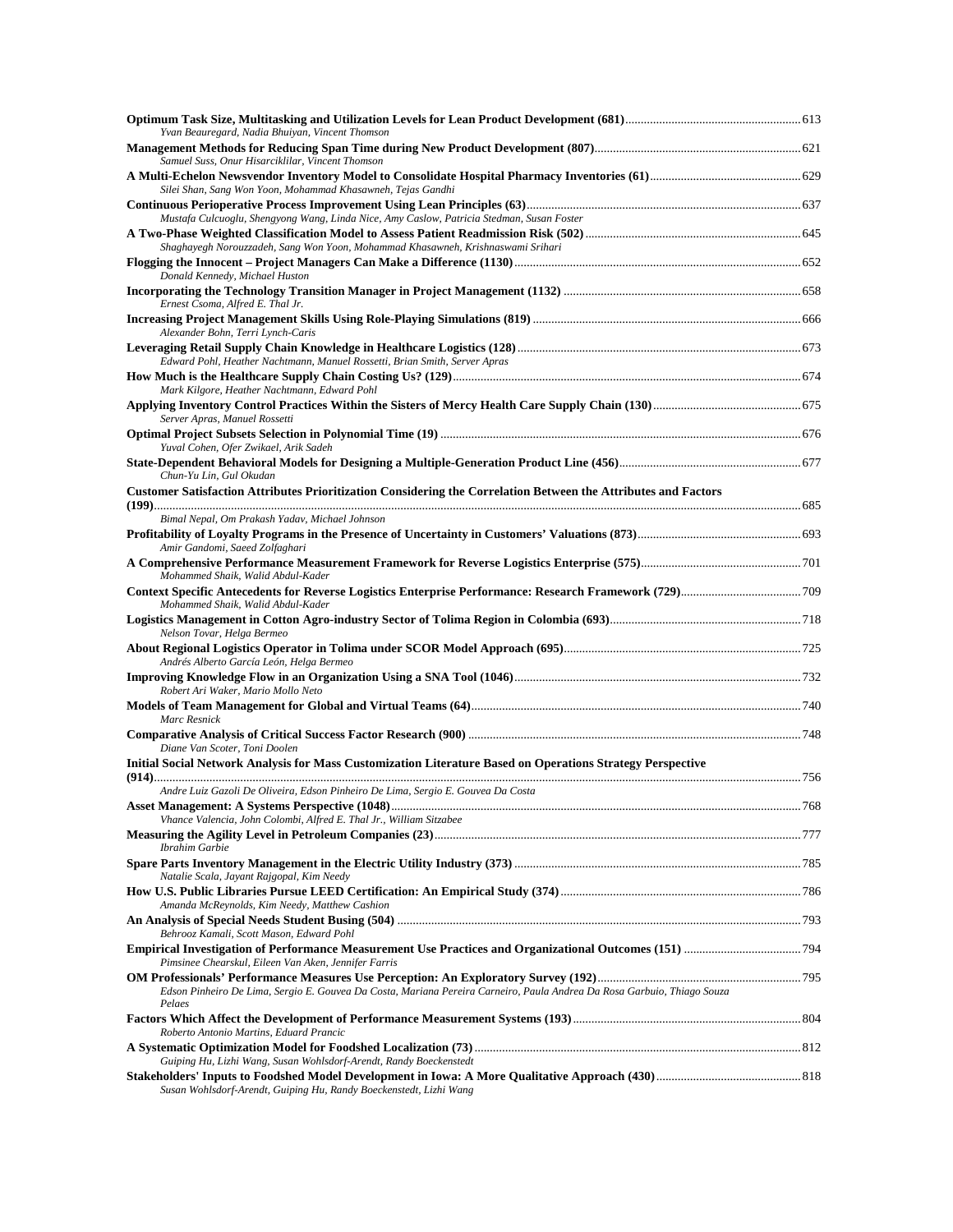**Optimum Task Size, Multitasking and Utilization Levels for Lean Product Development (681)** ........ 613
*Yvan Beauregard, Nadia Bhuiyan, Vincent Thomson*

**Management Methods for Reducing Span Time during New Product Development (807)** ........ 621
*Samuel Suss, Onur Hisarciklilar, Vincent Thomson*

**A Multi-Echelon Newsvendor Inventory Model to Consolidate Hospital Pharmacy Inventories (61)** ........ 629
*Silei Shan, Sang Won Yoon, Mohammad Khasawneh, Tejas Gandhi*

**Continuous Perioperative Process Improvement Using Lean Principles (63)** ........ 637
*Mustafa Culcuoglu, Shengyong Wang, Linda Nice, Amy Caslow, Patricia Stedman, Susan Foster*

**A Two-Phase Weighted Classification Model to Assess Patient Readmission Risk (502)** ........ 645
*Shaghayegh Norouzzadeh, Sang Won Yoon, Mohammad Khasawneh, Krishnaswami Srihari*

**Flogging the Innocent – Project Managers Can Make a Difference (1130)** ........ 652
*Donald Kennedy, Michael Huston*

**Incorporating the Technology Transition Manager in Project Management (1132)** ........ 658
*Ernest Csoma, Alfred E. Thal Jr.*

**Increasing Project Management Skills Using Role-Playing Simulations (819)** ........ 666
*Alexander Bohn, Terri Lynch-Caris*

**Leveraging Retail Supply Chain Knowledge in Healthcare Logistics (128)** ........ 673
*Edward Pohl, Heather Nachtmann, Manuel Rossetti, Brian Smith, Server Apras*

**How Much is the Healthcare Supply Chain Costing Us? (129)** ........ 674
*Mark Kilgore, Heather Nachtmann, Edward Pohl*

**Applying Inventory Control Practices Within the Sisters of Mercy Health Care Supply Chain (130)** ........ 675
*Server Apras, Manuel Rossetti*

**Optimal Project Subsets Selection in Polynomial Time (19)** ........ 676
*Yuval Cohen, Ofer Zwikael, Arik Sadeh*

**State-Dependent Behavioral Models for Designing a Multiple-Generation Product Line (456)** ........ 677
*Chun-Yu Lin, Gul Okudan*

**Customer Satisfaction Attributes Prioritization Considering the Correlation Between the Attributes and Factors (199)** ........ 685
*Bimal Nepal, Om Prakash Yadav, Michael Johnson*

**Profitability of Loyalty Programs in the Presence of Uncertainty in Customers' Valuations (873)** ........ 693
*Amir Gandomi, Saeed Zolfaghari*

**A Comprehensive Performance Measurement Framework for Reverse Logistics Enterprise (575)** ........ 701
*Mohammed Shaik, Walid Abdul-Kader*

**Context Specific Antecedents for Reverse Logistics Enterprise Performance: Research Framework (729)** ........ 709
*Mohammed Shaik, Walid Abdul-Kader*

**Logistics Management in Cotton Agro-industry Sector of Tolima Region in Colombia (693)** ........ 718
*Nelson Tovar, Helga Bermeo*

**About Regional Logistics Operator in Tolima under SCOR Model Approach (695)** ........ 725
*Andrés Alberto García León, Helga Bermeo*

**Improving Knowledge Flow in an Organization Using a SNA Tool (1046)** ........ 732
*Robert Ari Waker, Mario Mollo Neto*

**Models of Team Management for Global and Virtual Teams (64)** ........ 740
*Marc Resnick*

**Comparative Analysis of Critical Success Factor Research (900)** ........ 748
*Diane Van Scoter, Toni Doolen*

**Initial Social Network Analysis for Mass Customization Literature Based on Operations Strategy Perspective (914)** ........ 756
*Andre Luiz Gazoli De Oliveira, Edson Pinheiro De Lima, Sergio E. Gouvea Da Costa*

**Asset Management: A Systems Perspective (1048)** ........ 768
*Vhance Valencia, John Colombi, Alfred E. Thal Jr., William Sitzabee*

**Measuring the Agility Level in Petroleum Companies (23)** ........ 777
*Ibrahim Garbie*

**Spare Parts Inventory Management in the Electric Utility Industry (373)** ........ 785
*Natalie Scala, Jayant Rajgopal, Kim Needy*

**How U.S. Public Libraries Pursue LEED Certification: An Empirical Study (374)** ........ 786
*Amanda McReynolds, Kim Needy, Matthew Cashion*

**An Analysis of Special Needs Student Busing (504)** ........ 793
*Behrooz Kamali, Scott Mason, Edward Pohl*

**Empirical Investigation of Performance Measurement Use Practices and Organizational Outcomes (151)** ........ 794
*Pimsinee Chearskul, Eileen Van Aken, Jennifer Farris*

**OM Professionals' Performance Measures Use Perception: An Exploratory Survey (192)** ........ 795
*Edson Pinheiro De Lima, Sergio E. Gouvea Da Costa, Mariana Pereira Carneiro, Paula Andrea Da Rosa Garbuio, Thiago Souza Pelaes*

**Factors Which Affect the Development of Performance Measurement Systems (193)** ........ 804
*Roberto Antonio Martins, Eduard Prancic*

**A Systematic Optimization Model for Foodshed Localization (73)** ........ 812
*Guiping Hu, Lizhi Wang, Susan Wohlsdorf-Arendt, Randy Boeckenstedt*

**Stakeholders' Inputs to Foodshed Model Development in Iowa: A More Qualitative Approach (430)** ........ 818
*Susan Wohlsdorf-Arendt, Guiping Hu, Randy Boeckenstedt, Lizhi Wang*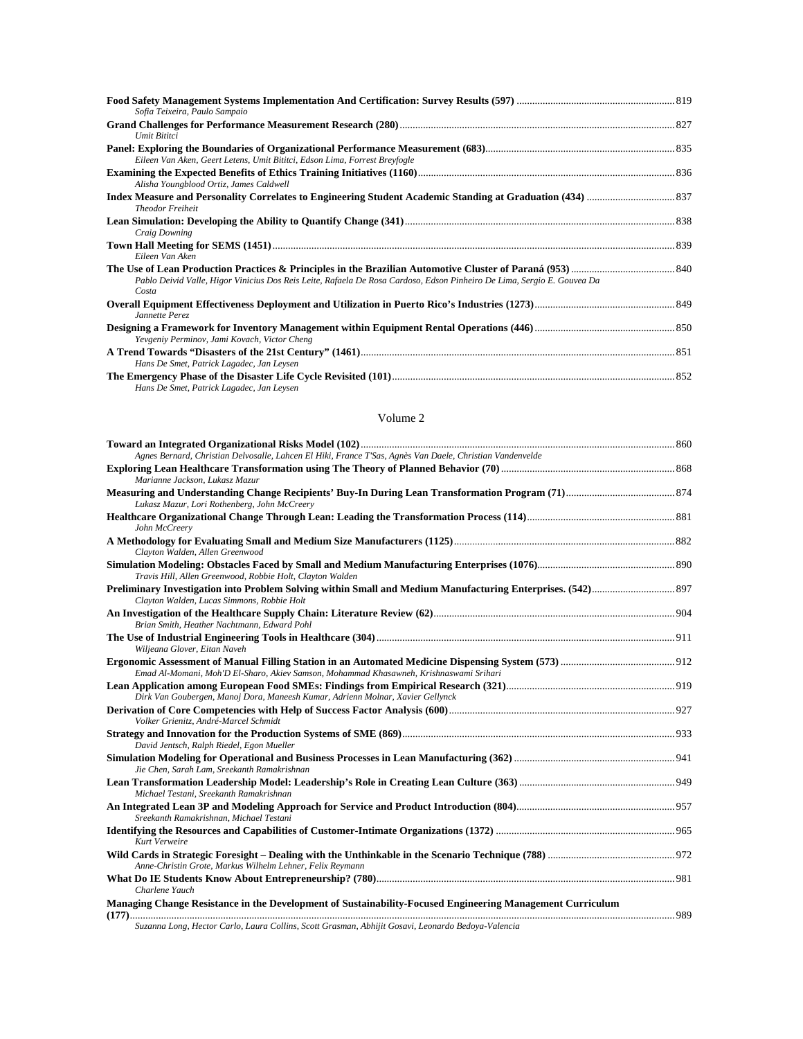**Food Safety Management Systems Implementation And Certification: Survey Results (597)** .......... 819
*Sofia Teixeira, Paulo Sampaio*

**Grand Challenges for Performance Measurement Research (280)** .......... 827
*Umit Bititci*

**Panel: Exploring the Boundaries of Organizational Performance Measurement (683)** .......... 835
*Eileen Van Aken, Geert Letens, Umit Bititci, Edson Lima, Forrest Breyfogle*

**Examining the Expected Benefits of Ethics Training Initiatives (1160)** .......... 836
*Alisha Youngblood Ortiz, James Caldwell*

**Index Measure and Personality Correlates to Engineering Student Academic Standing at Graduation (434)** .......... 837
*Theodor Freiheit*

**Lean Simulation: Developing the Ability to Quantify Change (341)** .......... 838
*Craig Downing*

**Town Hall Meeting for SEMS (1451)** .......... 839
*Eileen Van Aken*

**The Use of Lean Production Practices & Principles in the Brazilian Automotive Cluster of Paraná (953)** .......... 840
*Pablo Deivid Valle, Higor Vinicius Dos Reis Leite, Rafaela De Rosa Cardoso, Edson Pinheiro De Lima, Sergio E. Gouvea Da Costa*

**Overall Equipment Effectiveness Deployment and Utilization in Puerto Rico's Industries (1273)** .......... 849
*Jannette Perez*

**Designing a Framework for Inventory Management within Equipment Rental Operations (446)** .......... 850
*Yevgeniy Perminov, Jami Kovach, Victor Cheng*

**A Trend Towards "Disasters of the 21st Century" (1461)** .......... 851
*Hans De Smet, Patrick Lagadec, Jan Leysen*

**The Emergency Phase of the Disaster Life Cycle Revisited (101)** .......... 852
*Hans De Smet, Patrick Lagadec, Jan Leysen*

## Volume 2

**Toward an Integrated Organizational Risks Model (102)** .......... 860
*Agnes Bernard, Christian Delvosalle, Lahcen El Hiki, France T'Sas, Agnès Van Daele, Christian Vandenvelde*

**Exploring Lean Healthcare Transformation using The Theory of Planned Behavior (70)** .......... 868
*Marianne Jackson, Lukasz Mazur*

**Measuring and Understanding Change Recipients' Buy-In During Lean Transformation Program (71)** .......... 874
*Lukasz Mazur, Lori Rothenberg, John McCreery*

**Healthcare Organizational Change Through Lean: Leading the Transformation Process (114)** .......... 881
*John McCreery*

**A Methodology for Evaluating Small and Medium Size Manufacturers (1125)** .......... 882
*Clayton Walden, Allen Greenwood*

**Simulation Modeling: Obstacles Faced by Small and Medium Manufacturing Enterprises (1076)** .......... 890
*Travis Hill, Allen Greenwood, Robbie Holt, Clayton Walden*

**Preliminary Investigation into Problem Solving within Small and Medium Manufacturing Enterprises. (542)** .......... 897
*Clayton Walden, Lucas Simmons, Robbie Holt*

**An Investigation of the Healthcare Supply Chain: Literature Review (62)** .......... 904
*Brian Smith, Heather Nachtmann, Edward Pohl*

**The Use of Industrial Engineering Tools in Healthcare (304)** .......... 911
*Wiljeana Glover, Eitan Naveh*

**Ergonomic Assessment of Manual Filling Station in an Automated Medicine Dispensing System (573)** .......... 912
*Emad Al-Momani, Moh'D El-Sharo, Akiev Samson, Mohammad Khasawneh, Krishnaswami Srihari*

**Lean Application among European Food SMEs: Findings from Empirical Research (321)** .......... 919
*Dirk Van Goubergen, Manoj Dora, Maneesh Kumar, Adrienn Molnar, Xavier Gellynck*

**Derivation of Core Competencies with Help of Success Factor Analysis (600)** .......... 927
*Volker Grienitz, André-Marcel Schmidt*

**Strategy and Innovation for the Production Systems of SME (869)** .......... 933
*David Jentsch, Ralph Riedel, Egon Mueller*

**Simulation Modeling for Operational and Business Processes in Lean Manufacturing (362)** .......... 941
*Jie Chen, Sarah Lam, Sreekanth Ramakrishnan*

**Lean Transformation Leadership Model: Leadership's Role in Creating Lean Culture (363)** .......... 949
*Michael Testani, Sreekanth Ramakrishnan*

**An Integrated Lean 3P and Modeling Approach for Service and Product Introduction (804)** .......... 957
*Sreekanth Ramakrishnan, Michael Testani*

**Identifying the Resources and Capabilities of Customer-Intimate Organizations (1372)** .......... 965
*Kurt Verweire*

**Wild Cards in Strategic Foresight – Dealing with the Unthinkable in the Scenario Technique (788)** .......... 972
*Anne-Christin Grote, Markus Wilhelm Lehner, Felix Reymann*

**What Do IE Students Know About Entrepreneurship? (780)** .......... 981
*Charlene Yauch*

**Managing Change Resistance in the Development of Sustainability-Focused Engineering Management Curriculum (177)** .......... 989
*Suzanna Long, Hector Carlo, Laura Collins, Scott Grasman, Abhijit Gosavi, Leonardo Bedoya-Valencia*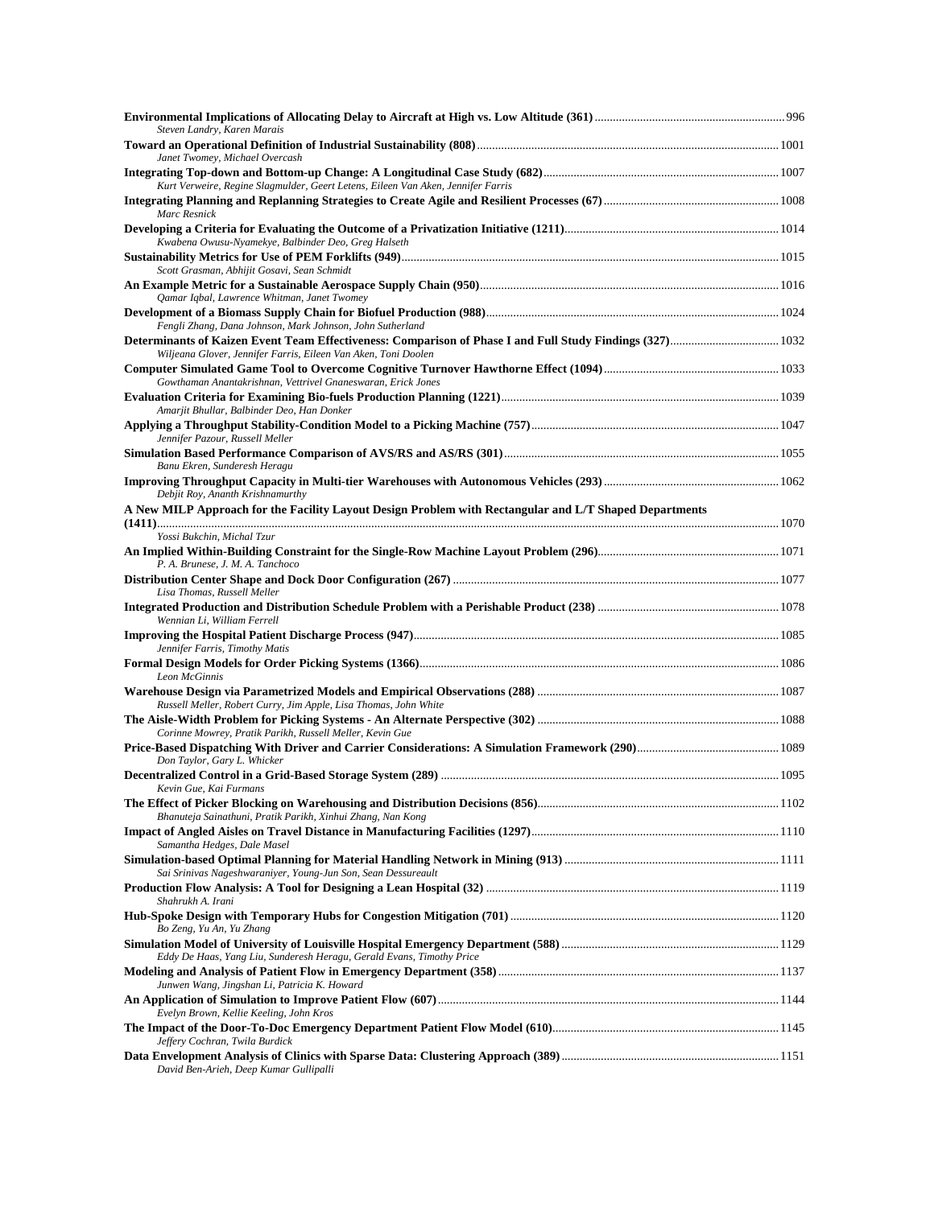**Environmental Implications of Allocating Delay to Aircraft at High vs. Low Altitude (361)** ........ 996
*Steven Landry, Karen Marais*

**Toward an Operational Definition of Industrial Sustainability (808)** ........ 1001
*Janet Twomey, Michael Overcash*

**Integrating Top-down and Bottom-up Change: A Longitudinal Case Study (682)** ........ 1007
*Kurt Verweire, Regine Slagmulder, Geert Letens, Eileen Van Aken, Jennifer Farris*

**Integrating Planning and Replanning Strategies to Create Agile and Resilient Processes (67)** ........ 1008
*Marc Resnick*

**Developing a Criteria for Evaluating the Outcome of a Privatization Initiative (1211)** ........ 1014
*Kwabena Owusu-Nyamekye, Balbinder Deo, Greg Halseth*

**Sustainability Metrics for Use of PEM Forklifts (949)** ........ 1015
*Scott Grasman, Abhijit Gosavi, Sean Schmidt*

**An Example Metric for a Sustainable Aerospace Supply Chain (950)** ........ 1016
*Qamar Iqbal, Lawrence Whitman, Janet Twomey*

**Development of a Biomass Supply Chain for Biofuel Production (988)** ........ 1024
*Fengli Zhang, Dana Johnson, Mark Johnson, John Sutherland*

**Determinants of Kaizen Event Team Effectiveness: Comparison of Phase I and Full Study Findings (327)** ........ 1032
*Wiljeana Glover, Jennifer Farris, Eileen Van Aken, Toni Doolen*

**Computer Simulated Game Tool to Overcome Cognitive Turnover Hawthorne Effect (1094)** ........ 1033
*Gowthaman Anantakrishnan, Vettrivel Gnaneswaran, Erick Jones*

**Evaluation Criteria for Examining Bio-fuels Production Planning (1221)** ........ 1039
*Amarjit Bhullar, Balbinder Deo, Han Donker*

**Applying a Throughput Stability-Condition Model to a Picking Machine (757)** ........ 1047
*Jennifer Pazour, Russell Meller*

**Simulation Based Performance Comparison of AVS/RS and AS/RS (301)** ........ 1055
*Banu Ekren, Sunderesh Heragu*

**Improving Throughput Capacity in Multi-tier Warehouses with Autonomous Vehicles (293)** ........ 1062
*Debjit Roy, Ananth Krishnamurthy*

**A New MILP Approach for the Facility Layout Design Problem with Rectangular and L/T Shaped Departments (1411)** ........ 1070
*Yossi Bukchin, Michal Tzur*

**An Implied Within-Building Constraint for the Single-Row Machine Layout Problem (296)** ........ 1071
*P. A. Brunese, J. M. A. Tanchoco*

**Distribution Center Shape and Dock Door Configuration (267)** ........ 1077
*Lisa Thomas, Russell Meller*

**Integrated Production and Distribution Schedule Problem with a Perishable Product (238)** ........ 1078
*Wennian Li, William Ferrell*

**Improving the Hospital Patient Discharge Process (947)** ........ 1085
*Jennifer Farris, Timothy Matis*

**Formal Design Models for Order Picking Systems (1366)** ........ 1086
*Leon McGinnis*

**Warehouse Design via Parametrized Models and Empirical Observations (288)** ........ 1087
*Russell Meller, Robert Curry, Jim Apple, Lisa Thomas, John White*

**The Aisle-Width Problem for Picking Systems - An Alternate Perspective (302)** ........ 1088
*Corinne Mowrey, Pratik Parikh, Russell Meller, Kevin Gue*

**Price-Based Dispatching With Driver and Carrier Considerations: A Simulation Framework (290)** ........ 1089
*Don Taylor, Gary L. Whicker*

**Decentralized Control in a Grid-Based Storage System (289)** ........ 1095
*Kevin Gue, Kai Furmans*

**The Effect of Picker Blocking on Warehousing and Distribution Decisions (856)** ........ 1102
*Bhanuteja Sainathuni, Pratik Parikh, Xinhui Zhang, Nan Kong*

**Impact of Angled Aisles on Travel Distance in Manufacturing Facilities (1297)** ........ 1110
*Samantha Hedges, Dale Masel*

**Simulation-based Optimal Planning for Material Handling Network in Mining (913)** ........ 1111
*Sai Srinivas Nageshwaraniyer, Young-Jun Son, Sean Dessureault*

**Production Flow Analysis: A Tool for Designing a Lean Hospital (32)** ........ 1119
*Shahrukh A. Irani*

**Hub-Spoke Design with Temporary Hubs for Congestion Mitigation (701)** ........ 1120
*Bo Zeng, Yu An, Yu Zhang*

**Simulation Model of University of Louisville Hospital Emergency Department (588)** ........ 1129
*Eddy De Haas, Yang Liu, Sunderesh Heragu, Gerald Evans, Timothy Price*

**Modeling and Analysis of Patient Flow in Emergency Department (358)** ........ 1137
*Junwen Wang, Jingshan Li, Patricia K. Howard*

**An Application of Simulation to Improve Patient Flow (607)** ........ 1144
*Evelyn Brown, Kellie Keeling, John Kros*

**The Impact of the Door-To-Doc Emergency Department Patient Flow Model (610)** ........ 1145
*Jeffery Cochran, Twila Burdick*

**Data Envelopment Analysis of Clinics with Sparse Data: Clustering Approach (389)** ........ 1151
*David Ben-Arieh, Deep Kumar Gullipalli*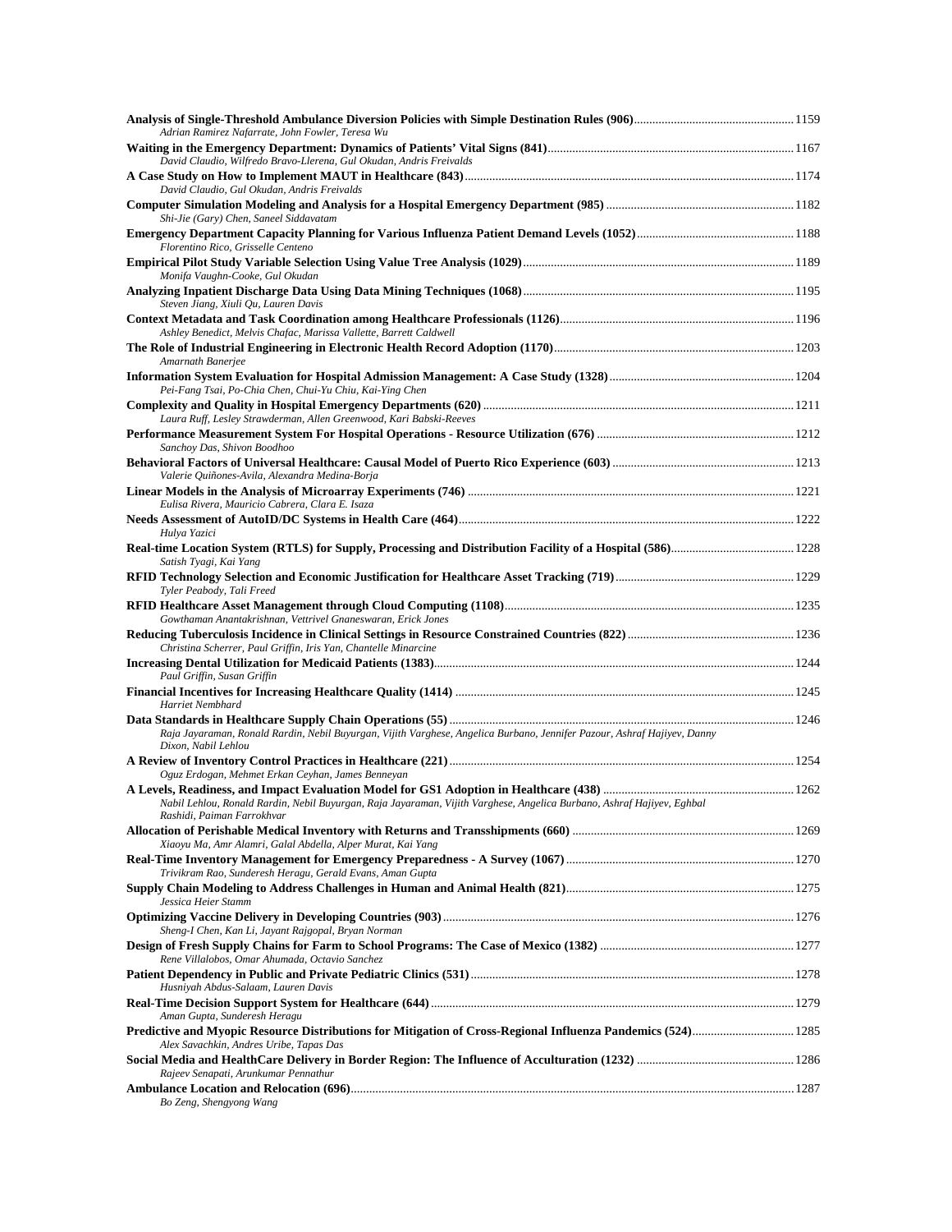**Analysis of Single-Threshold Ambulance Diversion Policies with Simple Destination Rules (906)** ........ 1159
*Adrian Ramirez Nafarrate, John Fowler, Teresa Wu*

**Waiting in the Emergency Department: Dynamics of Patients' Vital Signs (841)** ........ 1167
*David Claudio, Wilfredo Bravo-Llerena, Gul Okudan, Andris Freivalds*

**A Case Study on How to Implement MAUT in Healthcare (843)** ........ 1174
*David Claudio, Gul Okudan, Andris Freivalds*

**Computer Simulation Modeling and Analysis for a Hospital Emergency Department (985)** ........ 1182
*Shi-Jie (Gary) Chen, Saneel Siddavatam*

**Emergency Department Capacity Planning for Various Influenza Patient Demand Levels (1052)** ........ 1188
*Florentino Rico, Grisselle Centeno*

**Empirical Pilot Study Variable Selection Using Value Tree Analysis (1029)** ........ 1189
*Monifa Vaughn-Cooke, Gul Okudan*

**Analyzing Inpatient Discharge Data Using Data Mining Techniques (1068)** ........ 1195
*Steven Jiang, Xiuli Qu, Lauren Davis*

**Context Metadata and Task Coordination among Healthcare Professionals (1126)** ........ 1196
*Ashley Benedict, Melvis Chafac, Marissa Vallette, Barrett Caldwell*

**The Role of Industrial Engineering in Electronic Health Record Adoption (1170)** ........ 1203
*Amarnath Banerjee*

**Information System Evaluation for Hospital Admission Management: A Case Study (1328)** ........ 1204
*Pei-Fang Tsai, Po-Chia Chen, Chui-Yu Chiu, Kai-Ying Chen*

**Complexity and Quality in Hospital Emergency Departments (620)** ........ 1211
*Laura Ruff, Lesley Strawderman, Allen Greenwood, Kari Babski-Reeves*

**Performance Measurement System For Hospital Operations - Resource Utilization (676)** ........ 1212
*Sanchoy Das, Shivon Boodhoo*

**Behavioral Factors of Universal Healthcare: Causal Model of Puerto Rico Experience (603)** ........ 1213
*Valerie Quiñones-Avila, Alexandra Medina-Borja*

**Linear Models in the Analysis of Microarray Experiments (746)** ........ 1221
*Eulisa Rivera, Mauricio Cabrera, Clara E. Isaza*

**Needs Assessment of AutoID/DC Systems in Health Care (464)** ........ 1222
*Hulya Yazici*

**Real-time Location System (RTLS) for Supply, Processing and Distribution Facility of a Hospital (586)** ........ 1228
*Satish Tyagi, Kai Yang*

**RFID Technology Selection and Economic Justification for Healthcare Asset Tracking (719)** ........ 1229
*Tyler Peabody, Tali Freed*

**RFID Healthcare Asset Management through Cloud Computing (1108)** ........ 1235
*Gowthaman Anantakrishnan, Vettrivel Gnaneswaran, Erick Jones*

**Reducing Tuberculosis Incidence in Clinical Settings in Resource Constrained Countries (822)** ........ 1236
*Christina Scherrer, Paul Griffin, Iris Yan, Chantelle Minarcine*

**Increasing Dental Utilization for Medicaid Patients (1383)** ........ 1244
*Paul Griffin, Susan Griffin*

**Financial Incentives for Increasing Healthcare Quality (1414)** ........ 1245
*Harriet Nembhard*

**Data Standards in Healthcare Supply Chain Operations (55)** ........ 1246
*Raja Jayaraman, Ronald Rardin, Nebil Buyurgan, Vijith Varghese, Angelica Burbano, Jennifer Pazour, Ashraf Hajiyev, Danny Dixon, Nabil Lehlou*

**A Review of Inventory Control Practices in Healthcare (221)** ........ 1254
*Oguz Erdogan, Mehmet Erkan Ceyhan, James Benneyan*

**A Levels, Readiness, and Impact Evaluation Model for GS1 Adoption in Healthcare (438)** ........ 1262
*Nabil Lehlou, Ronald Rardin, Nebil Buyurgan, Raja Jayaraman, Vijith Varghese, Angelica Burbano, Ashraf Hajiyev, Eghbal Rashidi, Paiman Farrokhvar*

**Allocation of Perishable Medical Inventory with Returns and Transshipments (660)** ........ 1269
*Xiaoyu Ma, Amr Alamri, Galal Abdella, Alper Murat, Kai Yang*

**Real-Time Inventory Management for Emergency Preparedness - A Survey (1067)** ........ 1270
*Trivikram Rao, Sunderesh Heragu, Gerald Evans, Aman Gupta*

**Supply Chain Modeling to Address Challenges in Human and Animal Health (821)** ........ 1275
*Jessica Heier Stamm*

**Optimizing Vaccine Delivery in Developing Countries (903)** ........ 1276
*Sheng-I Chen, Kan Li, Jayant Rajgopal, Bryan Norman*

**Design of Fresh Supply Chains for Farm to School Programs: The Case of Mexico (1382)** ........ 1277
*Rene Villalobos, Omar Ahumada, Octavio Sanchez*

**Patient Dependency in Public and Private Pediatric Clinics (531)** ........ 1278
*Husniyah Abdus-Salaam, Lauren Davis*

**Real-Time Decision Support System for Healthcare (644)** ........ 1279
*Aman Gupta, Sunderesh Heragu*

**Predictive and Myopic Resource Distributions for Mitigation of Cross-Regional Influenza Pandemics (524)** ........ 1285
*Alex Savachkin, Andres Uribe, Tapas Das*

**Social Media and HealthCare Delivery in Border Region: The Influence of Acculturation (1232)** ........ 1286
*Rajeev Senapati, Arunkumar Pennathur*

**Ambulance Location and Relocation (696)** ........ 1287
*Bo Zeng, Shengyong Wang*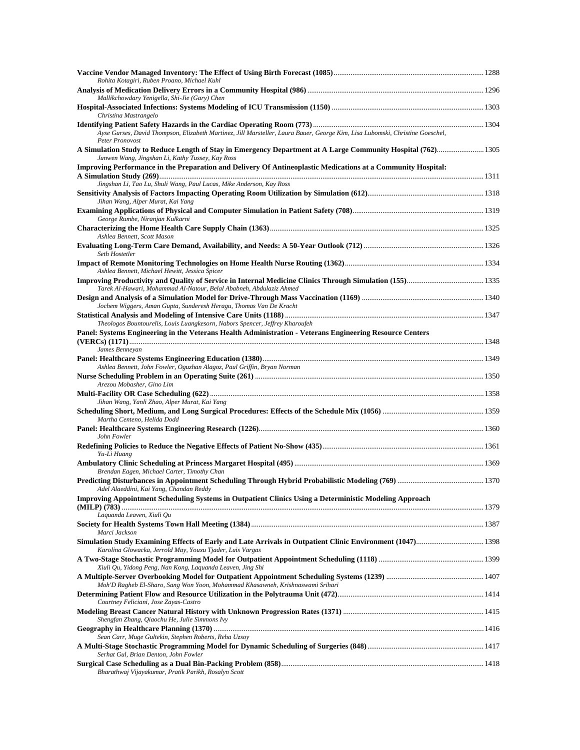**Vaccine Vendor Managed Inventory: The Effect of Using Birth Forecast (1085)** ....... 1288
*Rohita Kotagiri, Ruben Proano, Michael Kuhl*

**Analysis of Medication Delivery Errors in a Community Hospital (986)** ....... 1296
*Mallikchowdary Yenigella, Shi-Jie (Gary) Chen*

**Hospital-Associated Infections: Systems Modeling of ICU Transmission (1150)** ....... 1303
*Christina Mastrangelo*

**Identifying Patient Safety Hazards in the Cardiac Operating Room (773)** ....... 1304
*Ayse Gurses, David Thompson, Elizabeth Martinez, Jill Marsteller, Laura Bauer, George Kim, Lisa Lubomski, Christine Goeschel, Peter Pronovost*

**A Simulation Study to Reduce Length of Stay in Emergency Department at A Large Community Hospital (762)** ....... 1305
*Junwen Wang, Jingshan Li, Kathy Tussey, Kay Ross*

**Improving Performance in the Preparation and Delivery Of Antineoplastic Medications at a Community Hospital: A Simulation Study (269)** ....... 1311
*Jingshan Li, Tao Lu, Shuli Wang, Paul Lucas, Mike Anderson, Kay Ross*

**Sensitivity Analysis of Factors Impacting Operating Room Utilization by Simulation (612)** ....... 1318
*Jihan Wang, Alper Murat, Kai Yang*

**Examining Applications of Physical and Computer Simulation in Patient Safety (708)** ....... 1319
*George Rumbe, Niranjan Kulkarni*

**Characterizing the Home Health Care Supply Chain (1363)** ....... 1325
*Ashlea Bennett, Scott Mason*

**Evaluating Long-Term Care Demand, Availability, and Needs: A 50-Year Outlook (712)** ....... 1326
*Seth Hostetler*

**Impact of Remote Monitoring Technologies on Home Health Nurse Routing (1362)** ....... 1334
*Ashlea Bennett, Michael Hewitt, Jessica Spicer*

**Improving Productivity and Quality of Service in Internal Medicine Clinics Through Simulation (155)** ....... 1335
*Tarek Al-Hawari, Mohammad Al-Natour, Belal Ababneh, Abdulaziz Ahmed*

**Design and Analysis of a Simulation Model for Drive-Through Mass Vaccination (1169)** ....... 1340
*Jochem Wiggers, Aman Gupta, Sunderesh Heragu, Thomas Van De Kracht*

**Statistical Analysis and Modeling of Intensive Care Units (1188)** ....... 1347
*Theologos Bountourelis, Louis Luangkesorn, Nabors Spencer, Jeffrey Kharoufeh*

**Panel: Systems Engineering in the Veterans Health Administration - Veterans Engineering Resource Centers (VERCs) (1171)** ....... 1348
*James Benneyan*

**Panel: Healthcare Systems Engineering Education (1380)** ....... 1349
*Ashlea Bennett, John Fowler, Oguzhan Alagoz, Paul Griffin, Bryan Norman*

**Nurse Scheduling Problem in an Operating Suite (261)** ....... 1350
*Arezou Mobasher, Gino Lim*

**Multi-Facility OR Case Scheduling (622)** ....... 1358
*Jihan Wang, Yanli Zhao, Alper Murat, Kai Yang*

**Scheduling Short, Medium, and Long Surgical Procedures: Effects of the Schedule Mix (1056)** ....... 1359
*Martha Centeno, Helida Dodd*

**Panel: Healthcare Systems Engineering Research (1226)** ....... 1360
*John Fowler*

**Redefining Policies to Reduce the Negative Effects of Patient No-Show (435)** ....... 1361
*Yu-Li Huang*

**Ambulatory Clinic Scheduling at Princess Margaret Hospital (495)** ....... 1369
*Brendan Eagen, Michael Carter, Timothy Chan*

**Predicting Disturbances in Appointment Scheduling Through Hybrid Probabilistic Modeling (769)** ....... 1370
*Adel Alaeddini, Kai Yang, Chandan Reddy*

**Improving Appointment Scheduling Systems in Outpatient Clinics Using a Deterministic Modeling Approach (MILP) (783)** ....... 1379
*Laquanda Leaven, Xiuli Qu*

**Society for Health Systems Town Hall Meeting (1384)** ....... 1387
*Marci Jackson*

**Simulation Study Examining Effects of Early and Late Arrivals in Outpatient Clinic Environment (1047)** ....... 1398
*Karolina Glowacka, Jerrold May, Youxu Tjader, Luis Vargas*

**A Two-Stage Stochastic Programming Model for Outpatient Appointment Scheduling (1118)** ....... 1399
*Xiuli Qu, Yidong Peng, Nan Kong, Laquanda Leaven, Jing Shi*

**A Multiple-Server Overbooking Model for Outpatient Appointment Scheduling Systems (1239)** ....... 1407
*Moh'D Ragheb El-Sharo, Sang Won Yoon, Mohammad Khasawneh, Krishnaswami Srihari*

**Determining Patient Flow and Resource Utilization in the Polytrauma Unit (472)** ....... 1414
*Courtney Feliciani, Jose Zayas-Castro*

**Modeling Breast Cancer Natural History with Unknown Progression Rates (1371)** ....... 1415
*Shengfan Zhang, Qiaochu He, Julie Simmons Ivy*

**Geography in Healthcare Planning (1370)** ....... 1416
*Sean Carr, Muge Gultekin, Stephen Roberts, Reha Uzsoy*

**A Multi-Stage Stochastic Programming Model for Dynamic Scheduling of Surgeries (848)** ....... 1417
*Serhat Gul, Brian Denton, John Fowler*

**Surgical Case Scheduling as a Dual Bin-Packing Problem (858)** ....... 1418
*Bharathwaj Vijayakumar, Pratik Parikh, Rosalyn Scott*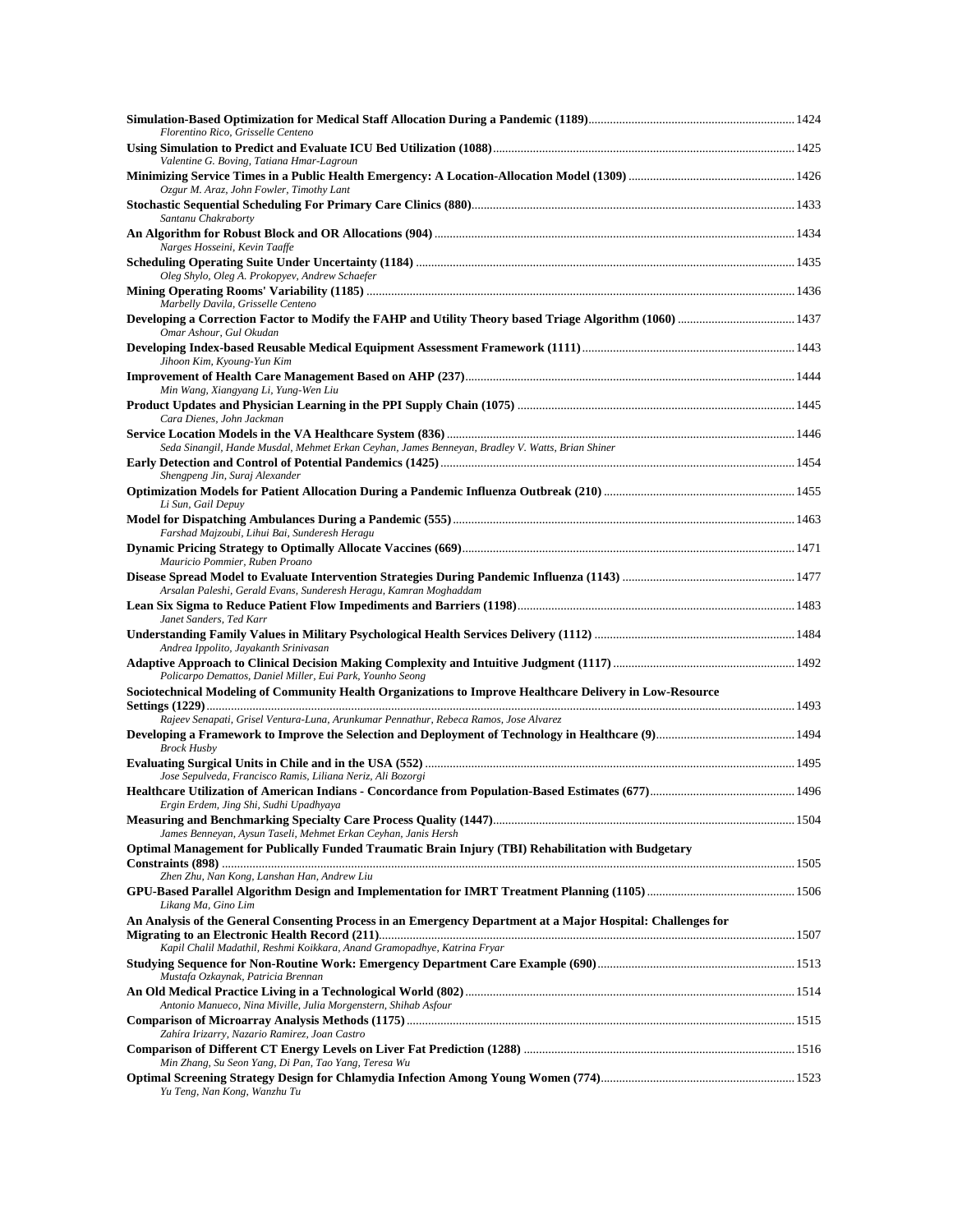**Simulation-Based Optimization for Medical Staff Allocation During a Pandemic (1189)**.................................................................. 1424
*Florentino Rico, Grisselle Centeno*

**Using Simulation to Predict and Evaluate ICU Bed Utilization (1088)**.................................................................................................. 1425
*Valentine G. Boving, Tatiana Hmar-Lagroun*

**Minimizing Service Times in a Public Health Emergency: A Location-Allocation Model (1309)** ...................................................... 1426
*Ozgur M. Araz, John Fowler, Timothy Lant*

**Stochastic Sequential Scheduling For Primary Care Clinics (880)**......................................................................................................... 1433
*Santanu Chakraborty*

**An Algorithm for Robust Block and OR Allocations (904)** ..................................................................................................................... 1434
*Narges Hosseini, Kevin Taaffe*

**Scheduling Operating Suite Under Uncertainty (1184)** .......................................................................................................................... 1435
*Oleg Shylo, Oleg A. Prokopyev, Andrew Schaefer*

**Mining Operating Rooms' Variability (1185)** .......................................................................................................................................... 1436
*Marbelly Davila, Grisselle Centeno*

**Developing a Correction Factor to Modify the FAHP and Utility Theory based Triage Algorithm (1060)** ...................................... 1437
*Omar Ashour, Gul Okudan*

**Developing Index-based Reusable Medical Equipment Assessment Framework (1111)** ..................................................................... 1443
*Jihoon Kim, Kyoung-Yun Kim*

**Improvement of Health Care Management Based on AHP (237)**........................................................................................................... 1444
*Min Wang, Xiangyang Li, Yung-Wen Liu*

**Product Updates and Physician Learning in the PPI Supply Chain (1075)** .......................................................................................... 1445
*Cara Dienes, John Jackman*

**Service Location Models in the VA Healthcare System (836)** ................................................................................................................ 1446
*Seda Sinangil, Hande Musdal, Mehmet Erkan Ceyhan, James Benneyan, Bradley V. Watts, Brian Shiner*

**Early Detection and Control of Potential Pandemics (1425)** .................................................................................................................. 1454
*Shengpeng Jin, Suraj Alexander*

**Optimization Models for Patient Allocation During a Pandemic Influenza Outbreak (210)** ............................................................... 1455
*Li Sun, Gail Depuy*

**Model for Dispatching Ambulances During a Pandemic (555)** .............................................................................................................. 1463
*Farshad Majzoubi, Lihui Bai, Sunderesh Heragu*

**Dynamic Pricing Strategy to Optimally Allocate Vaccines (669)**............................................................................................................ 1471
*Mauricio Pommier, Ruben Proano*

**Disease Spread Model to Evaluate Intervention Strategies During Pandemic Influenza (1143)** ........................................................ 1477
*Arsalan Paleshi, Gerald Evans, Sunderesh Heragu, Kamran Moghaddam*

**Lean Six Sigma to Reduce Patient Flow Impediments and Barriers (1198)**.......................................................................................... 1483
*Janet Sanders, Ted Karr*

**Understanding Family Values in Military Psychological Health Services Delivery (1112)** ................................................................. 1484
*Andrea Ippolito, Jayakanth Srinivasan*

**Adaptive Approach to Clinical Decision Making Complexity and Intuitive Judgment (1117)** ........................................................... 1492
*Policarpo Demattos, Daniel Miller, Eui Park, Younho Seong*

**Sociotechnical Modeling of Community Health Organizations to Improve Healthcare Delivery in Low-Resource Settings (1229)**.................................................................................................................................................................................... 1493
*Rajeev Senapati, Grisel Ventura-Luna, Arunkumar Pennathur, Rebeca Ramos, Jose Alvarez*

**Developing a Framework to Improve the Selection and Deployment of Technology in Healthcare (9)**............................................. 1494
*Brock Husby*

**Evaluating Surgical Units in Chile and in the USA (552)** ....................................................................................................................... 1495
*Jose Sepulveda, Francisco Ramis, Liliana Neriz, Ali Bozorgi*

**Healthcare Utilization of American Indians - Concordance from Population-Based Estimates (677)**............................................... 1496
*Ergin Erdem, Jing Shi, Sudhi Upadhyaya*

**Measuring and Benchmarking Specialty Care Process Quality (1447)**.................................................................................................. 1504
*James Benneyan, Aysun Taseli, Mehmet Erkan Ceyhan, Janis Hersh*

**Optimal Management for Publically Funded Traumatic Brain Injury (TBI) Rehabilitation with Budgetary Constraints (898)** ........................................................................................................................................................................................ 1505
*Zhen Zhu, Nan Kong, Lanshan Han, Andrew Liu*

**GPU-Based Parallel Algorithm Design and Implementation for IMRT Treatment Planning (1105)** ................................................. 1506
*Likang Ma, Gino Lim*

**An Analysis of the General Consenting Process in an Emergency Department at a Major Hospital: Challenges for Migrating to an Electronic Health Record (211)**...................................................................................................................................... 1507
*Kapil Chalil Madathil, Reshmi Koikkara, Anand Gramopadhye, Katrina Fryar*

**Studying Sequence for Non-Routine Work: Emergency Department Case Example (690)**................................................................ 1513
*Mustafa Ozkaynak, Patricia Brennan*

**An Old Medical Practice Living in a Technological World (802)**........................................................................................................... 1514
*Antonio Manueco, Nina Miville, Julia Morgenstern, Shihab Asfour*

**Comparison of Microarray Analysis Methods (1175)**............................................................................................................................. 1515
*Zahira Irizarry, Nazario Ramirez, Joan Castro*

**Comparison of Different CT Energy Levels on Liver Fat Prediction (1288)** ........................................................................................ 1516
*Min Zhang, Su Seon Yang, Di Pan, Tao Yang, Teresa Wu*

**Optimal Screening Strategy Design for Chlamydia Infection Among Young Women (774)**............................................................... 1523
*Yu Teng, Nan Kong, Wanzhu Tu*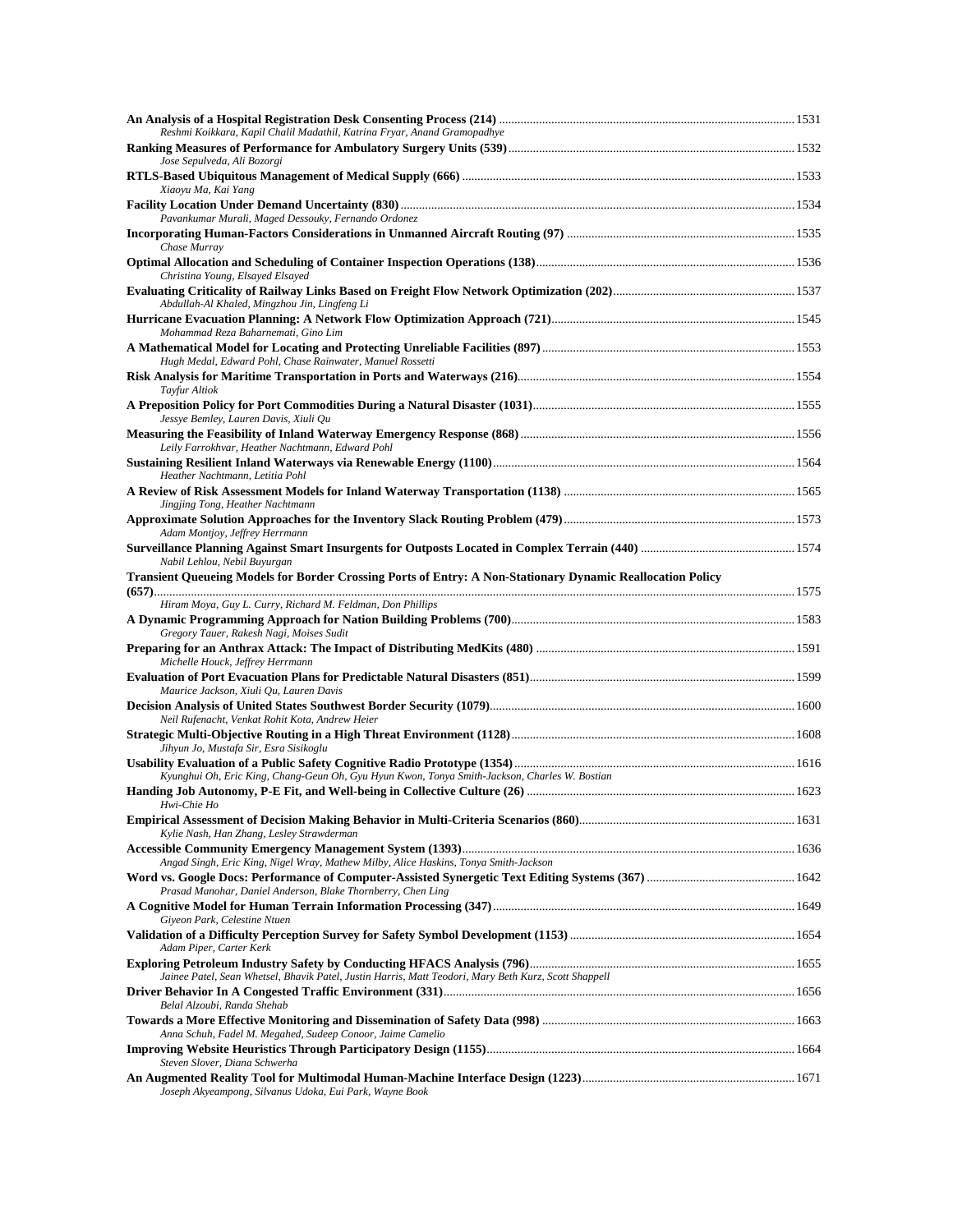**An Analysis of a Hospital Registration Desk Consenting Process (214)** ............ 1531
*Reshmi Koikkara, Kapil Chalil Madathil, Katrina Fryar, Anand Gramopadhye*

**Ranking Measures of Performance for Ambulatory Surgery Units (539)** ............ 1532
*Jose Sepulveda, Ali Bozorgi*

**RTLS-Based Ubiquitous Management of Medical Supply (666)** ............ 1533
*Xiaoyu Ma, Kai Yang*

**Facility Location Under Demand Uncertainty (830)** ............ 1534
*Pavankumar Murali, Maged Dessouky, Fernando Ordonez*

**Incorporating Human-Factors Considerations in Unmanned Aircraft Routing (97)** ............ 1535
*Chase Murray*

**Optimal Allocation and Scheduling of Container Inspection Operations (138)** ............ 1536
*Christina Young, Elsayed Elsayed*

**Evaluating Criticality of Railway Links Based on Freight Flow Network Optimization (202)** ............ 1537
*Abdullah-Al Khaled, Mingzhou Jin, Lingfeng Li*

**Hurricane Evacuation Planning: A Network Flow Optimization Approach (721)** ............ 1545
*Mohammad Reza Baharnemati, Gino Lim*

**A Mathematical Model for Locating and Protecting Unreliable Facilities (897)** ............ 1553
*Hugh Medal, Edward Pohl, Chase Rainwater, Manuel Rossetti*

**Risk Analysis for Maritime Transportation in Ports and Waterways (216)** ............ 1554
*Tayfur Altiok*

**A Preposition Policy for Port Commodities During a Natural Disaster (1031)** ............ 1555
*Jessye Bemley, Lauren Davis, Xiuli Qu*

**Measuring the Feasibility of Inland Waterway Emergency Response (868)** ............ 1556
*Leily Farrokhvar, Heather Nachtmann, Edward Pohl*

**Sustaining Resilient Inland Waterways via Renewable Energy (1100)** ............ 1564
*Heather Nachtmann, Letitia Pohl*

**A Review of Risk Assessment Models for Inland Waterway Transportation (1138)** ............ 1565
*Jingjing Tong, Heather Nachtmann*

**Approximate Solution Approaches for the Inventory Slack Routing Problem (479)** ............ 1573
*Adam Montjoy, Jeffrey Herrmann*

**Surveillance Planning Against Smart Insurgents for Outposts Located in Complex Terrain (440)** ............ 1574
*Nabil Lehlou, Nebil Buyurgan*

**Transient Queueing Models for Border Crossing Ports of Entry: A Non-Stationary Dynamic Reallocation Policy (657)** ............ 1575
*Hiram Moya, Guy L. Curry, Richard M. Feldman, Don Phillips*

**A Dynamic Programming Approach for Nation Building Problems (700)** ............ 1583
*Gregory Tauer, Rakesh Nagi, Moises Sudit*

**Preparing for an Anthrax Attack: The Impact of Distributing MedKits (480)** ............ 1591
*Michelle Houck, Jeffrey Herrmann*

**Evaluation of Port Evacuation Plans for Predictable Natural Disasters (851)** ............ 1599
*Maurice Jackson, Xiuli Qu, Lauren Davis*

**Decision Analysis of United States Southwest Border Security (1079)** ............ 1600
*Neil Rufenacht, Venkat Rohit Kota, Andrew Heier*

**Strategic Multi-Objective Routing in a High Threat Environment (1128)** ............ 1608
*Jihyun Jo, Mustafa Sir, Esra Sisikoglu*

**Usability Evaluation of a Public Safety Cognitive Radio Prototype (1354)** ............ 1616
*Kyunghui Oh, Eric King, Chang-Geun Oh, Gyu Hyun Kwon, Tonya Smith-Jackson, Charles W. Bostian*

**Handing Job Autonomy, P-E Fit, and Well-being in Collective Culture (26)** ............ 1623
*Hwi-Chie Ho*

**Empirical Assessment of Decision Making Behavior in Multi-Criteria Scenarios (860)** ............ 1631
*Kylie Nash, Han Zhang, Lesley Strawderman*

**Accessible Community Emergency Management System (1393)** ............ 1636
*Angad Singh, Eric King, Nigel Wray, Mathew Milby, Alice Haskins, Tonya Smith-Jackson*

**Word vs. Google Docs: Performance of Computer-Assisted Synergetic Text Editing Systems (367)** ............ 1642
*Prasad Manohar, Daniel Anderson, Blake Thornberry, Chen Ling*

**A Cognitive Model for Human Terrain Information Processing (347)** ............ 1649
*Giyeon Park, Celestine Ntuen*

**Validation of a Difficulty Perception Survey for Safety Symbol Development (1153)** ............ 1654
*Adam Piper, Carter Kerk*

**Exploring Petroleum Industry Safety by Conducting HFACS Analysis (796)** ............ 1655
*Jainee Patel, Sean Whetsel, Bhavik Patel, Justin Harris, Matt Teodori, Mary Beth Kurz, Scott Shappell*

**Driver Behavior In A Congested Traffic Environment (331)** ............ 1656
*Belal Alzoubi, Randa Shehab*

**Towards a More Effective Monitoring and Dissemination of Safety Data (998)** ............ 1663
*Anna Schuh, Fadel M. Megahed, Sudeep Conoor, Jaime Camelio*

**Improving Website Heuristics Through Participatory Design (1155)** ............ 1664
*Steven Slover, Diana Schwerha*

**An Augmented Reality Tool for Multimodal Human-Machine Interface Design (1223)** ............ 1671
*Joseph Akyeampong, Silvanus Udoka, Eui Park, Wayne Book*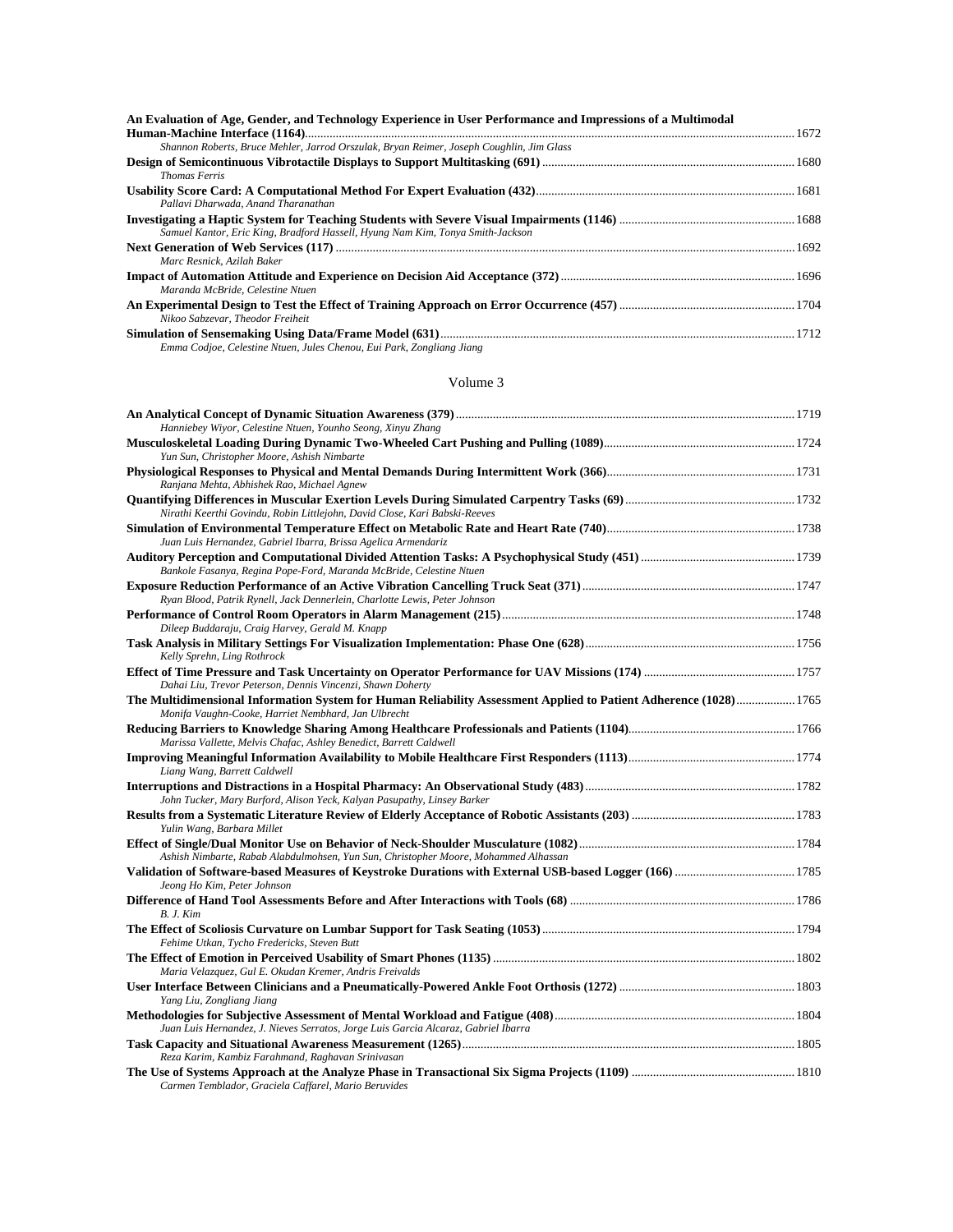**An Evaluation of Age, Gender, and Technology Experience in User Performance and Impressions of a Multimodal Human-Machine Interface (1164)** ........ 1672
*Shannon Roberts, Bruce Mehler, Jarrod Orszulak, Bryan Reimer, Joseph Coughlin, Jim Glass*

**Design of Semicontinuous Vibrotactile Displays to Support Multitasking (691)** ........ 1680
*Thomas Ferris*

**Usability Score Card: A Computational Method For Expert Evaluation (432)** ........ 1681
*Pallavi Dharwada, Anand Tharanathan*

**Investigating a Haptic System for Teaching Students with Severe Visual Impairments (1146)** ........ 1688
*Samuel Kantor, Eric King, Bradford Hassell, Hyung Nam Kim, Tonya Smith-Jackson*

**Next Generation of Web Services (117)** ........ 1692
*Marc Resnick, Azilah Baker*

**Impact of Automation Attitude and Experience on Decision Aid Acceptance (372)** ........ 1696
*Maranda McBride, Celestine Ntuen*

**An Experimental Design to Test the Effect of Training Approach on Error Occurrence (457)** ........ 1704
*Nikoo Sabzevar, Theodor Freiheit*

**Simulation of Sensemaking Using Data/Frame Model (631)** ........ 1712
*Emma Codjoe, Celestine Ntuen, Jules Chenou, Eui Park, Zongliang Jiang*

## Volume 3

**An Analytical Concept of Dynamic Situation Awareness (379)** ........ 1719
*Hanniebey Wiyor, Celestine Ntuen, Younho Seong, Xinyu Zhang*

**Musculoskeletal Loading During Dynamic Two-Wheeled Cart Pushing and Pulling (1089)** ........ 1724
*Yun Sun, Christopher Moore, Ashish Nimbarte*

**Physiological Responses to Physical and Mental Demands During Intermittent Work (366)** ........ 1731
*Ranjana Mehta, Abhishek Rao, Michael Agnew*

**Quantifying Differences in Muscular Exertion Levels During Simulated Carpentry Tasks (69)** ........ 1732
*Nirathi Keerthi Govindu, Robin Littlejohn, David Close, Kari Babski-Reeves*

**Simulation of Environmental Temperature Effect on Metabolic Rate and Heart Rate (740)** ........ 1738
*Juan Luis Hernandez, Gabriel Ibarra, Brissa Agelica Armendariz*

**Auditory Perception and Computational Divided Attention Tasks: A Psychophysical Study (451)** ........ 1739
*Bankole Fasanya, Regina Pope-Ford, Maranda McBride, Celestine Ntuen*

**Exposure Reduction Performance of an Active Vibration Cancelling Truck Seat (371)** ........ 1747
*Ryan Blood, Patrik Rynell, Jack Dennerlein, Charlotte Lewis, Peter Johnson*

**Performance of Control Room Operators in Alarm Management (215)** ........ 1748
*Dileep Buddaraju, Craig Harvey, Gerald M. Knapp*

**Task Analysis in Military Settings For Visualization Implementation: Phase One (628)** ........ 1756
*Kelly Sprehn, Ling Rothrock*

**Effect of Time Pressure and Task Uncertainty on Operator Performance for UAV Missions (174)** ........ 1757
*Dahai Liu, Trevor Peterson, Dennis Vincenzi, Shawn Doherty*

**The Multidimensional Information System for Human Reliability Assessment Applied to Patient Adherence (1028)** ........ 1765
*Monifa Vaughn-Cooke, Harriet Nembhard, Jan Ulbrecht*

**Reducing Barriers to Knowledge Sharing Among Healthcare Professionals and Patients (1104)** ........ 1766
*Marissa Vallette, Melvis Chafac, Ashley Benedict, Barrett Caldwell*

**Improving Meaningful Information Availability to Mobile Healthcare First Responders (1113)** ........ 1774
*Liang Wang, Barrett Caldwell*

**Interruptions and Distractions in a Hospital Pharmacy: An Observational Study (483)** ........ 1782
*John Tucker, Mary Burford, Alison Yeck, Kalyan Pasupathy, Linsey Barker*

**Results from a Systematic Literature Review of Elderly Acceptance of Robotic Assistants (203)** ........ 1783
*Yulin Wang, Barbara Millet*

**Effect of Single/Dual Monitor Use on Behavior of Neck-Shoulder Musculature (1082)** ........ 1784
*Ashish Nimbarte, Rabab Alabdulmohsen, Yun Sun, Christopher Moore, Mohammed Alhassan*

**Validation of Software-based Measures of Keystroke Durations with External USB-based Logger (166)** ........ 1785
*Jeong Ho Kim, Peter Johnson*

**Difference of Hand Tool Assessments Before and After Interactions with Tools (68)** ........ 1786
*B. J. Kim*

**The Effect of Scoliosis Curvature on Lumbar Support for Task Seating (1053)** ........ 1794
*Fehime Utkan, Tycho Fredericks, Steven Butt*

**The Effect of Emotion in Perceived Usability of Smart Phones (1135)** ........ 1802
*Maria Velazquez, Gul E. Okudan Kremer, Andris Freivalds*

**User Interface Between Clinicians and a Pneumatically-Powered Ankle Foot Orthosis (1272)** ........ 1803
*Yang Liu, Zongliang Jiang*

**Methodologies for Subjective Assessment of Mental Workload and Fatigue (408)** ........ 1804
*Juan Luis Hernandez, J. Nieves Serratos, Jorge Luis Garcia Alcaraz, Gabriel Ibarra*

**Task Capacity and Situational Awareness Measurement (1265)** ........ 1805
*Reza Karim, Kambiz Farahmand, Raghavan Srinivasan*

**The Use of Systems Approach at the Analyze Phase in Transactional Six Sigma Projects (1109)** ........ 1810
*Carmen Temblador, Graciela Caffarel, Mario Beruvides*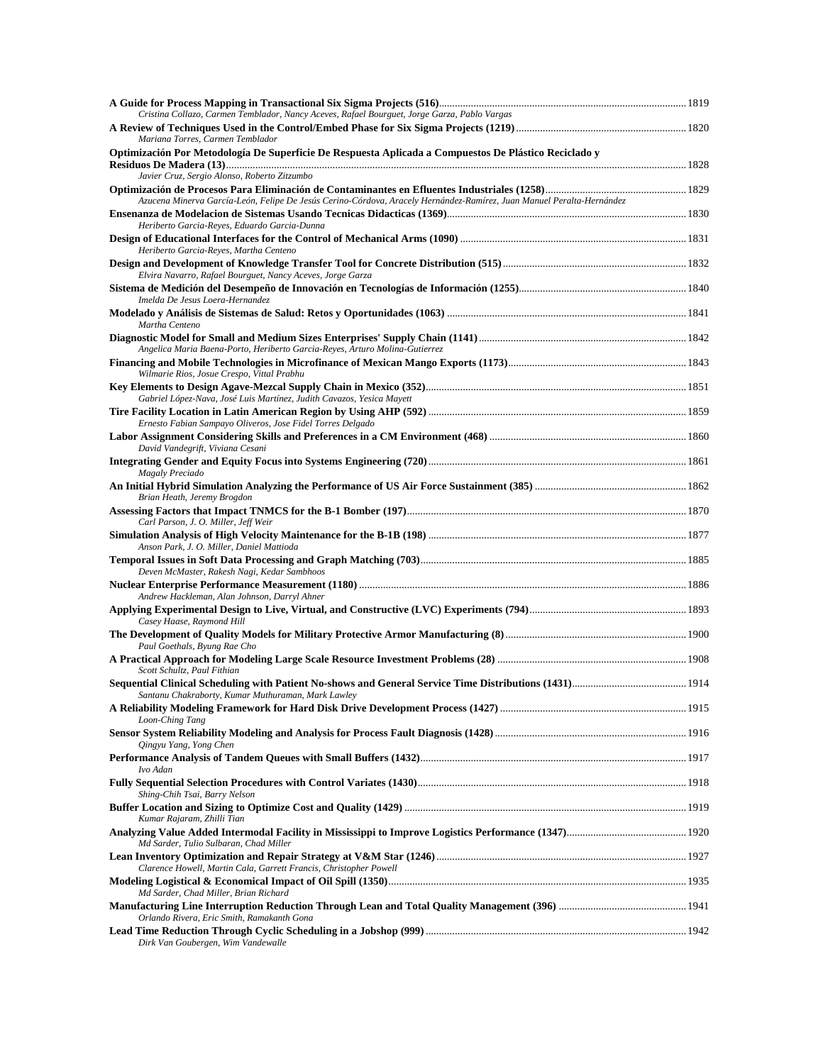**A Guide for Process Mapping in Transactional Six Sigma Projects (516)**............ 1819
*Cristina Collazo, Carmen Temblador, Nancy Aceves, Rafael Bourguet, Jorge Garza, Pablo Vargas*

**A Review of Techniques Used in the Control/Embed Phase for Six Sigma Projects (1219)**............ 1820
*Mariana Torres, Carmen Temblador*

**Optimización Por Metodología De Superficie De Respuesta Aplicada a Compuestos De Plástico Reciclado y Residuos De Madera (13)**............ 1828
*Javier Cruz, Sergio Alonso, Roberto Zitzumbo*

**Optimización de Procesos Para Eliminación de Contaminantes en Efluentes Industriales (1258)**............ 1829
*Azucena Minerva García-León, Felipe De Jesús Cerino-Córdova, Aracely Hernández-Ramírez, Juan Manuel Peralta-Hernández*

**Ensenanza de Modelacion de Sistemas Usando Tecnicas Didacticas (1369)**............ 1830
*Heriberto Garcia-Reyes, Eduardo Garcia-Dunna*

**Design of Educational Interfaces for the Control of Mechanical Arms (1090)**............ 1831
*Heriberto Garcia-Reyes, Martha Centeno*

**Design and Development of Knowledge Transfer Tool for Concrete Distribution (515)**............ 1832
*Elvira Navarro, Rafael Bourguet, Nancy Aceves, Jorge Garza*

**Sistema de Medición del Desempeño de Innovación en Tecnologías de Información (1255)**............ 1840
*Imelda De Jesus Loera-Hernandez*

**Modelado y Análisis de Sistemas de Salud: Retos y Oportunidades (1063)**............ 1841
*Martha Centeno*

**Diagnostic Model for Small and Medium Sizes Enterprises' Supply Chain (1141)**............ 1842
*Angelica Maria Baena-Porto, Heriberto Garcia-Reyes, Arturo Molina-Gutierrez*

**Financing and Mobile Technologies in Microfinance of Mexican Mango Exports (1173)**............ 1843
*Wilmarie Rios, Josue Crespo, Vittal Prabhu*

**Key Elements to Design Agave-Mezcal Supply Chain in Mexico (352)**............ 1851
*Gabriel López-Nava, José Luis Martínez, Judith Cavazos, Yesica Mayett*

**Tire Facility Location in Latin American Region by Using AHP (592)**............ 1859
*Ernesto Fabian Sampayo Oliveros, Jose Fidel Torres Delgado*

**Labor Assignment Considering Skills and Preferences in a CM Environment (468)**............ 1860
*David Vandegrift, Viviana Cesani*

**Integrating Gender and Equity Focus into Systems Engineering (720)**............ 1861
*Magaly Preciado*

**An Initial Hybrid Simulation Analyzing the Performance of US Air Force Sustainment (385)**............ 1862
*Brian Heath, Jeremy Brogdon*

**Assessing Factors that Impact TNMCS for the B-1 Bomber (197)**............ 1870
*Carl Parson, J. O. Miller, Jeff Weir*

**Simulation Analysis of High Velocity Maintenance for the B-1B (198)**............ 1877
*Anson Park, J. O. Miller, Daniel Mattioda*

**Temporal Issues in Soft Data Processing and Graph Matching (703)**............ 1885
*Deven McMaster, Rakesh Nagi, Kedar Sambhoos*

**Nuclear Enterprise Performance Measurement (1180)**............ 1886
*Andrew Hackleman, Alan Johnson, Darryl Ahner*

**Applying Experimental Design to Live, Virtual, and Constructive (LVC) Experiments (794)**............ 1893
*Casey Haase, Raymond Hill*

**The Development of Quality Models for Military Protective Armor Manufacturing (8)**............ 1900
*Paul Goethals, Byung Rae Cho*

**A Practical Approach for Modeling Large Scale Resource Investment Problems (28)**............ 1908
*Scott Schultz, Paul Fithian*

**Sequential Clinical Scheduling with Patient No-shows and General Service Time Distributions (1431)**............ 1914
*Santanu Chakraborty, Kumar Muthuraman, Mark Lawley*

**A Reliability Modeling Framework for Hard Disk Drive Development Process (1427)**............ 1915
*Loon-Ching Tang*

**Sensor System Reliability Modeling and Analysis for Process Fault Diagnosis (1428)**............ 1916
*Qingyu Yang, Yong Chen*

**Performance Analysis of Tandem Queues with Small Buffers (1432)**............ 1917
*Ivo Adan*

**Fully Sequential Selection Procedures with Control Variates (1430)**............ 1918
*Shing-Chih Tsai, Barry Nelson*

**Buffer Location and Sizing to Optimize Cost and Quality (1429)**............ 1919
*Kumar Rajaram, Zhilli Tian*

**Analyzing Value Added Intermodal Facility in Mississippi to Improve Logistics Performance (1347)**............ 1920
*Md Sarder, Tulio Sulbaran, Chad Miller*

**Lean Inventory Optimization and Repair Strategy at V&M Star (1246)**............ 1927
*Clarence Howell, Martin Cala, Garrett Francis, Christopher Powell*

**Modeling Logistical & Economical Impact of Oil Spill (1350)**............ 1935
*Md Sarder, Chad Miller, Brian Richard*

**Manufacturing Line Interruption Reduction Through Lean and Total Quality Management (396)**............ 1941
*Orlando Rivera, Eric Smith, Ramakanth Gona*

**Lead Time Reduction Through Cyclic Scheduling in a Jobshop (999)**............ 1942
*Dirk Van Goubergen, Wim Vandewalle*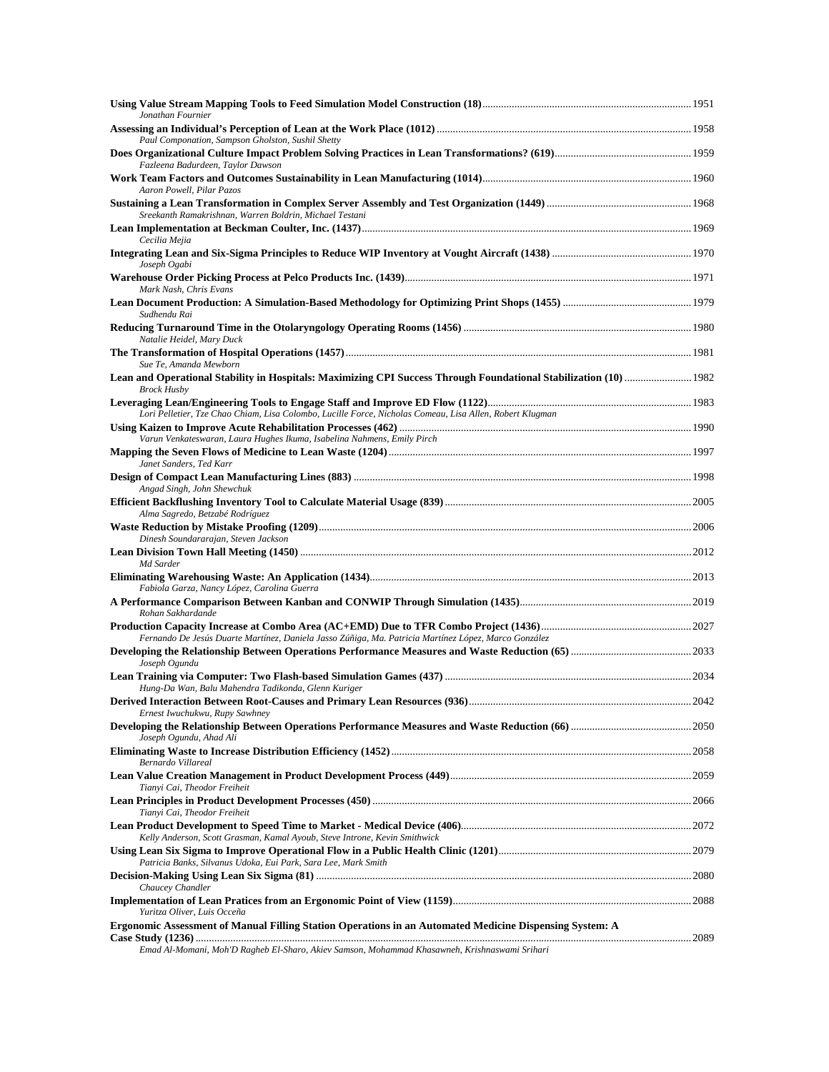**Using Value Stream Mapping Tools to Feed Simulation Model Construction (18)** ........ 1951
*Jonathan Fournier*

**Assessing an Individual's Perception of Lean at the Work Place (1012)** ........ 1958
*Paul Componation, Sampson Gholston, Sushil Shetty*

**Does Organizational Culture Impact Problem Solving Practices in Lean Transformations? (619)** ........ 1959
*Fazleena Badurdeen, Taylor Dawson*

**Work Team Factors and Outcomes Sustainability in Lean Manufacturing (1014)** ........ 1960
*Aaron Powell, Pilar Pazos*

**Sustaining a Lean Transformation in Complex Server Assembly and Test Organization (1449)** ........ 1968
*Sreekanth Ramakrishnan, Warren Boldrin, Michael Testani*

**Lean Implementation at Beckman Coulter, Inc. (1437)** ........ 1969
*Cecilia Mejia*

**Integrating Lean and Six-Sigma Principles to Reduce WIP Inventory at Vought Aircraft (1438)** ........ 1970
*Joseph Ogabi*

**Warehouse Order Picking Process at Pelco Products Inc. (1439)** ........ 1971
*Mark Nash, Chris Evans*

**Lean Document Production: A Simulation-Based Methodology for Optimizing Print Shops (1455)** ........ 1979
*Sudhendu Rai*

**Reducing Turnaround Time in the Otolaryngology Operating Rooms (1456)** ........ 1980
*Natalie Heidel, Mary Duck*

**The Transformation of Hospital Operations (1457)** ........ 1981
*Sue Te, Amanda Mewborn*

**Lean and Operational Stability in Hospitals: Maximizing CPI Success Through Foundational Stabilization (10)** ........ 1982
*Brock Husby*

**Leveraging Lean/Engineering Tools to Engage Staff and Improve ED Flow (1122)** ........ 1983
*Lori Pelletier, Tze Chao Chiam, Lisa Colombo, Lucille Force, Nicholas Comeau, Lisa Allen, Robert Klugman*

**Using Kaizen to Improve Acute Rehabilitation Processes (462)** ........ 1990
*Varun Venkateswaran, Laura Hughes Ikuma, Isabelina Nahmens, Emily Pirch*

**Mapping the Seven Flows of Medicine to Lean Waste (1204)** ........ 1997
*Janet Sanders, Ted Karr*

**Design of Compact Lean Manufacturing Lines (883)** ........ 1998
*Angad Singh, John Shewchuk*

**Efficient Backflushing Inventory Tool to Calculate Material Usage (839)** ........ 2005
*Alma Sagredo, Betzabé Rodríguez*

**Waste Reduction by Mistake Proofing (1209)** ........ 2006
*Dinesh Soundararajan, Steven Jackson*

**Lean Division Town Hall Meeting (1450)** ........ 2012
*Md Sarder*

**Eliminating Warehousing Waste: An Application (1434)** ........ 2013
*Fabiola Garza, Nancy López, Carolina Guerra*

**A Performance Comparison Between Kanban and CONWIP Through Simulation (1435)** ........ 2019
*Rohan Sakhardande*

**Production Capacity Increase at Combo Area (AC+EMD) Due to TFR Combo Project (1436)** ........ 2027
*Fernando De Jesús Duarte Martínez, Daniela Jasso Zúñiga, Ma. Patricia Martínez López, Marco González*

**Developing the Relationship Between Operations Performance Measures and Waste Reduction (65)** ........ 2033
*Joseph Ogundu*

**Lean Training via Computer: Two Flash-based Simulation Games (437)** ........ 2034
*Hung-Da Wan, Balu Mahendra Tadikonda, Glenn Kuriger*

**Derived Interaction Between Root-Causes and Primary Lean Resources (936)** ........ 2042
*Ernest Iwuchukwu, Rupy Sawhney*

**Developing the Relationship Between Operations Performance Measures and Waste Reduction (66)** ........ 2050
*Joseph Ogundu, Ahad Ali*

**Eliminating Waste to Increase Distribution Efficiency (1452)** ........ 2058
*Bernardo Villareal*

**Lean Value Creation Management in Product Development Process (449)** ........ 2059
*Tianyi Cai, Theodor Freiheit*

**Lean Principles in Product Development Processes (450)** ........ 2066
*Tianyi Cai, Theodor Freiheit*

**Lean Product Development to Speed Time to Market - Medical Device (406)** ........ 2072
*Kelly Anderson, Scott Grasman, Kamal Ayoub, Steve Introne, Kevin Smithwick*

**Using Lean Six Sigma to Improve Operational Flow in a Public Health Clinic (1201)** ........ 2079
*Patricia Banks, Silvanus Udoka, Eui Park, Sara Lee, Mark Smith*

**Decision-Making Using Lean Six Sigma (81)** ........ 2080
*Chaucey Chandler*

**Implementation of Lean Pratices from an Ergonomic Point of View (1159)** ........ 2088
*Yuritza Oliver, Luis Occeña*

**Ergonomic Assessment of Manual Filling Station Operations in an Automated Medicine Dispensing System: A Case Study (1236)** ........ 2089
*Emad Al-Momani, Moh'D Ragheb El-Sharo, Akiev Samson, Mohammad Khasawneh, Krishnaswami Srihari*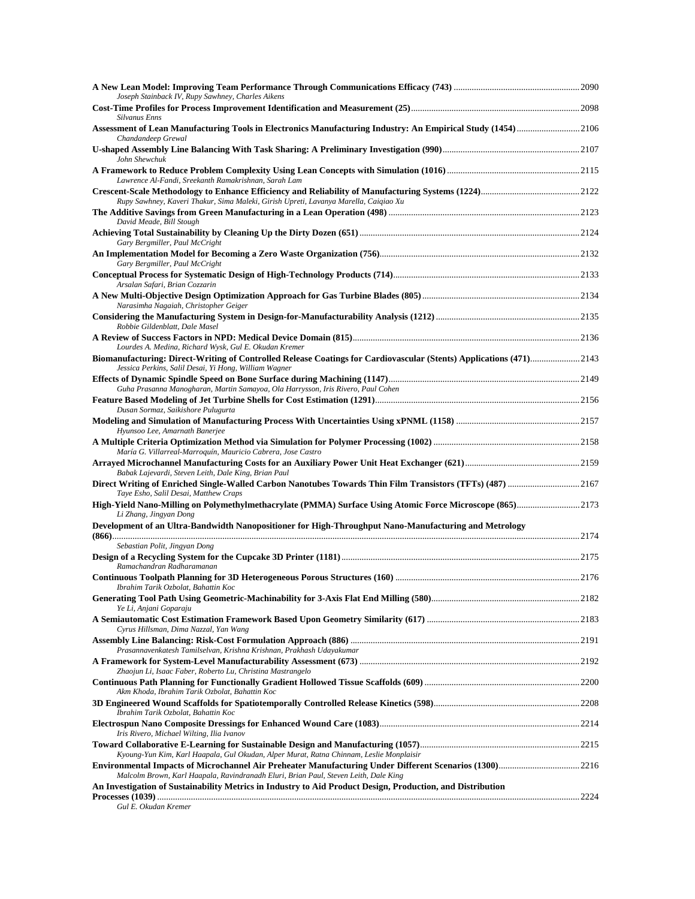**A New Lean Model: Improving Team Performance Through Communications Efficacy (743)** ........................................................ 2090
*Joseph Stainback IV, Rupy Sawhney, Charles Aikens*

**Cost-Time Profiles for Process Improvement Identification and Measurement (25)** ........................................................ 2098
*Silvanus Enns*

**Assessment of Lean Manufacturing Tools in Electronics Manufacturing Industry: An Empirical Study (1454)** ........................................................ 2106
*Chandandeep Grewal*

**U-shaped Assembly Line Balancing With Task Sharing: A Preliminary Investigation (990)** ........................................................ 2107
*John Shewchuk*

**A Framework to Reduce Problem Complexity Using Lean Concepts with Simulation (1016)** ........................................................ 2115
*Lawrence Al-Fandi, Sreekanth Ramakrishnan, Sarah Lam*

**Crescent-Scale Methodology to Enhance Efficiency and Reliability of Manufacturing Systems (1224)** ........................................................ 2122
*Rupy Sawhney, Kaveri Thakur, Sima Maleki, Girish Upreti, Lavanya Marella, Caiqiao Xu*

**The Additive Savings from Green Manufacturing in a Lean Operation (498)** ........................................................ 2123
*David Meade, Bill Stough*

**Achieving Total Sustainability by Cleaning Up the Dirty Dozen (651)** ........................................................ 2124
*Gary Bergmiller, Paul McCright*

**An Implementation Model for Becoming a Zero Waste Organization (756)** ........................................................ 2132
*Gary Bergmiller, Paul McCright*

**Conceptual Process for Systematic Design of High-Technology Products (714)** ........................................................ 2133
*Arsalan Safari, Brian Cozzarin*

**A New Multi-Objective Design Optimization Approach for Gas Turbine Blades (805)** ........................................................ 2134
*Narasimha Nagaiah, Christopher Geiger*

**Considering the Manufacturing System in Design-for-Manufacturability Analysis (1212)** ........................................................ 2135
*Robbie Gildenblatt, Dale Masel*

**A Review of Success Factors in NPD: Medical Device Domain (815)** ........................................................ 2136
*Lourdes A. Medina, Richard Wysk, Gul E. Okudan Kremer*

**Biomanufacturing: Direct-Writing of Controlled Release Coatings for Cardiovascular (Stents) Applications (471)** ........................................................ 2143
*Jessica Perkins, Salil Desai, Yi Hong, William Wagner*

**Effects of Dynamic Spindle Speed on Bone Surface during Machining (1147)** ........................................................ 2149
*Guha Prasanna Manogharan, Martin Samayoa, Ola Harrysson, Iris Rivero, Paul Cohen*

**Feature Based Modeling of Jet Turbine Shells for Cost Estimation (1291)** ........................................................ 2156
*Dusan Sormaz, Saikishore Pulugurta*

**Modeling and Simulation of Manufacturing Process With Uncertainties Using xPNML (1158)** ........................................................ 2157
*Hyunsoo Lee, Amarnath Banerjee*

**A Multiple Criteria Optimization Method via Simulation for Polymer Processing (1002)** ........................................................ 2158
*María G. Villarreal-Marroquín, Mauricio Cabrera, Jose Castro*

**Arrayed Microchannel Manufacturing Costs for an Auxiliary Power Unit Heat Exchanger (621)** ........................................................ 2159
*Babak Lajevardi, Steven Leith, Dale King, Brian Paul*

**Direct Writing of Enriched Single-Walled Carbon Nanotubes Towards Thin Film Transistors (TFTs) (487)** ........................................................ 2167
*Taye Esho, Salil Desai, Matthew Craps*

**High-Yield Nano-Milling on Polymethylmethacrylate (PMMA) Surface Using Atomic Force Microscope (865)** ........................................................ 2173
*Li Zhang, Jingyan Dong*

**Development of an Ultra-Bandwidth Nanopositioner for High-Throughput Nano-Manufacturing and Metrology (866)** ........................................................ 2174
*Sebastian Polit, Jingyan Dong*

**Design of a Recycling System for the Cupcake 3D Printer (1181)** ........................................................ 2175
*Ramachandran Radharamanan*

**Continuous Toolpath Planning for 3D Heterogeneous Porous Structures (160)** ........................................................ 2176
*Ibrahim Tarik Ozbolat, Bahattin Koc*

**Generating Tool Path Using Geometric-Machinability for 3-Axis Flat End Milling (580)** ........................................................ 2182
*Ye Li, Anjani Goparaju*

**A Semiautomatic Cost Estimation Framework Based Upon Geometry Similarity (617)** ........................................................ 2183
*Cyrus Hillsman, Dima Nazzal, Yan Wang*

**Assembly Line Balancing: Risk-Cost Formulation Approach (886)** ........................................................ 2191
*Prasannavenkatesh Tamilselvan, Krishna Krishnan, Prakhash Udayakumar*

**A Framework for System-Level Manufacturability Assessment (673)** ........................................................ 2192
*Zhaojun Li, Isaac Faber, Roberto Lu, Christina Mastrangelo*

**Continuous Path Planning for Functionally Gradient Hollowed Tissue Scaffolds (609)** ........................................................ 2200
*Akm Khoda, Ibrahim Tarik Ozbolat, Bahattin Koc*

**3D Engineered Wound Scaffolds for Spatiotemporally Controlled Release Kinetics (598)** ........................................................ 2208
*Ibrahim Tarik Ozbolat, Bahattin Koc*

**Electrospun Nano Composite Dressings for Enhanced Wound Care (1083)** ........................................................ 2214
*Iris Rivero, Michael Wilting, Ilia Ivanov*

**Toward Collaborative E-Learning for Sustainable Design and Manufacturing (1057)** ........................................................ 2215
*Kyoung-Yun Kim, Karl Haapala, Gul Okudan, Alper Murat, Ratna Chinnam, Leslie Monplaisir*

**Environmental Impacts of Microchannel Air Preheater Manufacturing Under Different Scenarios (1300)** ........................................................ 2216
*Malcolm Brown, Karl Haapala, Ravindranadh Eluri, Brian Paul, Steven Leith, Dale King*

**An Investigation of Sustainability Metrics in Industry to Aid Product Design, Production, and Distribution Processes (1039)** ........................................................ 2224
*Gul E. Okudan Kremer*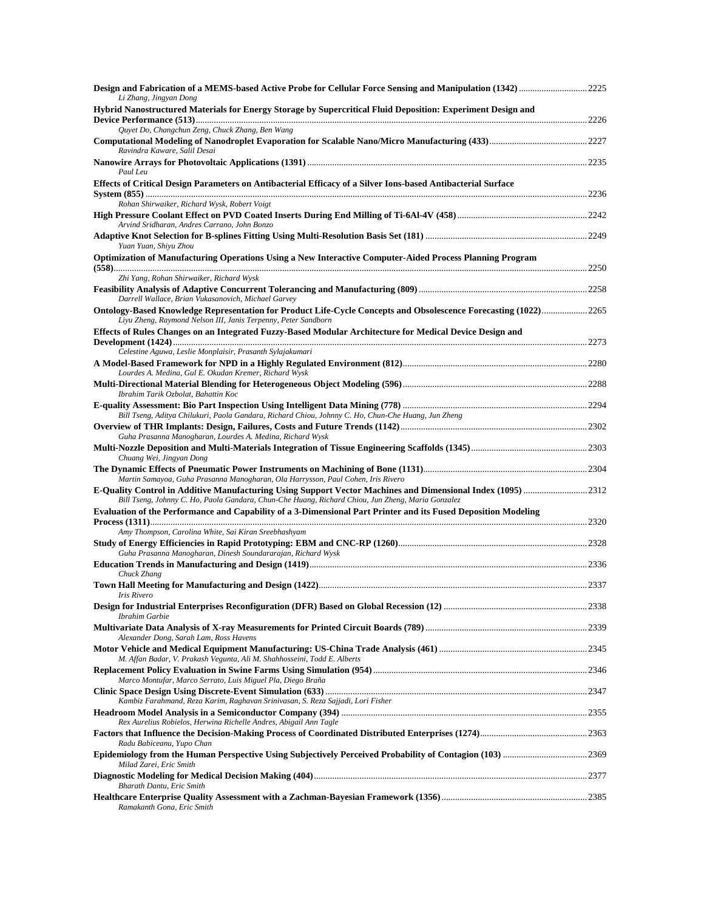**Design and Fabrication of a MEMS-based Active Probe for Cellular Force Sensing and Manipulation (1342)** .............................. 2225
*Li Zhang, Jingyan Dong*

**Hybrid Nanostructured Materials for Energy Storage by Supercritical Fluid Deposition: Experiment Design and Device Performance (513)** .............................. 2226
*Quyet Do, Changchun Zeng, Chuck Zhang, Ben Wang*

**Computational Modeling of Nanodroplet Evaporation for Scalable Nano/Micro Manufacturing (433)** .............................. 2227
*Ravindra Kaware, Salil Desai*

**Nanowire Arrays for Photovoltaic Applications (1391)** .............................. 2235
*Paul Leu*

**Effects of Critical Design Parameters on Antibacterial Efficacy of a Silver Ions-based Antibacterial Surface System (855)** .............................. 2236
*Rohan Shirwaiker, Richard Wysk, Robert Voigt*

**High Pressure Coolant Effect on PVD Coated Inserts During End Milling of Ti-6Al-4V (458)** .............................. 2242
*Arvind Sridharan, Andres Carrano, John Bonzo*

**Adaptive Knot Selection for B-splines Fitting Using Multi-Resolution Basis Set (181)** .............................. 2249
*Yuan Yuan, Shiyu Zhou*

**Optimization of Manufacturing Operations Using a New Interactive Computer-Aided Process Planning Program (558)** .............................. 2250
*Zhi Yang, Rohan Shirwaiker, Richard Wysk*

**Feasibility Analysis of Adaptive Concurrent Tolerancing and Manufacturing (809)** .............................. 2258
*Darrell Wallace, Brian Vukasanovich, Michael Garvey*

**Ontology-Based Knowledge Representation for Product Life-Cycle Concepts and Obsolescence Forecasting (1022)** .............................. 2265
*Liyu Zheng, Raymond Nelson III, Janis Terpenny, Peter Sandborn*

**Effects of Rules Changes on an Integrated Fuzzy-Based Modular Architecture for Medical Device Design and Development (1424)** .............................. 2273
*Celestine Aguwa, Leslie Monplaisir, Prasanth Sylajakumari*

**A Model-Based Framework for NPD in a Highly Regulated Environment (812)** .............................. 2280
*Lourdes A. Medina, Gul E. Okudan Kremer, Richard Wysk*

**Multi-Directional Material Blending for Heterogeneous Object Modeling (596)** .............................. 2288
*Ibrahim Tarik Ozbolat, Bahattin Koc*

**E-quality Assessment: Bio Part Inspection Using Intelligent Data Mining (778)** .............................. 2294
*Bill Tseng, Aditya Chilukuri, Paola Gandara, Richard Chiou, Johnny C. Ho, Chun-Che Huang, Jun Zheng*

**Overview of THR Implants: Design, Failures, Costs and Future Trends (1142)** .............................. 2302
*Guha Prasanna Manogharan, Lourdes A. Medina, Richard Wysk*

**Multi-Nozzle Deposition and Multi-Materials Integration of Tissue Engineering Scaffolds (1345)** .............................. 2303
*Chuang Wei, Jingyan Dong*

**The Dynamic Effects of Pneumatic Power Instruments on Machining of Bone (1131)** .............................. 2304
*Martin Samayoa, Guha Prasanna Manogharan, Ola Harrysson, Paul Cohen, Iris Rivero*

**E-Quality Control in Additive Manufacturing Using Support Vector Machines and Dimensional Index (1095)** .............................. 2312
*Bill Tseng, Johnny C. Ho, Paola Gandara, Chun-Che Huang, Richard Chiou, Jun Zheng, Maria Gonzalez*

**Evaluation of the Performance and Capability of a 3-Dimensional Part Printer and its Fused Deposition Modeling Process (1311)** .............................. 2320
*Amy Thompson, Carolina White, Sai Kiran Sreebhashyam*

**Study of Energy Efficiencies in Rapid Prototyping: EBM and CNC-RP (1260)** .............................. 2328
*Guha Prasanna Manogharan, Dinesh Soundararajan, Richard Wysk*

**Education Trends in Manufacturing and Design (1419)** .............................. 2336
*Chuck Zhang*

**Town Hall Meeting for Manufacturing and Design (1422)** .............................. 2337
*Iris Rivero*

**Design for Industrial Enterprises Reconfiguration (DFR) Based on Global Recession (12)** .............................. 2338
*Ibrahim Garbie*

**Multivariate Data Analysis of X-ray Measurements for Printed Circuit Boards (789)** .............................. 2339
*Alexander Dong, Sarah Lam, Ross Havens*

**Motor Vehicle and Medical Equipment Manufacturing: US-China Trade Analysis (461)** .............................. 2345
*M. Affan Badar, V. Prakash Vegunta, Ali M. Shahhosseini, Todd E. Alberts*

**Replacement Policy Evaluation in Swine Farms Using Simulation (954)** .............................. 2346
*Marco Montufar, Marco Serrato, Luis Miguel Pla, Diego Braña*

**Clinic Space Design Using Discrete-Event Simulation (633)** .............................. 2347
*Kambiz Farahmand, Reza Karim, Raghavan Srinivasan, S. Reza Sajjadi, Lori Fisher*

**Headroom Model Analysis in a Semiconductor Company (394)** .............................. 2355
*Rex Aurelius Robielos, Herwina Richelle Andres, Abigail Ann Tagle*

**Factors that Influence the Decision-Making Process of Coordinated Distributed Enterprises (1274)** .............................. 2363
*Radu Babiceanu, Yupo Chan*

**Epidemiology from the Human Perspective Using Subjectively Perceived Probability of Contagion (103)** .............................. 2369
*Milad Zarei, Eric Smith*

**Diagnostic Modeling for Medical Decision Making (404)** .............................. 2377
*Bharath Dantu, Eric Smith*

**Healthcare Enterprise Quality Assessment with a Zachman-Bayesian Framework (1356)** .............................. 2385
*Ramakanth Gona, Eric Smith*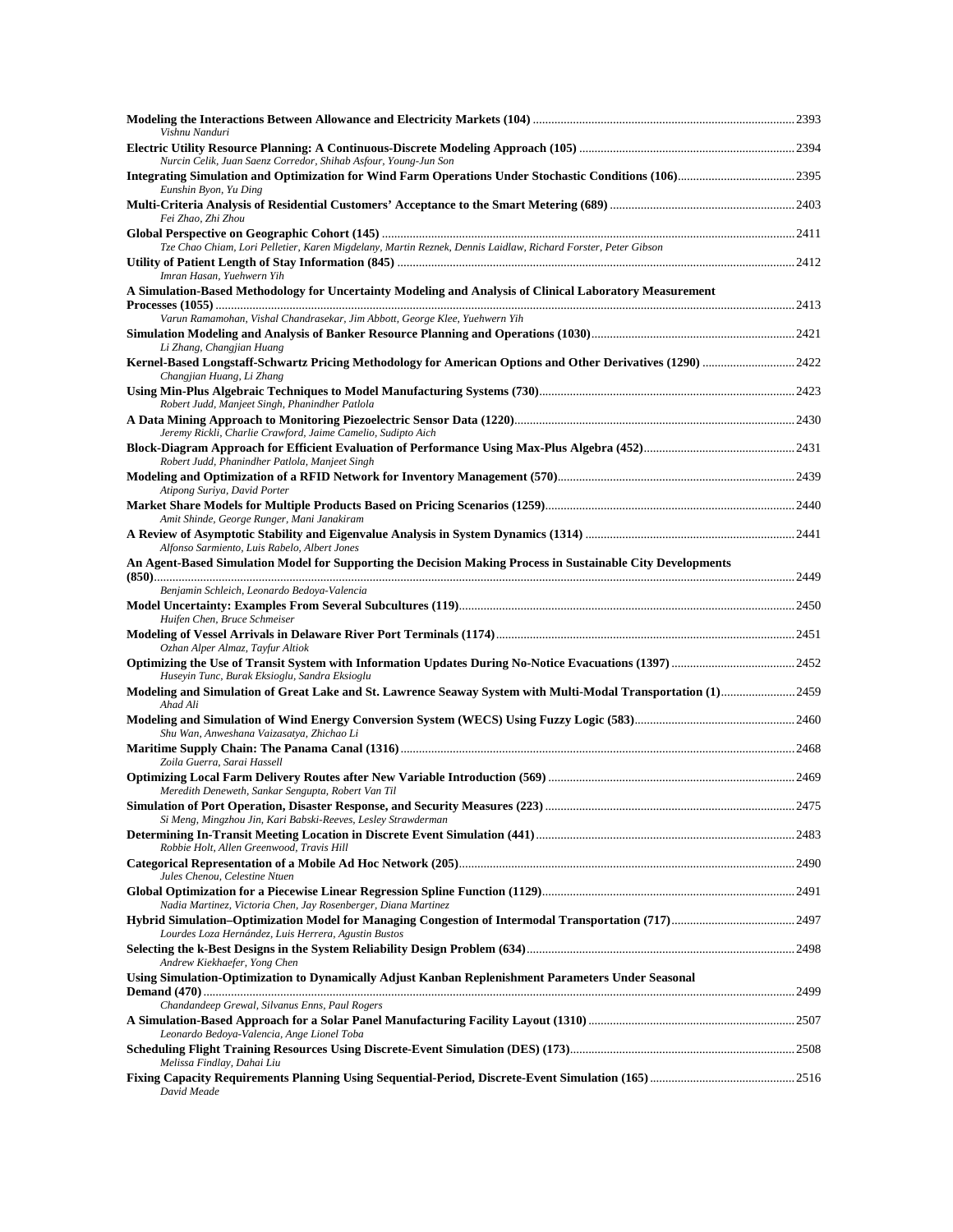**Modeling the Interactions Between Allowance and Electricity Markets (104)** ....... 2393
*Vishnu Nanduri*

**Electric Utility Resource Planning: A Continuous-Discrete Modeling Approach (105)** ....... 2394
*Nurcin Celik, Juan Saenz Corredor, Shihab Asfour, Young-Jun Son*

**Integrating Simulation and Optimization for Wind Farm Operations Under Stochastic Conditions (106)** ....... 2395
*Eunshin Byon, Yu Ding*

**Multi-Criteria Analysis of Residential Customers' Acceptance to the Smart Metering (689)** ....... 2403
*Fei Zhao, Zhi Zhou*

**Global Perspective on Geographic Cohort (145)** ....... 2411
*Tze Chao Chiam, Lori Pelletier, Karen Migdelany, Martin Reznek, Dennis Laidlaw, Richard Forster, Peter Gibson*

**Utility of Patient Length of Stay Information (845)** ....... 2412
*Imran Hasan, Yuehwern Yih*

**A Simulation-Based Methodology for Uncertainty Modeling and Analysis of Clinical Laboratory Measurement Processes (1055)** ....... 2413
*Varun Ramamohan, Vishal Chandrasekar, Jim Abbott, George Klee, Yuehwern Yih*

**Simulation Modeling and Analysis of Banker Resource Planning and Operations (1030)** ....... 2421
*Li Zhang, Changjian Huang*

**Kernel-Based Longstaff-Schwartz Pricing Methodology for American Options and Other Derivatives (1290)** ....... 2422
*Changjian Huang, Li Zhang*

**Using Min-Plus Algebraic Techniques to Model Manufacturing Systems (730)** ....... 2423
*Robert Judd, Manjeet Singh, Phanindher Patlola*

**A Data Mining Approach to Monitoring Piezoelectric Sensor Data (1220)** ....... 2430
*Jeremy Rickli, Charlie Crawford, Jaime Camelio, Sudipto Aich*

**Block-Diagram Approach for Efficient Evaluation of Performance Using Max-Plus Algebra (452)** ....... 2431
*Robert Judd, Phanindher Patlola, Manjeet Singh*

**Modeling and Optimization of a RFID Network for Inventory Management (570)** ....... 2439
*Atipong Suriya, David Porter*

**Market Share Models for Multiple Products Based on Pricing Scenarios (1259)** ....... 2440
*Amit Shinde, George Runger, Mani Janakiram*

**A Review of Asymptotic Stability and Eigenvalue Analysis in System Dynamics (1314)** ....... 2441
*Alfonso Sarmiento, Luis Rabelo, Albert Jones*

**An Agent-Based Simulation Model for Supporting the Decision Making Process in Sustainable City Developments (850)** ....... 2449
*Benjamin Schleich, Leonardo Bedoya-Valencia*

**Model Uncertainty: Examples From Several Subcultures (119)** ....... 2450
*Huifen Chen, Bruce Schmeiser*

**Modeling of Vessel Arrivals in Delaware River Port Terminals (1174)** ....... 2451
*Ozhan Alper Almaz, Tayfur Altiok*

**Optimizing the Use of Transit System with Information Updates During No-Notice Evacuations (1397)** ....... 2452
*Huseyin Tunc, Burak Eksioglu, Sandra Eksioglu*

**Modeling and Simulation of Great Lake and St. Lawrence Seaway System with Multi-Modal Transportation (1)** ....... 2459
*Ahad Ali*

**Modeling and Simulation of Wind Energy Conversion System (WECS) Using Fuzzy Logic (583)** ....... 2460
*Shu Wan, Anweshana Vaizasatya, Zhichao Li*

**Maritime Supply Chain: The Panama Canal (1316)** ....... 2468
*Zoila Guerra, Sarai Hassell*

**Optimizing Local Farm Delivery Routes after New Variable Introduction (569)** ....... 2469
*Meredith Deneweth, Sankar Sengupta, Robert Van Til*

**Simulation of Port Operation, Disaster Response, and Security Measures (223)** ....... 2475
*Si Meng, Mingzhou Jin, Kari Babski-Reeves, Lesley Strawderman*

**Determining In-Transit Meeting Location in Discrete Event Simulation (441)** ....... 2483
*Robbie Holt, Allen Greenwood, Travis Hill*

**Categorical Representation of a Mobile Ad Hoc Network (205)** ....... 2490
*Jules Chenou, Celestine Ntuen*

**Global Optimization for a Piecewise Linear Regression Spline Function (1129)** ....... 2491
*Nadia Martinez, Victoria Chen, Jay Rosenberger, Diana Martinez*

**Hybrid Simulation–Optimization Model for Managing Congestion of Intermodal Transportation (717)** ....... 2497
*Lourdes Loza Hernández, Luis Herrera, Agustin Bustos*

**Selecting the k-Best Designs in the System Reliability Design Problem (634)** ....... 2498
*Andrew Kiekhaefer, Yong Chen*

**Using Simulation-Optimization to Dynamically Adjust Kanban Replenishment Parameters Under Seasonal Demand (470)** ....... 2499
*Chandandeep Grewal, Silvanus Enns, Paul Rogers*

**A Simulation-Based Approach for a Solar Panel Manufacturing Facility Layout (1310)** ....... 2507
*Leonardo Bedoya-Valencia, Ange Lionel Toba*

**Scheduling Flight Training Resources Using Discrete-Event Simulation (DES) (173)** ....... 2508
*Melissa Findlay, Dahai Liu*

**Fixing Capacity Requirements Planning Using Sequential-Period, Discrete-Event Simulation (165)** ....... 2516
*David Meade*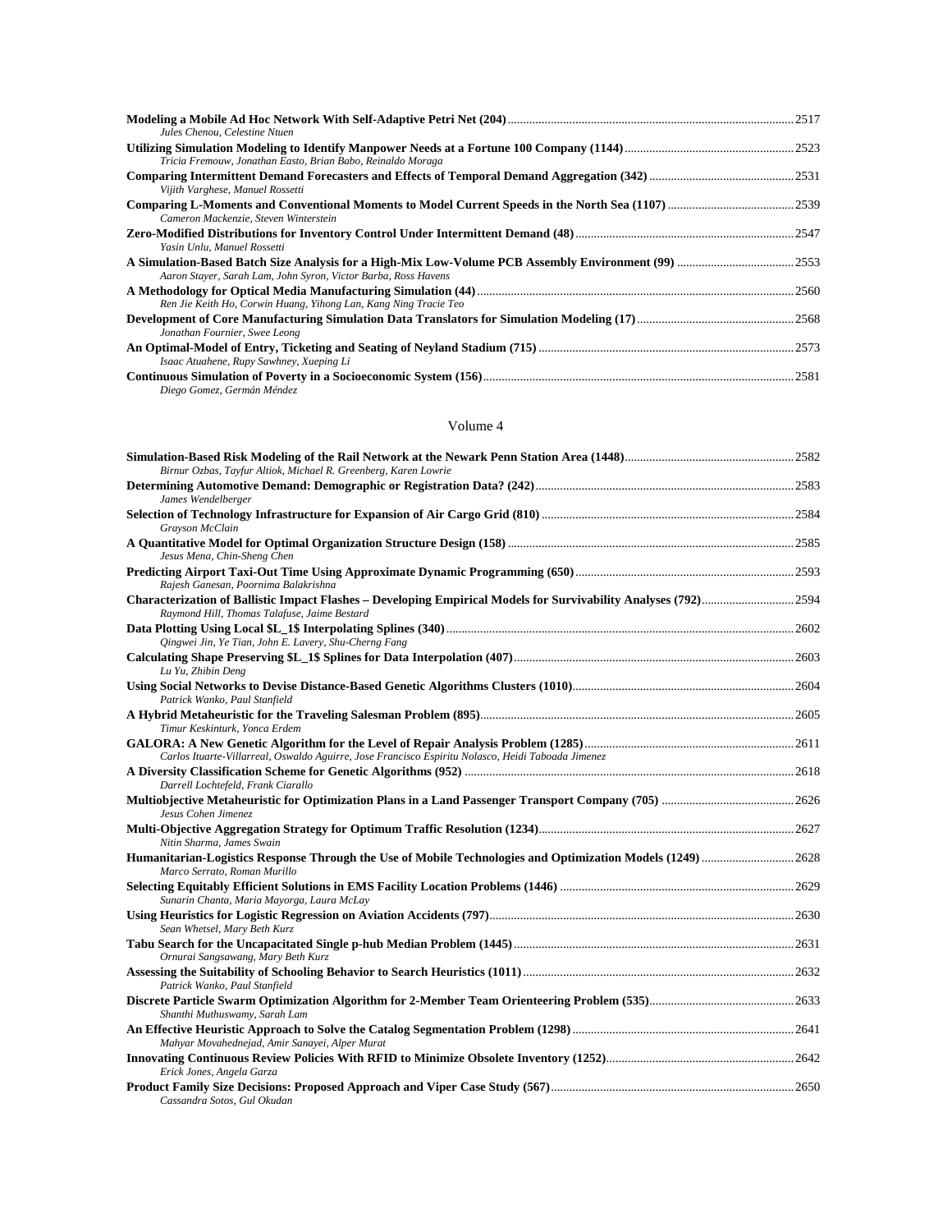**Modeling a Mobile Ad Hoc Network With Self-Adaptive Petri Net (204)** .......... 2517
*Jules Chenou, Celestine Ntuen*

**Utilizing Simulation Modeling to Identify Manpower Needs at a Fortune 100 Company (1144)** .......... 2523
*Tricia Fremouw, Jonathan Easto, Brian Babo, Reinaldo Moraga*

**Comparing Intermittent Demand Forecasters and Effects of Temporal Demand Aggregation (342)** .......... 2531
*Vijith Varghese, Manuel Rossetti*

**Comparing L-Moments and Conventional Moments to Model Current Speeds in the North Sea (1107)** .......... 2539
*Cameron Mackenzie, Steven Winterstein*

**Zero-Modified Distributions for Inventory Control Under Intermittent Demand (48)** .......... 2547
*Yasin Unlu, Manuel Rossetti*

**A Simulation-Based Batch Size Analysis for a High-Mix Low-Volume PCB Assembly Environment (99)** .......... 2553
*Aaron Stayer, Sarah Lam, John Syron, Victor Barba, Ross Havens*

**A Methodology for Optical Media Manufacturing Simulation (44)** .......... 2560
*Ren Jie Keith Ho, Corwin Huang, Yihong Lan, Kang Ning Tracie Teo*

**Development of Core Manufacturing Simulation Data Translators for Simulation Modeling (17)** .......... 2568
*Jonathan Fournier, Swee Leong*

**An Optimal-Model of Entry, Ticketing and Seating of Neyland Stadium (715)** .......... 2573
*Isaac Atuahene, Rupy Sawhney, Xueping Li*

**Continuous Simulation of Poverty in a Socioeconomic System (156)** .......... 2581
*Diego Gomez, Germán Méndez*

## Volume 4

**Simulation-Based Risk Modeling of the Rail Network at the Newark Penn Station Area (1448)** .......... 2582
*Birnur Ozbas, Tayfur Altiok, Michael R. Greenberg, Karen Lowrie*

**Determining Automotive Demand: Demographic or Registration Data? (242)** .......... 2583
*James Wendelberger*

**Selection of Technology Infrastructure for Expansion of Air Cargo Grid (810)** .......... 2584
*Grayson McClain*

**A Quantitative Model for Optimal Organization Structure Design (158)** .......... 2585
*Jesus Mena, Chin-Sheng Chen*

**Predicting Airport Taxi-Out Time Using Approximate Dynamic Programming (650)** .......... 2593
*Rajesh Ganesan, Poornima Balakrishna*

**Characterization of Ballistic Impact Flashes – Developing Empirical Models for Survivability Analyses (792)** .......... 2594
*Raymond Hill, Thomas Talafuse, Jaime Bestard*

**Data Plotting Using Local $L_1$ Interpolating Splines (340)** .......... 2602
*Qingwei Jin, Ye Tian, John E. Lavery, Shu-Cherng Fang*

**Calculating Shape Preserving $L_1$ Splines for Data Interpolation (407)** .......... 2603
*Lu Yu, Zhibin Deng*

**Using Social Networks to Devise Distance-Based Genetic Algorithms Clusters (1010)** .......... 2604
*Patrick Wanko, Paul Stanfield*

**A Hybrid Metaheuristic for the Traveling Salesman Problem (895)** .......... 2605
*Timur Keskinturk, Yonca Erdem*

**GALORA: A New Genetic Algorithm for the Level of Repair Analysis Problem (1285)** .......... 2611
*Carlos Ituarte-Villarreal, Oswaldo Aguirre, Jose Francisco Espiritu Nolasco, Heidi Taboada Jimenez*

**A Diversity Classification Scheme for Genetic Algorithms (952)** .......... 2618
*Darrell Lochtefeld, Frank Ciarallo*

**Multiobjective Metaheuristic for Optimization Plans in a Land Passenger Transport Company (705)** .......... 2626
*Jesus Cohen Jimenez*

**Multi-Objective Aggregation Strategy for Optimum Traffic Resolution (1234)** .......... 2627
*Nitin Sharma, James Swain*

**Humanitarian-Logistics Response Through the Use of Mobile Technologies and Optimization Models (1249)** .......... 2628
*Marco Serrato, Roman Murillo*

**Selecting Equitably Efficient Solutions in EMS Facility Location Problems (1446)** .......... 2629
*Sunarin Chanta, Maria Mayorga, Laura McLay*

**Using Heuristics for Logistic Regression on Aviation Accidents (797)** .......... 2630
*Sean Whetsel, Mary Beth Kurz*

**Tabu Search for the Uncapacitated Single p-hub Median Problem (1445)** .......... 2631
*Ornurai Sangsawang, Mary Beth Kurz*

**Assessing the Suitability of Schooling Behavior to Search Heuristics (1011)** .......... 2632
*Patrick Wanko, Paul Stanfield*

**Discrete Particle Swarm Optimization Algorithm for 2-Member Team Orienteering Problem (535)** .......... 2633
*Shanthi Muthuswamy, Sarah Lam*

**An Effective Heuristic Approach to Solve the Catalog Segmentation Problem (1298)** .......... 2641
*Mahyar Movahednejad, Amir Sanayei, Alper Murat*

**Innovating Continuous Review Policies With RFID to Minimize Obsolete Inventory (1252)** .......... 2642
*Erick Jones, Angela Garza*

**Product Family Size Decisions: Proposed Approach and Viper Case Study (567)** .......... 2650
*Cassandra Sotos, Gul Okudan*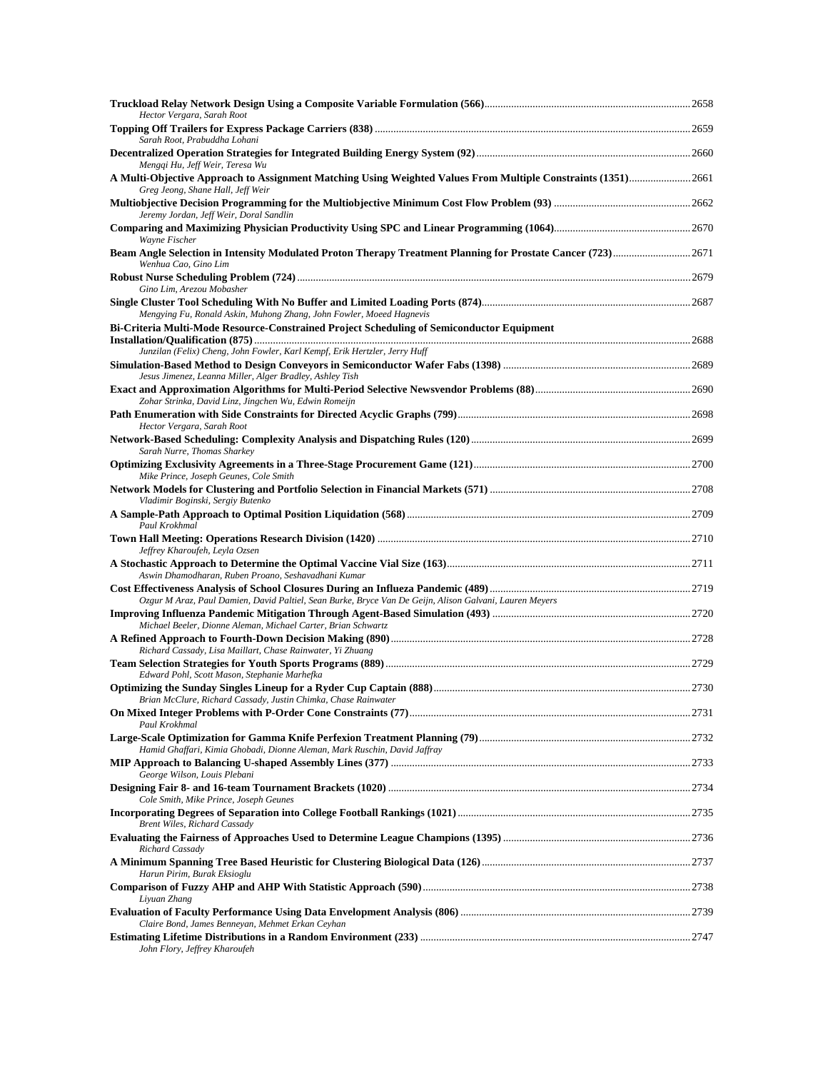**Truckload Relay Network Design Using a Composite Variable Formulation (566)** ........ 2658
*Hector Vergara, Sarah Root*

**Topping Off Trailers for Express Package Carriers (838)** ........ 2659
*Sarah Root, Prabuddha Lohani*

**Decentralized Operation Strategies for Integrated Building Energy System (92)** ........ 2660
*Mengqi Hu, Jeff Weir, Teresa Wu*

**A Multi-Objective Approach to Assignment Matching Using Weighted Values From Multiple Constraints (1351)** ........ 2661
*Greg Jeong, Shane Hall, Jeff Weir*

**Multiobjective Decision Programming for the Multiobjective Minimum Cost Flow Problem (93)** ........ 2662
*Jeremy Jordan, Jeff Weir, Doral Sandlin*

**Comparing and Maximizing Physician Productivity Using SPC and Linear Programming (1064)** ........ 2670
*Wayne Fischer*

**Beam Angle Selection in Intensity Modulated Proton Therapy Treatment Planning for Prostate Cancer (723)** ........ 2671
*Wenhua Cao, Gino Lim*

**Robust Nurse Scheduling Problem (724)** ........ 2679
*Gino Lim, Arezou Mobasher*

**Single Cluster Tool Scheduling With No Buffer and Limited Loading Ports (874)** ........ 2687
*Mengying Fu, Ronald Askin, Muhong Zhang, John Fowler, Moeed Hagnevis*

**Bi-Criteria Multi-Mode Resource-Constrained Project Scheduling of Semiconductor Equipment Installation/Qualification (875)** ........ 2688
*Junzilan (Felix) Cheng, John Fowler, Karl Kempf, Erik Hertzler, Jerry Huff*

**Simulation-Based Method to Design Conveyors in Semiconductor Wafer Fabs (1398)** ........ 2689
*Jesus Jimenez, Leanna Miller, Alger Bradley, Ashley Tish*

**Exact and Approximation Algorithms for Multi-Period Selective Newsvendor Problems (88)** ........ 2690
*Zohar Strinka, David Linz, Jingchen Wu, Edwin Romeijn*

**Path Enumeration with Side Constraints for Directed Acyclic Graphs (799)** ........ 2698
*Hector Vergara, Sarah Root*

**Network-Based Scheduling: Complexity Analysis and Dispatching Rules (120)** ........ 2699
*Sarah Nurre, Thomas Sharkey*

**Optimizing Exclusivity Agreements in a Three-Stage Procurement Game (121)** ........ 2700
*Mike Prince, Joseph Geunes, Cole Smith*

**Network Models for Clustering and Portfolio Selection in Financial Markets (571)** ........ 2708
*Vladimir Boginski, Sergiy Butenko*

**A Sample-Path Approach to Optimal Position Liquidation (568)** ........ 2709
*Paul Krokhmal*

**Town Hall Meeting: Operations Research Division (1420)** ........ 2710
*Jeffrey Kharoufeh, Leyla Ozsen*

**A Stochastic Approach to Determine the Optimal Vaccine Vial Size (163)** ........ 2711
*Aswin Dhamodharan, Ruben Proano, Seshavadhani Kumar*

**Cost Effectiveness Analysis of School Closures During an Influeza Pandemic (489)** ........ 2719
*Ozgur M Araz, Paul Damien, David Paltiel, Sean Burke, Bryce Van De Geijn, Alison Galvani, Lauren Meyers*

**Improving Influenza Pandemic Mitigation Through Agent-Based Simulation (493)** ........ 2720
*Michael Beeler, Dionne Aleman, Michael Carter, Brian Schwartz*

**A Refined Approach to Fourth-Down Decision Making (890)** ........ 2728
*Richard Cassady, Lisa Maillart, Chase Rainwater, Yi Zhuang*

**Team Selection Strategies for Youth Sports Programs (889)** ........ 2729
*Edward Pohl, Scott Mason, Stephanie Marhefka*

**Optimizing the Sunday Singles Lineup for a Ryder Cup Captain (888)** ........ 2730
*Brian McClure, Richard Cassady, Justin Chimka, Chase Rainwater*

**On Mixed Integer Problems with P-Order Cone Constraints (77)** ........ 2731
*Paul Krokhmal*

**Large-Scale Optimization for Gamma Knife Perfexion Treatment Planning (79)** ........ 2732
*Hamid Ghaffari, Kimia Ghobadi, Dionne Aleman, Mark Ruschin, David Jaffray*

**MIP Approach to Balancing U-shaped Assembly Lines (377)** ........ 2733
*George Wilson, Louis Plebani*

**Designing Fair 8- and 16-team Tournament Brackets (1020)** ........ 2734
*Cole Smith, Mike Prince, Joseph Geunes*

**Incorporating Degrees of Separation into College Football Rankings (1021)** ........ 2735
*Brent Wiles, Richard Cassady*

**Evaluating the Fairness of Approaches Used to Determine League Champions (1395)** ........ 2736
*Richard Cassady*

**A Minimum Spanning Tree Based Heuristic for Clustering Biological Data (126)** ........ 2737
*Harun Pirim, Burak Eksioglu*

**Comparison of Fuzzy AHP and AHP With Statistic Approach (590)** ........ 2738
*Liyuan Zhang*

**Evaluation of Faculty Performance Using Data Envelopment Analysis (806)** ........ 2739
*Claire Bond, James Benneyan, Mehmet Erkan Ceyhan*

**Estimating Lifetime Distributions in a Random Environment (233)** ........ 2747
*John Flory, Jeffrey Kharoufeh*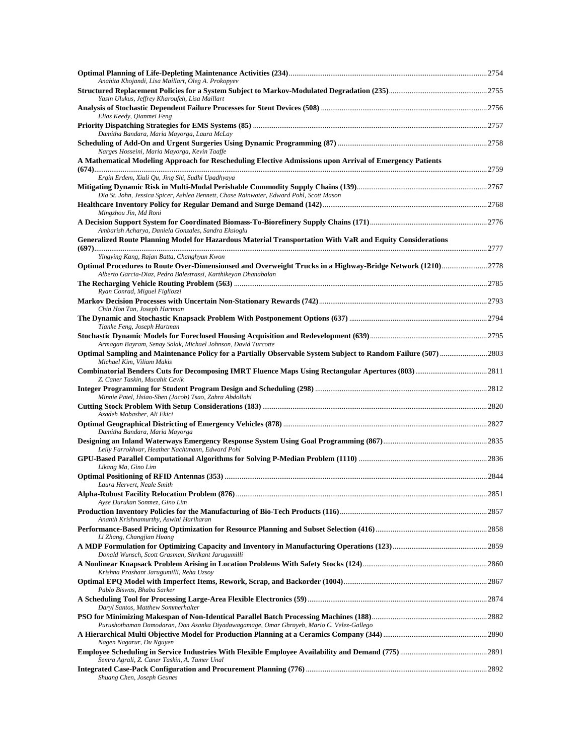**Optimal Planning of Life-Depleting Maintenance Activities (234)** ........ 2754
*Anahita Khojandi, Lisa Maillart, Oleg A. Prokopyev*

**Structured Replacement Policies for a System Subject to Markov-Modulated Degradation (235)** ........ 2755
*Yasin Ulukus, Jeffrey Kharoufeh, Lisa Maillart*

**Analysis of Stochastic Dependent Failure Processes for Stent Devices (508)** ........ 2756
*Elias Keedy, Qianmei Feng*

**Priority Dispatching Strategies for EMS Systems (85)** ........ 2757
*Damitha Bandara, Maria Mayorga, Laura McLay*

**Scheduling of Add-On and Urgent Surgeries Using Dynamic Programming (87)** ........ 2758
*Narges Hosseini, Maria Mayorga, Kevin Taaffe*

**A Mathematical Modeling Approach for Rescheduling Elective Admissions upon Arrival of Emergency Patients (674)** ........ 2759
*Ergin Erdem, Xiuli Qu, Jing Shi, Sudhi Upadhyaya*

**Mitigating Dynamic Risk in Multi-Modal Perishable Commodity Supply Chains (139)** ........ 2767
*Dia St. John, Jessica Spicer, Ashlea Bennett, Chase Rainwater, Edward Pohl, Scott Mason*

**Healthcare Inventory Policy for Regular Demand and Surge Demand (142)** ........ 2768
*Mingzhou Jin, Md Roni*

**A Decision Support System for Coordinated Biomass-To-Biorefinery Supply Chains (171)** ........ 2776
*Ambarish Acharya, Daniela Gonzales, Sandra Eksioglu*

**Generalized Route Planning Model for Hazardous Material Transportation With VaR and Equity Considerations (697)** ........ 2777
*Yingying Kang, Rajan Batta, Changhyun Kwon*

**Optimal Procedures to Route Over-Dimensionsed and Overweight Trucks in a Highway-Bridge Network (1210)** ........ 2778
*Alberto Garcia-Diaz, Pedro Balestrassi, Karthikeyan Dhanabalan*

**The Recharging Vehicle Routing Problem (563)** ........ 2785
*Ryan Conrad, Miguel Figliozzi*

**Markov Decision Processes with Uncertain Non-Stationary Rewards (742)** ........ 2793
*Chin Hon Tan, Joseph Hartman*

**The Dynamic and Stochastic Knapsack Problem With Postponement Options (637)** ........ 2794
*Tianke Feng, Joseph Hartman*

**Stochastic Dynamic Models for Foreclosed Housing Acquisition and Redevelopment (639)** ........ 2795
*Armagan Bayram, Senay Solak, Michael Johnson, David Turcotte*

**Optimal Sampling and Maintenance Policy for a Partially Observable System Subject to Random Failure (507)** ........ 2803
*Michael Kim, Viliam Makis*

**Combinatorial Benders Cuts for Decomposing IMRT Fluence Maps Using Rectangular Apertures (803)** ........ 2811
*Z. Caner Taskin, Mucahit Cevik*

**Integer Programming for Student Program Design and Scheduling (298)** ........ 2812
*Minnie Patel, Hsiao-Shen (Jacob) Tsao, Zahra Abdollahi*

**Cutting Stock Problem With Setup Considerations (183)** ........ 2820
*Azadeh Mobasher, Ali Ekici*

**Optimal Geographical Districting of Emergency Vehicles (878)** ........ 2827
*Damitha Bandara, Maria Mayorga*

**Designing an Inland Waterways Emergency Response System Using Goal Programming (867)** ........ 2835
*Leily Farrokhvar, Heather Nachtmann, Edward Pohl*

**GPU-Based Parallel Computational Algorithms for Solving P-Median Problem (1110)** ........ 2836
*Likang Ma, Gino Lim*

**Optimal Positioning of RFID Antennas (353)** ........ 2844
*Laura Hervert, Neale Smith*

**Alpha-Robust Facility Relocation Problem (876)** ........ 2851
*Ayse Durukan Sonmez, Gino Lim*

**Production Inventory Policies for the Manufacturing of Bio-Tech Products (116)** ........ 2857
*Ananth Krishnamurthy, Aswini Hariharan*

**Performance-Based Pricing Optimization for Resource Planning and Subset Selection (416)** ........ 2858
*Li Zhang, Changjian Huang*

**A MDP Formulation for Optimizing Capacity and Inventory in Manufacturing Operations (123)** ........ 2859
*Donald Wunsch, Scott Grasman, Shrikant Jarugumilli*

**A Nonlinear Knapsack Problem Arising in Location Problems With Safety Stocks (124)** ........ 2860
*Krishna Prashant Jarugumilli, Reha Uzsoy*

**Optimal EPQ Model with Imperfect Items, Rework, Scrap, and Backorder (1004)** ........ 2867
*Pablo Biswas, Bhaba Sarker*

**A Scheduling Tool for Processing Large-Area Flexible Electronics (59)** ........ 2874
*Daryl Santos, Matthew Sommerhalter*

**PSO for Minimizing Makespan of Non-Identical Parallel Batch Processing Machines (188)** ........ 2882
*Purushothaman Damodaran, Don Asanka Diyadawagamage, Omar Ghrayeb, Mario C. Velez-Gallego*

**A Hierarchical Multi Objective Model for Production Planning at a Ceramics Company (344)** ........ 2890
*Nagen Nagarur, Du Nguyen*

**Employee Scheduling in Service Industries With Flexible Employee Availability and Demand (775)** ........ 2891
*Semra Agrali, Z. Caner Taskin, A. Tamer Unal*

**Integrated Case-Pack Configuration and Procurement Planning (776)** ........ 2892
*Shuang Chen, Joseph Geunes*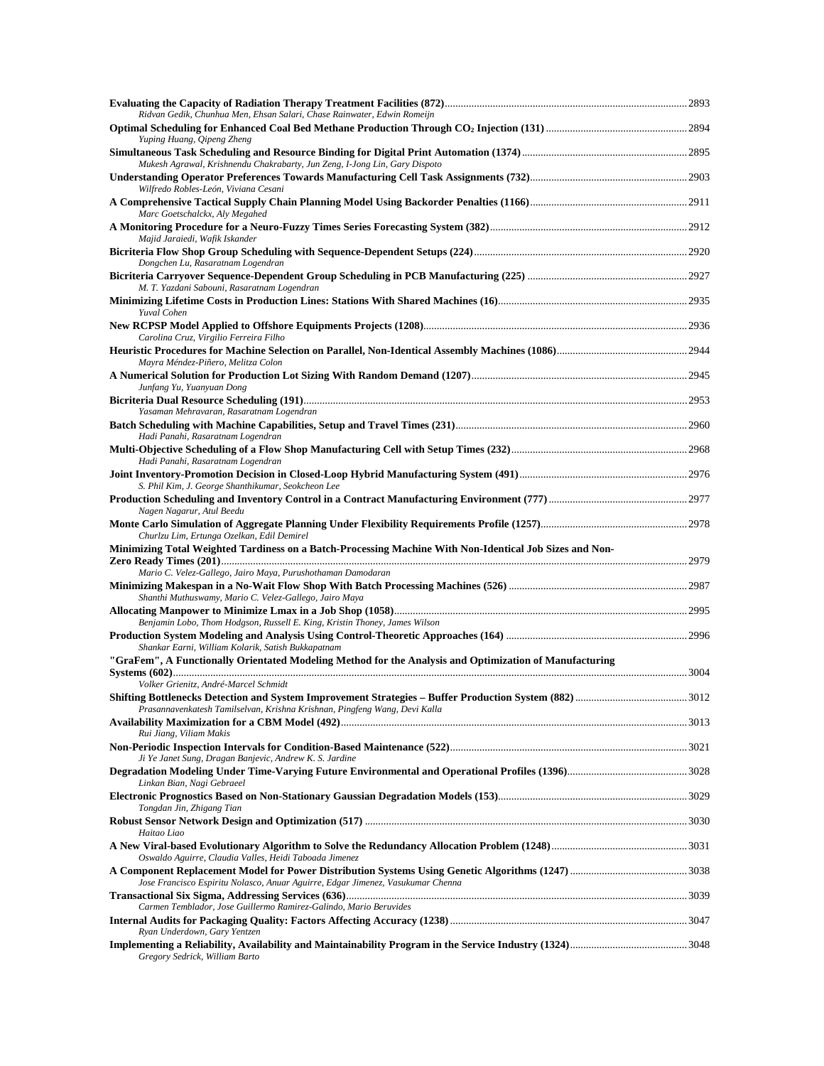**Evaluating the Capacity of Radiation Therapy Treatment Facilities (872)** .......... 2893
*Ridvan Gedik, Chunhua Men, Ehsan Salari, Chase Rainwater, Edwin Romeijn*

**Optimal Scheduling for Enhanced Coal Bed Methane Production Through $CO_2$ Injection (131)** .......... 2894
*Yuping Huang, Qipeng Zheng*

**Simultaneous Task Scheduling and Resource Binding for Digital Print Automation (1374)** .......... 2895
*Mukesh Agrawal, Krishnendu Chakrabarty, Jun Zeng, I-Jong Lin, Gary Dispoto*

**Understanding Operator Preferences Towards Manufacturing Cell Task Assignments (732)** .......... 2903
*Wilfredo Robles-León, Viviana Cesani*

**A Comprehensive Tactical Supply Chain Planning Model Using Backorder Penalties (1166)** .......... 2911
*Marc Goetschalckx, Aly Megahed*

**A Monitoring Procedure for a Neuro-Fuzzy Times Series Forecasting System (382)** .......... 2912
*Majid Jaraiedi, Wafik Iskander*

**Bicriteria Flow Shop Group Scheduling with Sequence-Dependent Setups (224)** .......... 2920
*Dongchen Lu, Rasaratnam Logendran*

**Bicriteria Carryover Sequence-Dependent Group Scheduling in PCB Manufacturing (225)** .......... 2927
*M. T. Yazdani Sabouni, Rasaratnam Logendran*

**Minimizing Lifetime Costs in Production Lines: Stations With Shared Machines (16)** .......... 2935
*Yuval Cohen*

**New RCPSP Model Applied to Offshore Equipments Projects (1208)** .......... 2936
*Carolina Cruz, Virgilio Ferreira Filho*

**Heuristic Procedures for Machine Selection on Parallel, Non-Identical Assembly Machines (1086)** .......... 2944
*Mayra Méndez-Piñero, Melitza Colon*

**A Numerical Solution for Production Lot Sizing With Random Demand (1207)** .......... 2945
*Junfang Yu, Yuanyuan Dong*

**Bicriteria Dual Resource Scheduling (191)** .......... 2953
*Yasaman Mehravaran, Rasaratnam Logendran*

**Batch Scheduling with Machine Capabilities, Setup and Travel Times (231)** .......... 2960
*Hadi Panahi, Rasaratnam Logendran*

**Multi-Objective Scheduling of a Flow Shop Manufacturing Cell with Setup Times (232)** .......... 2968
*Hadi Panahi, Rasaratnam Logendran*

**Joint Inventory-Promotion Decision in Closed-Loop Hybrid Manufacturing System (491)** .......... 2976
*S. Phil Kim, J. George Shanthikumar, Seokcheon Lee*

**Production Scheduling and Inventory Control in a Contract Manufacturing Environment (777)** .......... 2977
*Nagen Nagarur, Atul Beedu*

**Monte Carlo Simulation of Aggregate Planning Under Flexibility Requirements Profile (1257)** .......... 2978
*Churlzu Lim, Ertunga Ozelkan, Edil Demirel*

**Minimizing Total Weighted Tardiness on a Batch-Processing Machine With Non-Identical Job Sizes and Non-Zero Ready Times (201)** .......... 2979
*Mario C. Velez-Gallego, Jairo Maya, Purushothaman Damodaran*

**Minimizing Makespan in a No-Wait Flow Shop With Batch Processing Machines (526)** .......... 2987
*Shanthi Muthuswamy, Mario C. Velez-Gallego, Jairo Maya*

**Allocating Manpower to Minimize Lmax in a Job Shop (1058)** .......... 2995
*Benjamin Lobo, Thom Hodgson, Russell E. King, Kristin Thoney, James Wilson*

**Production System Modeling and Analysis Using Control-Theoretic Approaches (164)** .......... 2996
*Shankar Earni, William Kolarik, Satish Bukkapatnam*

**"GraFem", A Functionally Orientated Modeling Method for the Analysis and Optimization of Manufacturing Systems (602)** .......... 3004
*Volker Grienitz, André-Marcel Schmidt*

**Shifting Bottlenecks Detection and System Improvement Strategies – Buffer Production System (882)** .......... 3012
*Prasannavenkatesh Tamilselvan, Krishna Krishnan, Pingfeng Wang, Devi Kalla*

**Availability Maximization for a CBM Model (492)** .......... 3013
*Rui Jiang, Viliam Makis*

**Non-Periodic Inspection Intervals for Condition-Based Maintenance (522)** .......... 3021
*Ji Ye Janet Sung, Dragan Banjevic, Andrew K. S. Jardine*

**Degradation Modeling Under Time-Varying Future Environmental and Operational Profiles (1396)** .......... 3028
*Linkan Bian, Nagi Gebraeel*

**Electronic Prognostics Based on Non-Stationary Gaussian Degradation Models (153)** .......... 3029
*Tongdan Jin, Zhigang Tian*

**Robust Sensor Network Design and Optimization (517)** .......... 3030
*Haitao Liao*

**A New Viral-based Evolutionary Algorithm to Solve the Redundancy Allocation Problem (1248)** .......... 3031
*Oswaldo Aguirre, Claudia Valles, Heidi Taboada Jimenez*

**A Component Replacement Model for Power Distribution Systems Using Genetic Algorithms (1247)** .......... 3038
*Jose Francisco Espiritu Nolasco, Anuar Aguirre, Edgar Jimenez, Vasukumar Chenna*

**Transactional Six Sigma, Addressing Services (636)** .......... 3039
*Carmen Temblador, Jose Guillermo Ramirez-Galindo, Mario Beruvides*

**Internal Audits for Packaging Quality: Factors Affecting Accuracy (1238)** .......... 3047
*Ryan Underdown, Gary Yentzen*

**Implementing a Reliability, Availability and Maintainability Program in the Service Industry (1324)** .......... 3048
*Gregory Sedrick, William Barto*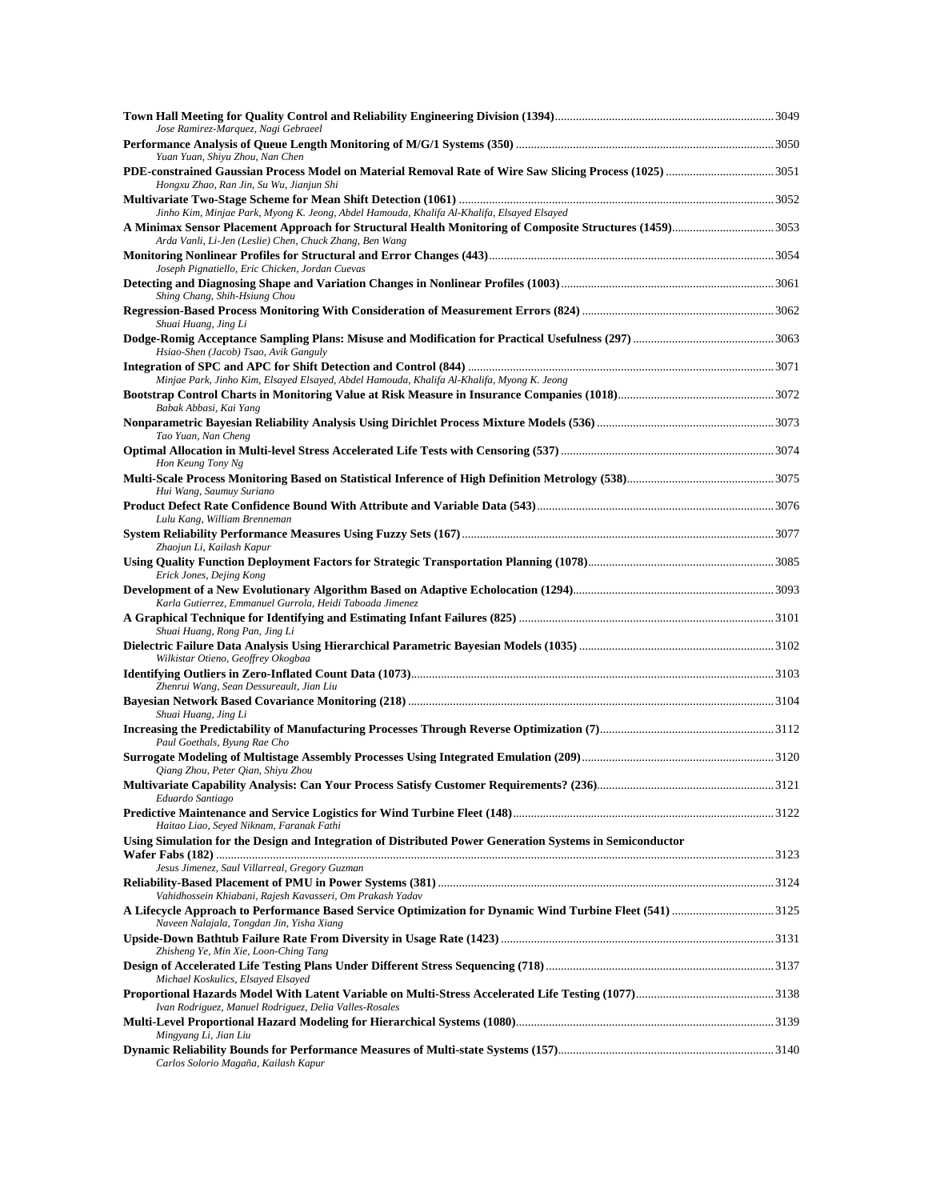**Town Hall Meeting for Quality Control and Reliability Engineering Division (1394)**........................................................................3049
*Jose Ramirez-Marquez, Nagi Gebraeel*

**Performance Analysis of Queue Length Monitoring of M/G/1 Systems (350)** ....................................................................................3050
*Yuan Yuan, Shiyu Zhou, Nan Chen*

**PDE-constrained Gaussian Process Model on Material Removal Rate of Wire Saw Slicing Process (1025)** ...................................3051
*Hongxu Zhao, Ran Jin, Su Wu, Jianjun Shi*

**Multivariate Two-Stage Scheme for Mean Shift Detection (1061)** .......................................................................................................3052
*Jinho Kim, Minjae Park, Myong K. Jeong, Abdel Hamouda, Khalifa Al-Khalifa, Elsayed Elsayed*

**A Minimax Sensor Placement Approach for Structural Health Monitoring of Composite Structures (1459)**.................................3053
*Arda Vanli, Li-Jen (Leslie) Chen, Chuck Zhang, Ben Wang*

**Monitoring Nonlinear Profiles for Structural and Error Changes (443)**.............................................................................................3054
*Joseph Pignatiello, Eric Chicken, Jordan Cuevas*

**Detecting and Diagnosing Shape and Variation Changes in Nonlinear Profiles (1003)**......................................................................3061
*Shing Chang, Shih-Hsiung Chou*

**Regression-Based Process Monitoring With Consideration of Measurement Errors (824)** ...............................................................3062
*Shuai Huang, Jing Li*

**Dodge-Romig Acceptance Sampling Plans: Misuse and Modification for Practical Usefulness (297)** ..............................................3063
*Hsiao-Shen (Jacob) Tsao, Avik Ganguly*

**Integration of SPC and APC for Shift Detection and Control (844)** ....................................................................................................3071
*Minjae Park, Jinho Kim, Elsayed Elsayed, Abdel Hamouda, Khalifa Al-Khalifa, Myong K. Jeong*

**Bootstrap Control Charts in Monitoring Value at Risk Measure in Insurance Companies (1018)**...................................................3072
*Babak Abbasi, Kai Yang*

**Nonparametric Bayesian Reliability Analysis Using Dirichlet Process Mixture Models (536)** ..........................................................3073
*Tao Yuan, Nan Cheng*

**Optimal Allocation in Multi-level Stress Accelerated Life Tests with Censoring (537)** ......................................................................3074
*Hon Keung Tony Ng*

**Multi-Scale Process Monitoring Based on Statistical Inference of High Definition Metrology (538)**................................................3075
*Hui Wang, Saumuy Suriano*

**Product Defect Rate Confidence Bound With Attribute and Variable Data (543)**..............................................................................3076
*Lulu Kang, William Brenneman*

**System Reliability Performance Measures Using Fuzzy Sets (167)**.......................................................................................................3077
*Zhaojun Li, Kailash Kapur*

**Using Quality Function Deployment Factors for Strategic Transportation Planning (1078)**.............................................................3085
*Erick Jones, Dejing Kong*

**Development of a New Evolutionary Algorithm Based on Adaptive Echolocation (1294)**..................................................................3093
*Karla Gutierrez, Emmanuel Gurrola, Heidi Taboada Jimenez*

**A Graphical Technique for Identifying and Estimating Infant Failures (825)** ....................................................................................3101
*Shuai Huang, Rong Pan, Jing Li*

**Dielectric Failure Data Analysis Using Hierarchical Parametric Bayesian Models (1035)** ................................................................3102
*Wilkistar Otieno, Geoffrey Okogbaa*

**Identifying Outliers in Zero-Inflated Count Data (1073)**.......................................................................................................................3103
*Zhenrui Wang, Sean Dessureault, Jian Liu*

**Bayesian Network Based Covariance Monitoring (218)** .........................................................................................................................3104
*Shuai Huang, Jing Li*

**Increasing the Predictability of Manufacturing Processes Through Reverse Optimization (7)**.........................................................3112
*Paul Goethals, Byung Rae Cho*

**Surrogate Modeling of Multistage Assembly Processes Using Integrated Emulation (209)**...............................................................3120
*Qiang Zhou, Peter Qian, Shiyu Zhou*

**Multivariate Capability Analysis: Can Your Process Satisfy Customer Requirements? (236)**..........................................................3121
*Eduardo Santiago*

**Predictive Maintenance and Service Logistics for Wind Turbine Fleet (148)**......................................................................................3122
*Haitao Liao, Seyed Niknam, Faranak Fathi*

**Using Simulation for the Design and Integration of Distributed Power Generation Systems in Semiconductor Wafer Fabs (182)** ...........................................................................................................................................................................3123
*Jesus Jimenez, Saul Villarreal, Gregory Guzman*

**Reliability-Based Placement of PMU in Power Systems (381)** ...............................................................................................................3124
*Vahidhossein Khiabani, Rajesh Kavasseri, Om Prakash Yadav*

**A Lifecycle Approach to Performance Based Service Optimization for Dynamic Wind Turbine Fleet (541)** .................................3125
*Naveen Nalajala, Tongdan Jin, Yisha Xiang*

**Upside-Down Bathtub Failure Rate From Diversity in Usage Rate (1423)** ..........................................................................................3131
*Zhisheng Ye, Min Xie, Loon-Ching Tang*

**Design of Accelerated Life Testing Plans Under Different Stress Sequencing (718)** ...........................................................................3137
*Michael Koskulics, Elsayed Elsayed*

**Proportional Hazards Model With Latent Variable on Multi-Stress Accelerated Life Testing (1077)**..............................................3138
*Ivan Rodriguez, Manuel Rodriguez, Delia Valles-Rosales*

**Multi-Level Proportional Hazard Modeling for Hierarchical Systems (1080)**.....................................................................................3139
*Mingyang Li, Jian Liu*

**Dynamic Reliability Bounds for Performance Measures of Multi-state Systems (157)**.......................................................................3140
*Carlos Solorio Magaña, Kailash Kapur*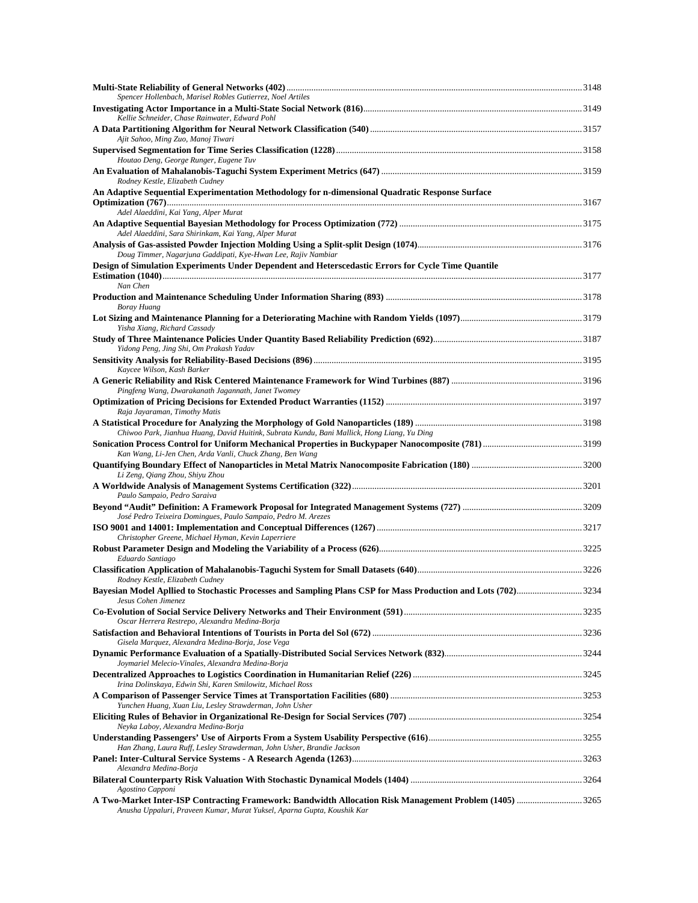**Multi-State Reliability of General Networks (402)** ........ 3148
*Spencer Hollenbach, Marisel Robles Gutierrez, Noel Artiles*

**Investigating Actor Importance in a Multi-State Social Network (816)** ........ 3149
*Kellie Schneider, Chase Rainwater, Edward Pohl*

**A Data Partitioning Algorithm for Neural Network Classification (540)** ........ 3157
*Ajit Sahoo, Ming Zuo, Manoj Tiwari*

**Supervised Segmentation for Time Series Classification (1228)** ........ 3158
*Houtao Deng, George Runger, Eugene Tuv*

**An Evaluation of Mahalanobis-Taguchi System Experiment Metrics (647)** ........ 3159
*Rodney Kestle, Elizabeth Cudney*

**An Adaptive Sequential Experimentation Methodology for n-dimensional Quadratic Response Surface Optimization (767)** ........ 3167
*Adel Alaeddini, Kai Yang, Alper Murat*

**An Adaptive Sequential Bayesian Methodology for Process Optimization (772)** ........ 3175
*Adel Alaeddini, Sara Shirinkam, Kai Yang, Alper Murat*

**Analysis of Gas-assisted Powder Injection Molding Using a Split-split Design (1074)** ........ 3176
*Doug Timmer, Nagarjuna Gaddipati, Kye-Hwan Lee, Rajiv Nambiar*

**Design of Simulation Experiments Under Dependent and Heterscedastic Errors for Cycle Time Quantile Estimation (1040)** ........ 3177
*Nan Chen*

**Production and Maintenance Scheduling Under Information Sharing (893)** ........ 3178
*Boray Huang*

**Lot Sizing and Maintenance Planning for a Deteriorating Machine with Random Yields (1097)** ........ 3179
*Yisha Xiang, Richard Cassady*

**Study of Three Maintenance Policies Under Quantity Based Reliability Prediction (692)** ........ 3187
*Yidong Peng, Jing Shi, Om Prakash Yadav*

**Sensitivity Analysis for Reliability-Based Decisions (896)** ........ 3195
*Kaycee Wilson, Kash Barker*

**A Generic Reliability and Risk Centered Maintenance Framework for Wind Turbines (887)** ........ 3196
*Pingfeng Wang, Dwarakanath Jagannath, Janet Twomey*

**Optimization of Pricing Decisions for Extended Product Warranties (1152)** ........ 3197
*Raja Jayaraman, Timothy Matis*

**A Statistical Procedure for Analyzing the Morphology of Gold Nanoparticles (189)** ........ 3198
*Chiwoo Park, Jianhua Huang, David Huitink, Subrata Kundu, Bani Mallick, Hong Liang, Yu Ding*

**Sonication Process Control for Uniform Mechanical Properties in Buckypaper Nanocomposite (781)** ........ 3199
*Kan Wang, Li-Jen Chen, Arda Vanli, Chuck Zhang, Ben Wang*

**Quantifying Boundary Effect of Nanoparticles in Metal Matrix Nanocomposite Fabrication (180)** ........ 3200
*Li Zeng, Qiang Zhou, Shiyu Zhou*

**A Worldwide Analysis of Management Systems Certification (322)** ........ 3201
*Paulo Sampaio, Pedro Saraiva*

**Beyond "Audit" Definition: A Framework Proposal for Integrated Management Systems (727)** ........ 3209
*José Pedro Teixeira Domingues, Paulo Sampaio, Pedro M. Arezes*

**ISO 9001 and 14001: Implementation and Conceptual Differences (1267)** ........ 3217
*Christopher Greene, Michael Hyman, Kevin Laperriere*

**Robust Parameter Design and Modeling the Variability of a Process (626)** ........ 3225
*Eduardo Santiago*

**Classification Application of Mahalanobis-Taguchi System for Small Datasets (640)** ........ 3226
*Rodney Kestle, Elizabeth Cudney*

**Bayesian Model Apllied to Stochastic Processes and Sampling Plans CSP for Mass Production and Lots (702)** ........ 3234
*Jesus Cohen Jimenez*

**Co-Evolution of Social Service Delivery Networks and Their Environment (591)** ........ 3235
*Oscar Herrera Restrepo, Alexandra Medina-Borja*

**Satisfaction and Behavioral Intentions of Tourists in Porta del Sol (672)** ........ 3236
*Gisela Marquez, Alexandra Medina-Borja, Jose Vega*

**Dynamic Performance Evaluation of a Spatially-Distributed Social Services Network (832)** ........ 3244
*Joymariel Melecio-Vinales, Alexandra Medina-Borja*

**Decentralized Approaches to Logistics Coordination in Humanitarian Relief (226)** ........ 3245
*Irina Dolinskaya, Edwin Shi, Karen Smilowitz, Michael Ross*

**A Comparison of Passenger Service Times at Transportation Facilities (680)** ........ 3253
*Yunchen Huang, Xuan Liu, Lesley Strawderman, John Usher*

**Eliciting Rules of Behavior in Organizational Re-Design for Social Services (707)** ........ 3254
*Neyka Laboy, Alexandra Medina-Borja*

**Understanding Passengers' Use of Airports From a System Usability Perspective (616)** ........ 3255
*Han Zhang, Laura Ruff, Lesley Strawderman, John Usher, Brandie Jackson*

**Panel: Inter-Cultural Service Systems - A Research Agenda (1263)** ........ 3263
*Alexandra Medina-Borja*

**Bilateral Counterparty Risk Valuation With Stochastic Dynamical Models (1404)** ........ 3264
*Agostino Capponi*

**A Two-Market Inter-ISP Contracting Framework: Bandwidth Allocation Risk Management Problem (1405)** ........ 3265
*Anusha Uppaluri, Praveen Kumar, Murat Yuksel, Aparna Gupta, Koushik Kar*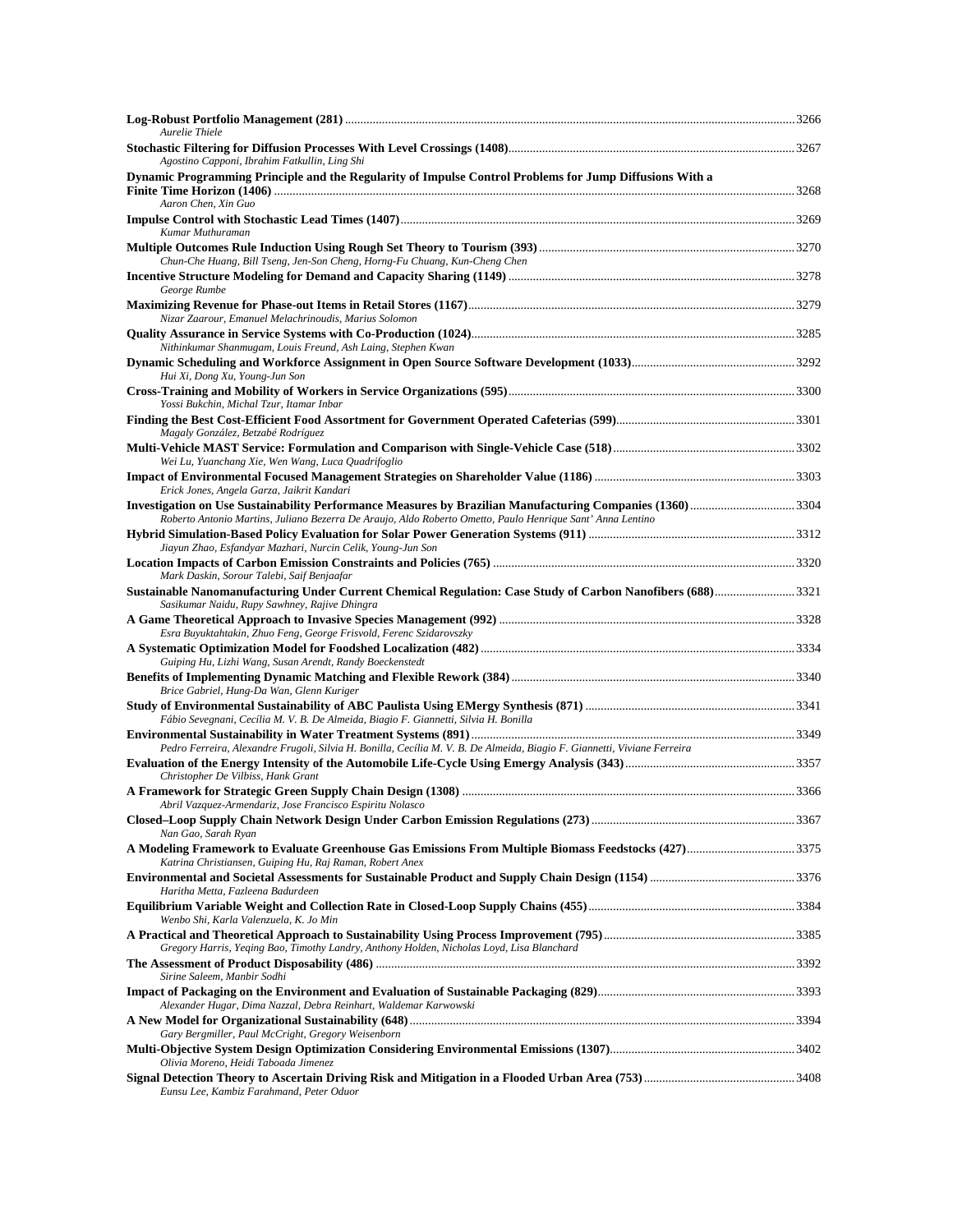**Log-Robust Portfolio Management (281)** ........ 3266
*Aurelie Thiele*

**Stochastic Filtering for Diffusion Processes With Level Crossings (1408)** ........ 3267
*Agostino Capponi, Ibrahim Fatkullin, Ling Shi*

**Dynamic Programming Principle and the Regularity of Impulse Control Problems for Jump Diffusions With a Finite Time Horizon (1406)** ........ 3268
*Aaron Chen, Xin Guo*

**Impulse Control with Stochastic Lead Times (1407)** ........ 3269
*Kumar Muthuraman*

**Multiple Outcomes Rule Induction Using Rough Set Theory to Tourism (393)** ........ 3270
*Chun-Che Huang, Bill Tseng, Jen-Son Cheng, Horng-Fu Chuang, Kun-Cheng Chen*

**Incentive Structure Modeling for Demand and Capacity Sharing (1149)** ........ 3278
*George Rumbe*

**Maximizing Revenue for Phase-out Items in Retail Stores (1167)** ........ 3279
*Nizar Zaarour, Emanuel Melachrinoudis, Marius Solomon*

**Quality Assurance in Service Systems with Co-Production (1024)** ........ 3285
*Nithinkumar Shanmugam, Louis Freund, Ash Laing, Stephen Kwan*

**Dynamic Scheduling and Workforce Assignment in Open Source Software Development (1033)** ........ 3292
*Hui Xi, Dong Xu, Young-Jun Son*

**Cross-Training and Mobility of Workers in Service Organizations (595)** ........ 3300
*Yossi Bukchin, Michal Tzur, Itamar Inbar*

**Finding the Best Cost-Efficient Food Assortment for Government Operated Cafeterias (599)** ........ 3301
*Magaly González, Betzabé Rodríguez*

**Multi-Vehicle MAST Service: Formulation and Comparison with Single-Vehicle Case (518)** ........ 3302
*Wei Lu, Yuanchang Xie, Wen Wang, Luca Quadrifoglio*

**Impact of Environmental Focused Management Strategies on Shareholder Value (1186)** ........ 3303
*Erick Jones, Angela Garza, Jaikrit Kandari*

**Investigation on Use Sustainability Performance Measures by Brazilian Manufacturing Companies (1360)** ........ 3304
*Roberto Antonio Martins, Juliano Bezerra De Araujo, Aldo Roberto Ometto, Paulo Henrique Sant' Anna Lentino*

**Hybrid Simulation-Based Policy Evaluation for Solar Power Generation Systems (911)** ........ 3312
*Jiayun Zhao, Esfandyar Mazhari, Nurcin Celik, Young-Jun Son*

**Location Impacts of Carbon Emission Constraints and Policies (765)** ........ 3320
*Mark Daskin, Sorour Talebi, Saif Benjaafar*

**Sustainable Nanomanufacturing Under Current Chemical Regulation: Case Study of Carbon Nanofibers (688)** ........ 3321
*Sasikumar Naidu, Rupy Sawhney, Rajive Dhingra*

**A Game Theoretical Approach to Invasive Species Management (992)** ........ 3328
*Esra Buyuktahtakin, Zhuo Feng, George Frisvold, Ferenc Szidarovszky*

**A Systematic Optimization Model for Foodshed Localization (482)** ........ 3334
*Guiping Hu, Lizhi Wang, Susan Arendt, Randy Boeckenstedt*

**Benefits of Implementing Dynamic Matching and Flexible Rework (384)** ........ 3340
*Brice Gabriel, Hung-Da Wan, Glenn Kuriger*

**Study of Environmental Sustainability of ABC Paulista Using EMergy Synthesis (871)** ........ 3341
*Fábio Sevegnani, Cecília M. V. B. De Almeida, Biagio F. Giannetti, Silvia H. Bonilla*

**Environmental Sustainability in Water Treatment Systems (891)** ........ 3349
*Pedro Ferreira, Alexandre Frugoli, Silvia H. Bonilla, Cecília M. V. B. De Almeida, Biagio F. Giannetti, Viviane Ferreira*

**Evaluation of the Energy Intensity of the Automobile Life-Cycle Using Emergy Analysis (343)** ........ 3357
*Christopher De Vilbiss, Hank Grant*

**A Framework for Strategic Green Supply Chain Design (1308)** ........ 3366
*Abril Vazquez-Armendariz, Jose Francisco Espiritu Nolasco*

**Closed–Loop Supply Chain Network Design Under Carbon Emission Regulations (273)** ........ 3367
*Nan Gao, Sarah Ryan*

**A Modeling Framework to Evaluate Greenhouse Gas Emissions From Multiple Biomass Feedstocks (427)** ........ 3375
*Katrina Christiansen, Guiping Hu, Raj Raman, Robert Anex*

**Environmental and Societal Assessments for Sustainable Product and Supply Chain Design (1154)** ........ 3376
*Haritha Metta, Fazleena Badurdeen*

**Equilibrium Variable Weight and Collection Rate in Closed-Loop Supply Chains (455)** ........ 3384
*Wenbo Shi, Karla Valenzuela, K. Jo Min*

**A Practical and Theoretical Approach to Sustainability Using Process Improvement (795)** ........ 3385
*Gregory Harris, Yeqing Bao, Timothy Landry, Anthony Holden, Nicholas Loyd, Lisa Blanchard*

**The Assessment of Product Disposability (486)** ........ 3392
*Sirine Saleem, Manbir Sodhi*

**Impact of Packaging on the Environment and Evaluation of Sustainable Packaging (829)** ........ 3393
*Alexander Hugar, Dima Nazzal, Debra Reinhart, Waldemar Karwowski*

**A New Model for Organizational Sustainability (648)** ........ 3394
*Gary Bergmiller, Paul McCright, Gregory Weisenborn*

**Multi-Objective System Design Optimization Considering Environmental Emissions (1307)** ........ 3402
*Olivia Moreno, Heidi Taboada Jimenez*

**Signal Detection Theory to Ascertain Driving Risk and Mitigation in a Flooded Urban Area (753)** ........ 3408
*Eunsu Lee, Kambiz Farahmand, Peter Oduor*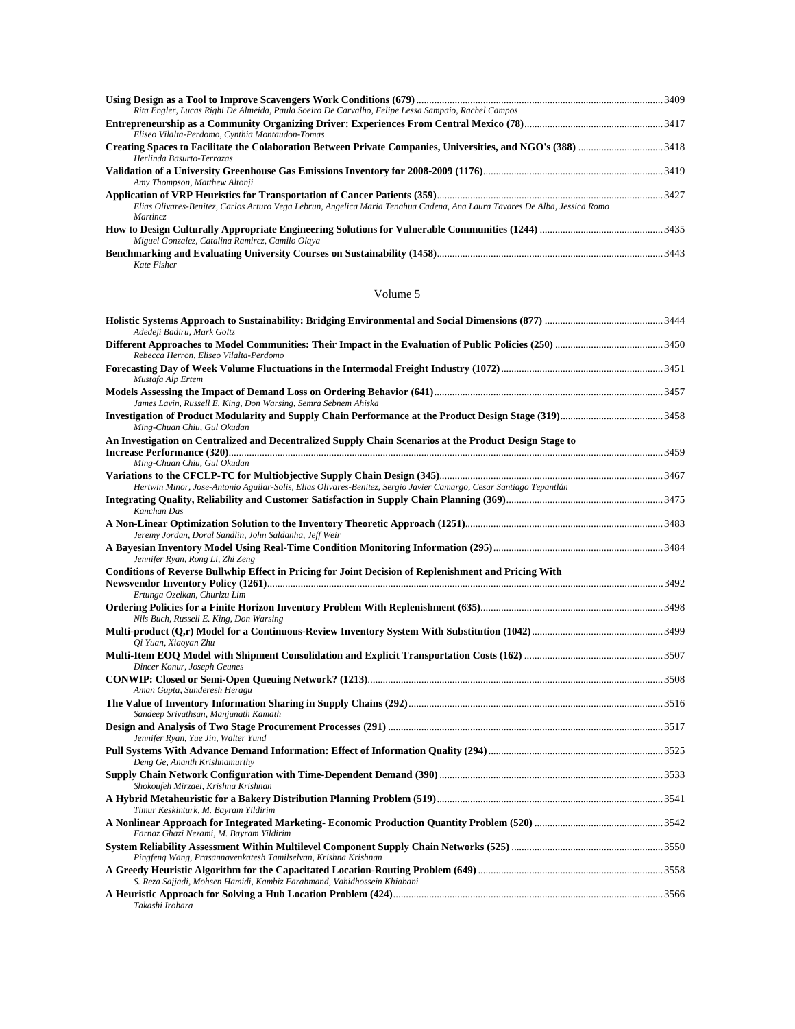**Using Design as a Tool to Improve Scavengers Work Conditions (679)** ........ 3409
*Rita Engler, Lucas Righi De Almeida, Paula Soeiro De Carvalho, Felipe Lessa Sampaio, Rachel Campos*

**Entrepreneurship as a Community Organizing Driver: Experiences From Central Mexico (78)** ........ 3417
*Eliseo Vilalta-Perdomo, Cynthia Montaudon-Tomas*

**Creating Spaces to Facilitate the Colaboration Between Private Companies, Universities, and NGO's (388)** ........ 3418
*Herlinda Basurto-Terrazas*

**Validation of a University Greenhouse Gas Emissions Inventory for 2008-2009 (1176)** ........ 3419
*Amy Thompson, Matthew Altonji*

**Application of VRP Heuristics for Transportation of Cancer Patients (359)** ........ 3427
*Elias Olivares-Benitez, Carlos Arturo Vega Lebrun, Angelica Maria Tenahua Cadena, Ana Laura Tavares De Alba, Jessica Romo Martinez*

**How to Design Culturally Appropriate Engineering Solutions for Vulnerable Communities (1244)** ........ 3435
*Miguel Gonzalez, Catalina Ramirez, Camilo Olaya*

**Benchmarking and Evaluating University Courses on Sustainability (1458)** ........ 3443
*Kate Fisher*

## Volume 5

**Holistic Systems Approach to Sustainability: Bridging Environmental and Social Dimensions (877)** ........ 3444
*Adedeji Badiru, Mark Goltz*

**Different Approaches to Model Communities: Their Impact in the Evaluation of Public Policies (250)** ........ 3450
*Rebecca Herron, Eliseo Vilalta-Perdomo*

**Forecasting Day of Week Volume Fluctuations in the Intermodal Freight Industry (1072)** ........ 3451
*Mustafa Alp Ertem*

**Models Assessing the Impact of Demand Loss on Ordering Behavior (641)** ........ 3457
*James Lavin, Russell E. King, Don Warsing, Semra Sebnem Ahiska*

**Investigation of Product Modularity and Supply Chain Performance at the Product Design Stage (319)** ........ 3458
*Ming-Chuan Chiu, Gul Okudan*

**An Investigation on Centralized and Decentralized Supply Chain Scenarios at the Product Design Stage to Increase Performance (320)** ........ 3459
*Ming-Chuan Chiu, Gul Okudan*

**Variations to the CFCLP-TC for Multiobjective Supply Chain Design (345)** ........ 3467
*Hertwin Minor, Jose-Antonio Aguilar-Solis, Elias Olivares-Benitez, Sergio Javier Camargo, Cesar Santiago Tepantlán*

**Integrating Quality, Reliability and Customer Satisfaction in Supply Chain Planning (369)** ........ 3475
*Kanchan Das*

**A Non-Linear Optimization Solution to the Inventory Theoretic Approach (1251)** ........ 3483
*Jeremy Jordan, Doral Sandlin, John Saldanha, Jeff Weir*

**A Bayesian Inventory Model Using Real-Time Condition Monitoring Information (295)** ........ 3484
*Jennifer Ryan, Rong Li, Zhi Zeng*

**Conditions of Reverse Bullwhip Effect in Pricing for Joint Decision of Replenishment and Pricing With Newsvendor Inventory Policy (1261)** ........ 3492
*Ertunga Ozelkan, Churlzu Lim*

**Ordering Policies for a Finite Horizon Inventory Problem With Replenishment (635)** ........ 3498
*Nils Buch, Russell E. King, Don Warsing*

**Multi-product (Q,r) Model for a Continuous-Review Inventory System With Substitution (1042)** ........ 3499
*Qi Yuan, Xiaoyan Zhu*

**Multi-Item EOQ Model with Shipment Consolidation and Explicit Transportation Costs (162)** ........ 3507
*Dincer Konur, Joseph Geunes*

**CONWIP: Closed or Semi-Open Queuing Network? (1213)** ........ 3508
*Aman Gupta, Sunderesh Heragu*

**The Value of Inventory Information Sharing in Supply Chains (292)** ........ 3516
*Sandeep Srivathsan, Manjunath Kamath*

**Design and Analysis of Two Stage Procurement Processes (291)** ........ 3517
*Jennifer Ryan, Yue Jin, Walter Yund*

**Pull Systems With Advance Demand Information: Effect of Information Quality (294)** ........ 3525
*Deng Ge, Ananth Krishnamurthy*

**Supply Chain Network Configuration with Time-Dependent Demand (390)** ........ 3533
*Shokoufeh Mirzaei, Krishna Krishnan*

**A Hybrid Metaheuristic for a Bakery Distribution Planning Problem (519)** ........ 3541
*Timur Keskinturk, M. Bayram Yildirim*

**A Nonlinear Approach for Integrated Marketing- Economic Production Quantity Problem (520)** ........ 3542
*Farnaz Ghazi Nezami, M. Bayram Yildirim*

**System Reliability Assessment Within Multilevel Component Supply Chain Networks (525)** ........ 3550
*Pingfeng Wang, Prasannavenkatesh Tamilselvan, Krishna Krishnan*

**A Greedy Heuristic Algorithm for the Capacitated Location-Routing Problem (649)** ........ 3558
*S. Reza Sajjadi, Mohsen Hamidi, Kambiz Farahmand, Vahidhossein Khiabani*

**A Heuristic Approach for Solving a Hub Location Problem (424)** ........ 3566
*Takashi Irohara*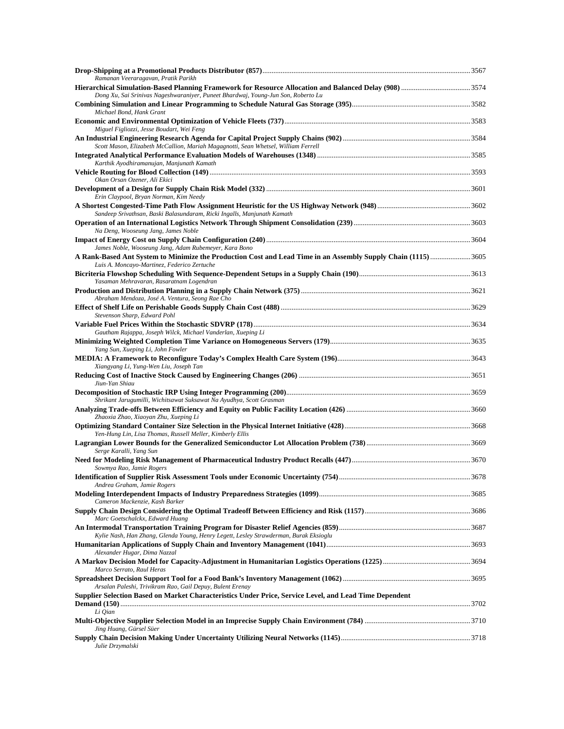**Drop-Shipping at a Promotional Products Distributor (857)** .......... 3567
*Ramanan Veeraragavan, Pratik Parikh*

**Hierarchical Simulation-Based Planning Framework for Resource Allocation and Balanced Delay (908)** .......... 3574
*Dong Xu, Sai Srinivas Nageshwaraniyer, Puneet Bhardwaj, Young-Jun Son, Roberto Lu*

**Combining Simulation and Linear Programming to Schedule Natural Gas Storage (395)** .......... 3582
*Michael Bond, Hank Grant*

**Economic and Environmental Optimization of Vehicle Fleets (737)** .......... 3583
*Miguel Figliozzi, Jesse Boudart, Wei Feng*

**An Industrial Engineering Research Agenda for Capital Project Supply Chains (902)** .......... 3584
*Scott Mason, Elizabeth McCallion, Mariah Magagnotti, Sean Whetsel, William Ferrell*

**Integrated Analytical Performance Evaluation Models of Warehouses (1348)** .......... 3585
*Karthik Ayodhiramanujan, Manjunath Kamath*

**Vehicle Routing for Blood Collection (149)** .......... 3593
*Okan Orsan Ozener, Ali Ekici*

**Development of a Design for Supply Chain Risk Model (332)** .......... 3601
*Erin Claypool, Bryan Norman, Kim Needy*

**A Shortest Congested-Time Path Flow Assignment Heuristic for the US Highway Network (948)** .......... 3602
*Sandeep Srivathsan, Baski Balasundaram, Ricki Ingalls, Manjunath Kamath*

**Operation of an International Logistics Network Through Shipment Consolidation (239)** .......... 3603
*Na Deng, Wooseung Jang, James Noble*

**Impact of Energy Cost on Supply Chain Configuration (240)** .......... 3604
*James Noble, Wooseung Jang, Adam Rubemeyer, Kara Bono*

**A Rank-Based Ant System to Minimize the Production Cost and Lead Time in an Assembly Supply Chain (1115)** .......... 3605
*Luis A. Moncayo-Martinez, Federico Zertuche*

**Bicriteria Flowshop Scheduling With Sequence-Dependent Setups in a Supply Chain (190)** .......... 3613
*Yasaman Mehravaran, Rasaratnam Logendran*

**Production and Distribution Planning in a Supply Chain Network (375)** .......... 3621
*Abraham Mendoza, José A. Ventura, Seong Rae Cho*

**Effect of Shelf Life on Perishable Goods Supply Chain Cost (488)** .......... 3629
*Stevenson Sharp, Edward Pohl*

**Variable Fuel Prices Within the Stochastic SDVRP (178)** .......... 3634
*Gautham Rajappa, Joseph Wilck, Michael Vanderlan, Xueping Li*

**Minimizing Weighted Completion Time Variance on Homogeneous Servers (179)** .......... 3635
*Yang Sun, Xueping Li, John Fowler*

**MEDIA: A Framework to Reconfigure Today's Complex Health Care System (196)** .......... 3643
*Xiangyang Li, Yung-Wen Liu, Joseph Tan*

**Reducing Cost of Inactive Stock Caused by Engineering Changes (206)** .......... 3651
*Jiun-Yan Shiau*

**Decomposition of Stochastic IRP Using Integer Programming (200)** .......... 3659
*Shrikant Jarugumilli, Wichitsawat Suksawat Na Ayudhya, Scott Grasman*

**Analyzing Trade-offs Between Efficiency and Equity on Public Facility Location (426)** .......... 3660
*Zhaoxia Zhao, Xiaoyan Zhu, Xueping Li*

**Optimizing Standard Container Size Selection in the Physical Internet Initiative (428)** .......... 3668
*Yen-Hung Lin, Lisa Thomas, Russell Meller, Kimberly Ellis*

**Lagrangian Lower Bounds for the Generalized Semiconductor Lot Allocation Problem (738)** .......... 3669
*Serge Karalli, Yang Sun*

**Need for Modeling Risk Management of Pharmaceutical Industry Product Recalls (447)** .......... 3670
*Sowmya Rao, Jamie Rogers*

**Identification of Supplier Risk Assessment Tools under Economic Uncertainty (754)** .......... 3678
*Andrea Graham, Jamie Rogers*

**Modeling Interdependent Impacts of Industry Preparedness Strategies (1099)** .......... 3685
*Cameron Mackenzie, Kash Barker*

**Supply Chain Design Considering the Optimal Tradeoff Between Efficiency and Risk (1157)** .......... 3686
*Marc Goetschalckx, Edward Huang*

**An Intermodal Transportation Training Program for Disaster Relief Agencies (859)** .......... 3687
*Kylie Nash, Han Zhang, Glenda Young, Henry Legett, Lesley Strawderman, Burak Eksioglu*

**Humanitarian Applications of Supply Chain and Inventory Management (1041)** .......... 3693
*Alexander Hugar, Dima Nazzal*

**A Markov Decision Model for Capacity-Adjustment in Humanitarian Logistics Operations (1225)** .......... 3694
*Marco Serrato, Raul Heras*

**Spreadsheet Decision Support Tool for a Food Bank's Inventory Management (1062)** .......... 3695
*Arsalan Paleshi, Trivikram Rao, Gail Depuy, Bulent Erenay*

**Supplier Selection Based on Market Characteristics Under Price, Service Level, and Lead Time Dependent Demand (150)** .......... 3702
*Li Qian*

**Multi-Objective Supplier Selection Model in an Imprecise Supply Chain Environment (784)** .......... 3710
*Jing Huang, Gürsel Süer*

**Supply Chain Decision Making Under Uncertainty Utilizing Neural Networks (1145)** .......... 3718
*Julie Drzymalski*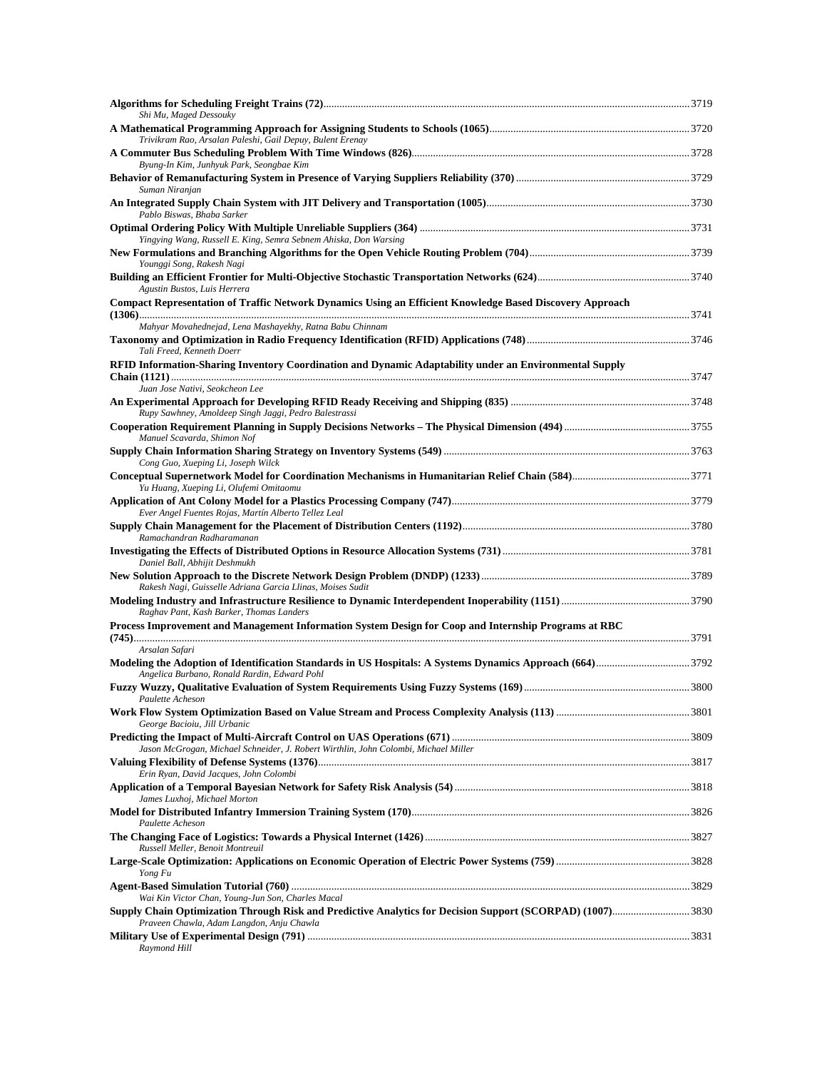**Algorithms for Scheduling Freight Trains (72)** ........ 3719
*Shi Mu, Maged Dessouky*

**A Mathematical Programming Approach for Assigning Students to Schools (1065)** ........ 3720
*Trivikram Rao, Arsalan Paleshi, Gail Depuy, Bulent Erenay*

**A Commuter Bus Scheduling Problem With Time Windows (826)** ........ 3728
*Byung-In Kim, Junhyuk Park, Seongbae Kim*

**Behavior of Remanufacturing System in Presence of Varying Suppliers Reliability (370)** ........ 3729
*Suman Niranjan*

**An Integrated Supply Chain System with JIT Delivery and Transportation (1005)** ........ 3730
*Pablo Biswas, Bhaba Sarker*

**Optimal Ordering Policy With Multiple Unreliable Suppliers (364)** ........ 3731
*Yingying Wang, Russell E. King, Semra Sebnem Ahiska, Don Warsing*

**New Formulations and Branching Algorithms for the Open Vehicle Routing Problem (704)** ........ 3739
*Younggi Song, Rakesh Nagi*

**Building an Efficient Frontier for Multi-Objective Stochastic Transportation Networks (624)** ........ 3740
*Agustin Bustos, Luis Herrera*

**Compact Representation of Traffic Network Dynamics Using an Efficient Knowledge Based Discovery Approach (1306)** ........ 3741
*Mahyar Movahednejad, Lena Mashayekhy, Ratna Babu Chinnam*

**Taxonomy and Optimization in Radio Frequency Identification (RFID) Applications (748)** ........ 3746
*Tali Freed, Kenneth Doerr*

**RFID Information-Sharing Inventory Coordination and Dynamic Adaptability under an Environmental Supply Chain (1121)** ........ 3747
*Juan Jose Nativi, Seokcheon Lee*

**An Experimental Approach for Developing RFID Ready Receiving and Shipping (835)** ........ 3748
*Rupy Sawhney, Amoldeep Singh Jaggi, Pedro Balestrassi*

**Cooperation Requirement Planning in Supply Decisions Networks – The Physical Dimension (494)** ........ 3755
*Manuel Scavarda, Shimon Nof*

**Supply Chain Information Sharing Strategy on Inventory Systems (549)** ........ 3763
*Cong Guo, Xueping Li, Joseph Wilck*

**Conceptual Supernetwork Model for Coordination Mechanisms in Humanitarian Relief Chain (584)** ........ 3771
*Yu Huang, Xueping Li, Olufemi Omitaomu*

**Application of Ant Colony Model for a Plastics Processing Company (747)** ........ 3779
*Ever Angel Fuentes Rojas, Martín Alberto Tellez Leal*

**Supply Chain Management for the Placement of Distribution Centers (1192)** ........ 3780
*Ramachandran Radharamanan*

**Investigating the Effects of Distributed Options in Resource Allocation Systems (731)** ........ 3781
*Daniel Ball, Abhijit Deshmukh*

**New Solution Approach to the Discrete Network Design Problem (DNDP) (1233)** ........ 3789
*Rakesh Nagi, Guisselle Adriana Garcia Llinas, Moises Sudit*

**Modeling Industry and Infrastructure Resilience to Dynamic Interdependent Inoperability (1151)** ........ 3790
*Raghav Pant, Kash Barker, Thomas Landers*

**Process Improvement and Management Information System Design for Coop and Internship Programs at RBC (745)** ........ 3791
*Arsalan Safari*

**Modeling the Adoption of Identification Standards in US Hospitals: A Systems Dynamics Approach (664)** ........ 3792
*Angelica Burbano, Ronald Rardin, Edward Pohl*

**Fuzzy Wuzzy, Qualitative Evaluation of System Requirements Using Fuzzy Systems (169)** ........ 3800
*Paulette Acheson*

**Work Flow System Optimization Based on Value Stream and Process Complexity Analysis (113)** ........ 3801
*George Bacioiu, Jill Urbanic*

**Predicting the Impact of Multi-Aircraft Control on UAS Operations (671)** ........ 3809
*Jason McGrogan, Michael Schneider, J. Robert Wirthlin, John Colombi, Michael Miller*

**Valuing Flexibility of Defense Systems (1376)** ........ 3817
*Erin Ryan, David Jacques, John Colombi*

**Application of a Temporal Bayesian Network for Safety Risk Analysis (54)** ........ 3818
*James Luxhoj, Michael Morton*

**Model for Distributed Infantry Immersion Training System (170)** ........ 3826
*Paulette Acheson*

**The Changing Face of Logistics: Towards a Physical Internet (1426)** ........ 3827
*Russell Meller, Benoit Montreuil*

**Large-Scale Optimization: Applications on Economic Operation of Electric Power Systems (759)** ........ 3828
*Yong Fu*

**Agent-Based Simulation Tutorial (760)** ........ 3829
*Wai Kin Victor Chan, Young-Jun Son, Charles Macal*

**Supply Chain Optimization Through Risk and Predictive Analytics for Decision Support (SCORPAD) (1007)** ........ 3830
*Praveen Chawla, Adam Langdon, Anju Chawla*

**Military Use of Experimental Design (791)** ........ 3831
*Raymond Hill*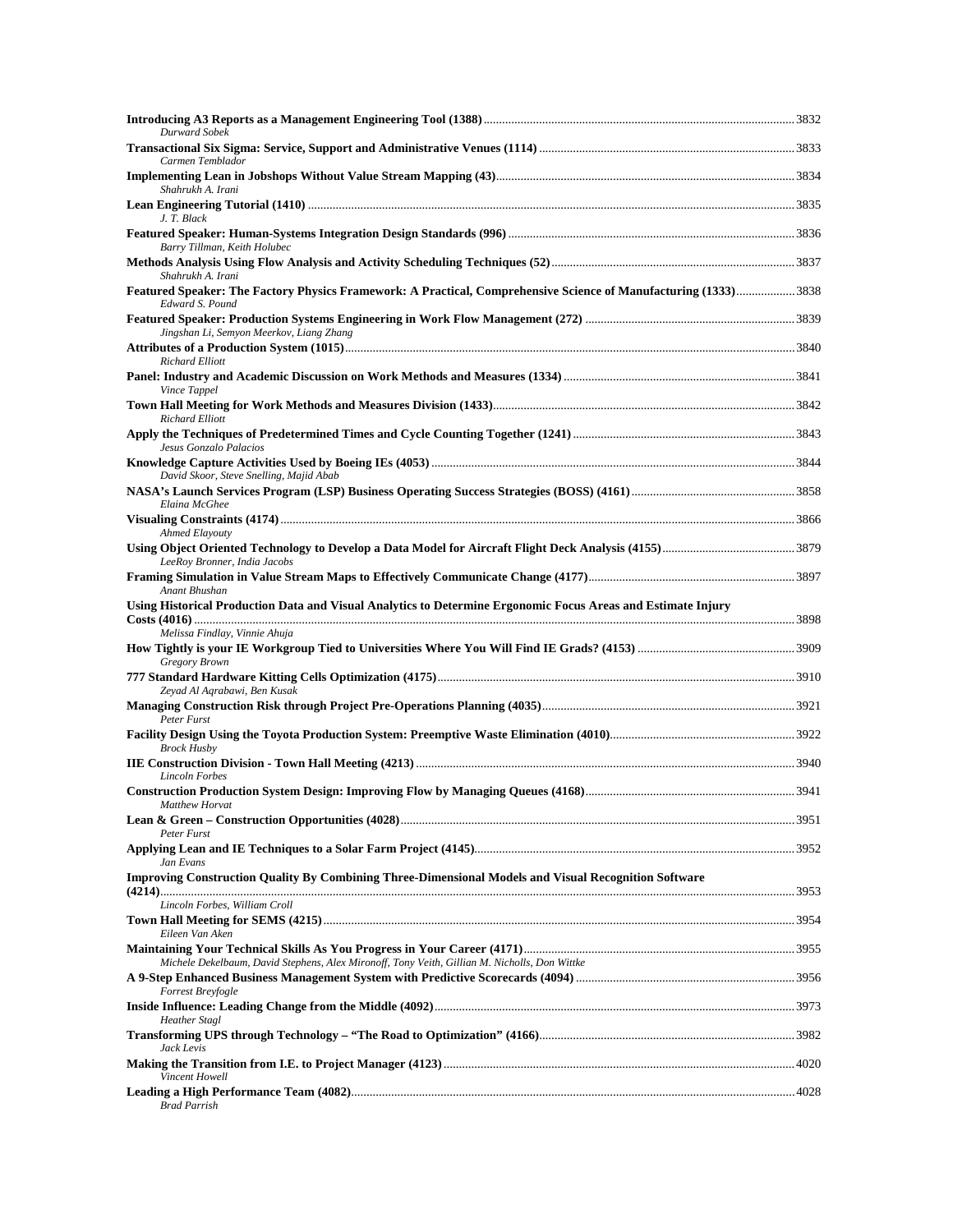**Introducing A3 Reports as a Management Engineering Tool (1388)** ........ 3832
*Durward Sobek*

**Transactional Six Sigma: Service, Support and Administrative Venues (1114)** ........ 3833
*Carmen Temblador*

**Implementing Lean in Jobshops Without Value Stream Mapping (43)** ........ 3834
*Shahrukh A. Irani*

**Lean Engineering Tutorial (1410)** ........ 3835
*J. T. Black*

**Featured Speaker: Human-Systems Integration Design Standards (996)** ........ 3836
*Barry Tillman, Keith Holubec*

**Methods Analysis Using Flow Analysis and Activity Scheduling Techniques (52)** ........ 3837
*Shahrukh A. Irani*

**Featured Speaker: The Factory Physics Framework: A Practical, Comprehensive Science of Manufacturing (1333)** ........ 3838
*Edward S. Pound*

**Featured Speaker: Production Systems Engineering in Work Flow Management (272)** ........ 3839
*Jingshan Li, Semyon Meerkov, Liang Zhang*

**Attributes of a Production System (1015)** ........ 3840
*Richard Elliott*

**Panel: Industry and Academic Discussion on Work Methods and Measures (1334)** ........ 3841
*Vince Tappel*

**Town Hall Meeting for Work Methods and Measures Division (1433)** ........ 3842
*Richard Elliott*

**Apply the Techniques of Predetermined Times and Cycle Counting Together (1241)** ........ 3843
*Jesus Gonzalo Palacios*

**Knowledge Capture Activities Used by Boeing IEs (4053)** ........ 3844
*David Skoor, Steve Snelling, Majid Abab*

**NASA's Launch Services Program (LSP) Business Operating Success Strategies (BOSS) (4161)** ........ 3858
*Elaina McGhee*

**Visualing Constraints (4174)** ........ 3866
*Ahmed Elayouty*

**Using Object Oriented Technology to Develop a Data Model for Aircraft Flight Deck Analysis (4155)** ........ 3879
*LeeRoy Bronner, India Jacobs*

**Framing Simulation in Value Stream Maps to Effectively Communicate Change (4177)** ........ 3897
*Anant Bhushan*

**Using Historical Production Data and Visual Analytics to Determine Ergonomic Focus Areas and Estimate Injury Costs (4016)** ........ 3898
*Melissa Findlay, Vinnie Ahuja*

**How Tightly is your IE Workgroup Tied to Universities Where You Will Find IE Grads? (4153)** ........ 3909
*Gregory Brown*

**777 Standard Hardware Kitting Cells Optimization (4175)** ........ 3910
*Zeyad Al Aqrabawi, Ben Kusak*

**Managing Construction Risk through Project Pre-Operations Planning (4035)** ........ 3921
*Peter Furst*

**Facility Design Using the Toyota Production System: Preemptive Waste Elimination (4010)** ........ 3922
*Brock Husby*

**IIE Construction Division - Town Hall Meeting (4213)** ........ 3940
*Lincoln Forbes*

**Construction Production System Design: Improving Flow by Managing Queues (4168)** ........ 3941
*Matthew Horvat*

**Lean & Green – Construction Opportunities (4028)** ........ 3951
*Peter Furst*

**Applying Lean and IE Techniques to a Solar Farm Project (4145)** ........ 3952
*Jan Evans*

**Improving Construction Quality By Combining Three-Dimensional Models and Visual Recognition Software (4214)** ........ 3953
*Lincoln Forbes, William Croll*

**Town Hall Meeting for SEMS (4215)** ........ 3954
*Eileen Van Aken*

**Maintaining Your Technical Skills As You Progress in Your Career (4171)** ........ 3955
*Michele Dekelbaum, David Stephens, Alex Mironoff, Tony Veith, Gillian M. Nicholls, Don Wittke*

**A 9-Step Enhanced Business Management System with Predictive Scorecards (4094)** ........ 3956
*Forrest Breyfogle*

**Inside Influence: Leading Change from the Middle (4092)** ........ 3973
*Heather Stagl*

**Transforming UPS through Technology – "The Road to Optimization" (4166)** ........ 3982
*Jack Levis*

**Making the Transition from I.E. to Project Manager (4123)** ........ 4020
*Vincent Howell*

**Leading a High Performance Team (4082)** ........ 4028
*Brad Parrish*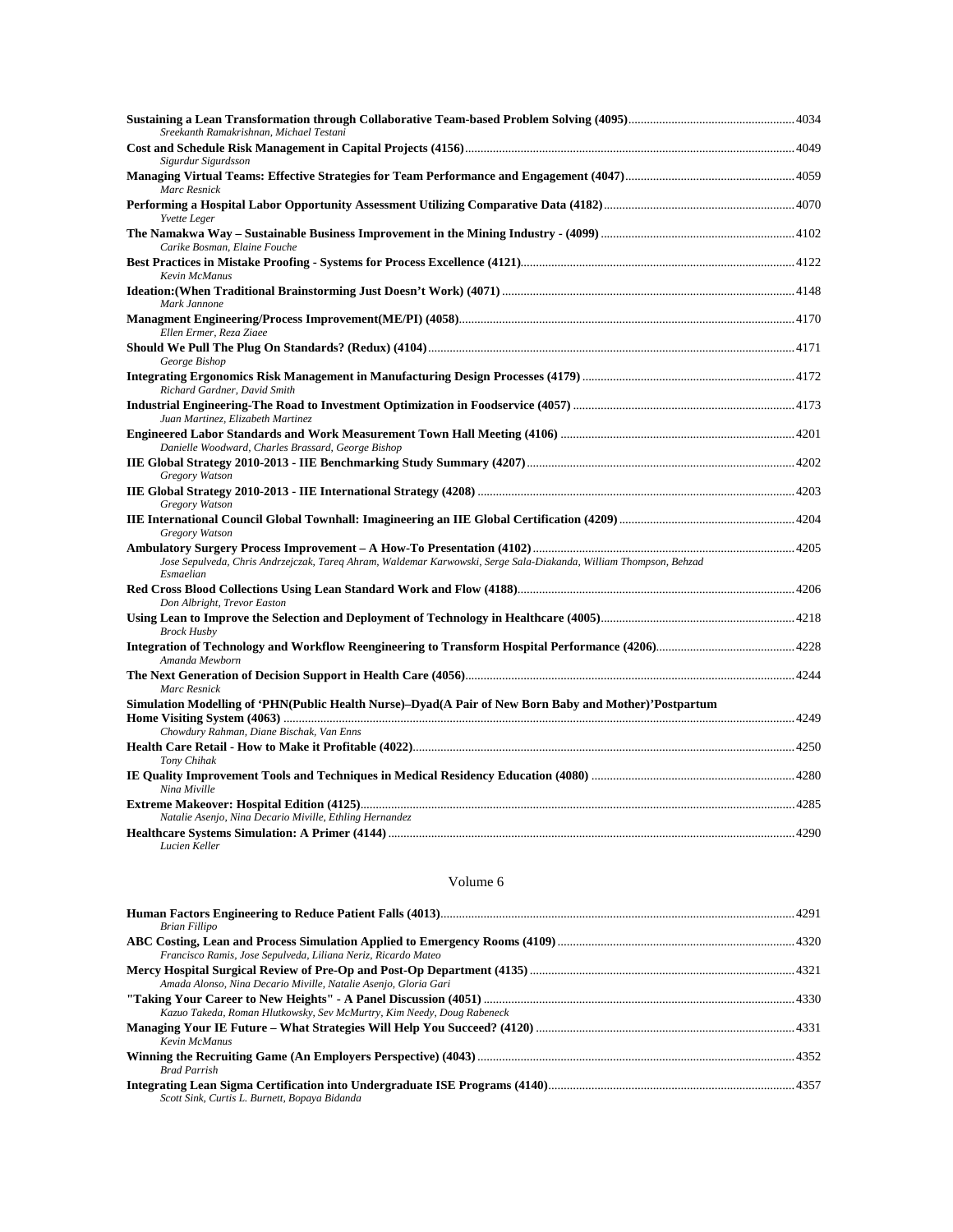**Sustaining a Lean Transformation through Collaborative Team-based Problem Solving (4095)** ........ 4034
*Sreekanth Ramakrishnan, Michael Testani*

**Cost and Schedule Risk Management in Capital Projects (4156)** ........ 4049
*Sigurdur Sigurdsson*

**Managing Virtual Teams: Effective Strategies for Team Performance and Engagement (4047)** ........ 4059
*Marc Resnick*

**Performing a Hospital Labor Opportunity Assessment Utilizing Comparative Data (4182)** ........ 4070
*Yvette Leger*

**The Namakwa Way – Sustainable Business Improvement in the Mining Industry - (4099)** ........ 4102
*Carike Bosman, Elaine Fouche*

**Best Practices in Mistake Proofing - Systems for Process Excellence (4121)** ........ 4122
*Kevin McManus*

**Ideation:(When Traditional Brainstorming Just Doesn't Work) (4071)** ........ 4148
*Mark Jannone*

**Managment Engineering/Process Improvement(ME/PI) (4058)** ........ 4170
*Ellen Ermer, Reza Ziaee*

**Should We Pull The Plug On Standards? (Redux) (4104)** ........ 4171
*George Bishop*

**Integrating Ergonomics Risk Management in Manufacturing Design Processes (4179)** ........ 4172
*Richard Gardner, David Smith*

**Industrial Engineering-The Road to Investment Optimization in Foodservice (4057)** ........ 4173
*Juan Martinez, Elizabeth Martinez*

**Engineered Labor Standards and Work Measurement Town Hall Meeting (4106)** ........ 4201
*Danielle Woodward, Charles Brassard, George Bishop*

**IIE Global Strategy 2010-2013 - IIE Benchmarking Study Summary (4207)** ........ 4202
*Gregory Watson*

**IIE Global Strategy 2010-2013 - IIE International Strategy (4208)** ........ 4203
*Gregory Watson*

**IIE International Council Global Townhall: Imagineering an IIE Global Certification (4209)** ........ 4204
*Gregory Watson*

**Ambulatory Surgery Process Improvement – A How-To Presentation (4102)** ........ 4205
*Jose Sepulveda, Chris Andrzejczak, Tareq Ahram, Waldemar Karwowski, Serge Sala-Diakanda, William Thompson, Behzad Esmaelian*

**Red Cross Blood Collections Using Lean Standard Work and Flow (4188)** ........ 4206
*Don Albright, Trevor Easton*

**Using Lean to Improve the Selection and Deployment of Technology in Healthcare (4005)** ........ 4218
*Brock Husby*

**Integration of Technology and Workflow Reengineering to Transform Hospital Performance (4206)** ........ 4228
*Amanda Mewborn*

**The Next Generation of Decision Support in Health Care (4056)** ........ 4244
*Marc Resnick*

**Simulation Modelling of 'PHN(Public Health Nurse)–Dyad(A Pair of New Born Baby and Mother)'Postpartum Home Visiting System (4063)** ........ 4249
*Chowdury Rahman, Diane Bischak, Van Enns*

**Health Care Retail - How to Make it Profitable (4022)** ........ 4250
*Tony Chihak*

**IE Quality Improvement Tools and Techniques in Medical Residency Education (4080)** ........ 4280
*Nina Miville*

**Extreme Makeover: Hospital Edition (4125)** ........ 4285
*Natalie Asenjo, Nina Decario Miville, Ethling Hernandez*

**Healthcare Systems Simulation: A Primer (4144)** ........ 4290
*Lucien Keller*

## Volume 6

**Human Factors Engineering to Reduce Patient Falls (4013)** ........ 4291
*Brian Fillipo*

**ABC Costing, Lean and Process Simulation Applied to Emergency Rooms (4109)** ........ 4320
*Francisco Ramis, Jose Sepulveda, Liliana Neriz, Ricardo Mateo*

**Mercy Hospital Surgical Review of Pre-Op and Post-Op Department (4135)** ........ 4321
*Amada Alonso, Nina Decario Miville, Natalie Asenjo, Gloria Gari*

**"Taking Your Career to New Heights" - A Panel Discussion (4051)** ........ 4330
*Kazuo Takeda, Roman Hlutkowsky, Sev McMurtry, Kim Needy, Doug Rabeneck*

**Managing Your IE Future – What Strategies Will Help You Succeed? (4120)** ........ 4331
*Kevin McManus*

**Winning the Recruiting Game (An Employers Perspective) (4043)** ........ 4352
*Brad Parrish*

**Integrating Lean Sigma Certification into Undergraduate ISE Programs (4140)** ........ 4357
*Scott Sink, Curtis L. Burnett, Bopaya Bidanda*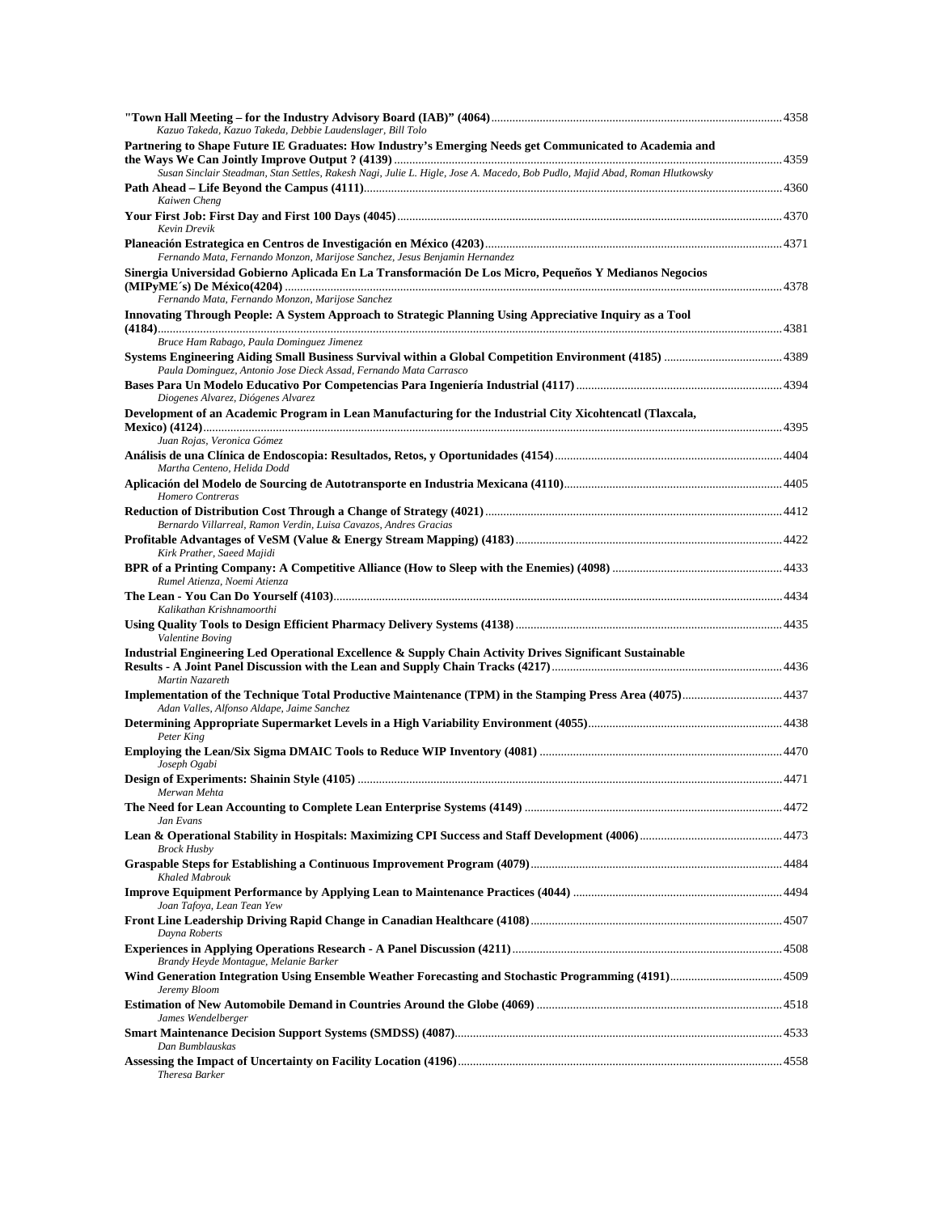**"Town Hall Meeting – for the Industry Advisory Board (IAB)" (4064)** ............ 4358
*Kazuo Takeda, Kazuo Takeda, Debbie Laudenslager, Bill Tolo*

**Partnering to Shape Future IE Graduates: How Industry's Emerging Needs get Communicated to Academia and the Ways We Can Jointly Improve Output ? (4139)** ............ 4359
*Susan Sinclair Steadman, Stan Settles, Rakesh Nagi, Julie L. Higle, Jose A. Macedo, Bob Pudlo, Majid Abad, Roman Hlutkowsky*

**Path Ahead – Life Beyond the Campus (4111)** ............ 4360
*Kaiwen Cheng*

**Your First Job: First Day and First 100 Days (4045)** ............ 4370
*Kevin Drevik*

**Planeación Estrategica en Centros de Investigación en México (4203)** ............ 4371
*Fernando Mata, Fernando Monzon, Marijose Sanchez, Jesus Benjamin Hernandez*

**Sinergia Universidad Gobierno Aplicada En La Transformación De Los Micro, Pequeños Y Medianos Negocios (MIPyME´s) De México(4204)** ............ 4378
*Fernando Mata, Fernando Monzon, Marijose Sanchez*

**Innovating Through People: A System Approach to Strategic Planning Using Appreciative Inquiry as a Tool (4184)** ............ 4381
*Bruce Ham Rabago, Paula Dominguez Jimenez*

**Systems Engineering Aiding Small Business Survival within a Global Competition Environment (4185)** ............ 4389
*Paula Dominguez, Antonio Jose Dieck Assad, Fernando Mata Carrasco*

**Bases Para Un Modelo Educativo Por Competencias Para Ingeniería Industrial (4117)** ............ 4394
*Diogenes Alvarez, Diógenes Alvarez*

**Development of an Academic Program in Lean Manufacturing for the Industrial City Xicohtencatl (Tlaxcala, Mexico) (4124)** ............ 4395
*Juan Rojas, Veronica Gómez*

**Análisis de una Clínica de Endoscopia: Resultados, Retos, y Oportunidades (4154)** ............ 4404
*Martha Centeno, Helida Dodd*

**Aplicación del Modelo de Sourcing de Autotransporte en Industria Mexicana (4110)** ............ 4405
*Homero Contreras*

**Reduction of Distribution Cost Through a Change of Strategy (4021)** ............ 4412
*Bernardo Villarreal, Ramon Verdin, Luisa Cavazos, Andres Gracias*

**Profitable Advantages of VeSM (Value & Energy Stream Mapping) (4183)** ............ 4422
*Kirk Prather, Saeed Majidi*

**BPR of a Printing Company: A Competitive Alliance (How to Sleep with the Enemies) (4098)** ............ 4433
*Rumel Atienza, Noemi Atienza*

**The Lean - You Can Do Yourself (4103)** ............ 4434
*Kalikathan Krishnamoorthi*

**Using Quality Tools to Design Efficient Pharmacy Delivery Systems (4138)** ............ 4435
*Valentine Boving*

**Industrial Engineering Led Operational Excellence & Supply Chain Activity Drives Significant Sustainable Results - A Joint Panel Discussion with the Lean and Supply Chain Tracks (4217)** ............ 4436
*Martin Nazareth*

**Implementation of the Technique Total Productive Maintenance (TPM) in the Stamping Press Area (4075)** ............ 4437
*Adan Valles, Alfonso Aldape, Jaime Sanchez*

**Determining Appropriate Supermarket Levels in a High Variability Environment (4055)** ............ 4438
*Peter King*

**Employing the Lean/Six Sigma DMAIC Tools to Reduce WIP Inventory (4081)** ............ 4470
*Joseph Ogabi*

**Design of Experiments: Shainin Style (4105)** ............ 4471
*Merwan Mehta*

**The Need for Lean Accounting to Complete Lean Enterprise Systems (4149)** ............ 4472
*Jan Evans*

**Lean & Operational Stability in Hospitals: Maximizing CPI Success and Staff Development (4006)** ............ 4473
*Brock Husby*

**Graspable Steps for Establishing a Continuous Improvement Program (4079)** ............ 4484
*Khaled Mabrouk*

**Improve Equipment Performance by Applying Lean to Maintenance Practices (4044)** ............ 4494
*Joan Tafoya, Lean Tean Yew*

**Front Line Leadership Driving Rapid Change in Canadian Healthcare (4108)** ............ 4507
*Dayna Roberts*

**Experiences in Applying Operations Research - A Panel Discussion (4211)** ............ 4508
*Brandy Heyde Montague, Melanie Barker*

**Wind Generation Integration Using Ensemble Weather Forecasting and Stochastic Programming (4191)** ............ 4509
*Jeremy Bloom*

**Estimation of New Automobile Demand in Countries Around the Globe (4069)** ............ 4518
*James Wendelberger*

**Smart Maintenance Decision Support Systems (SMDSS) (4087)** ............ 4533
*Dan Bumblauskas*

**Assessing the Impact of Uncertainty on Facility Location (4196)** ............ 4558
*Theresa Barker*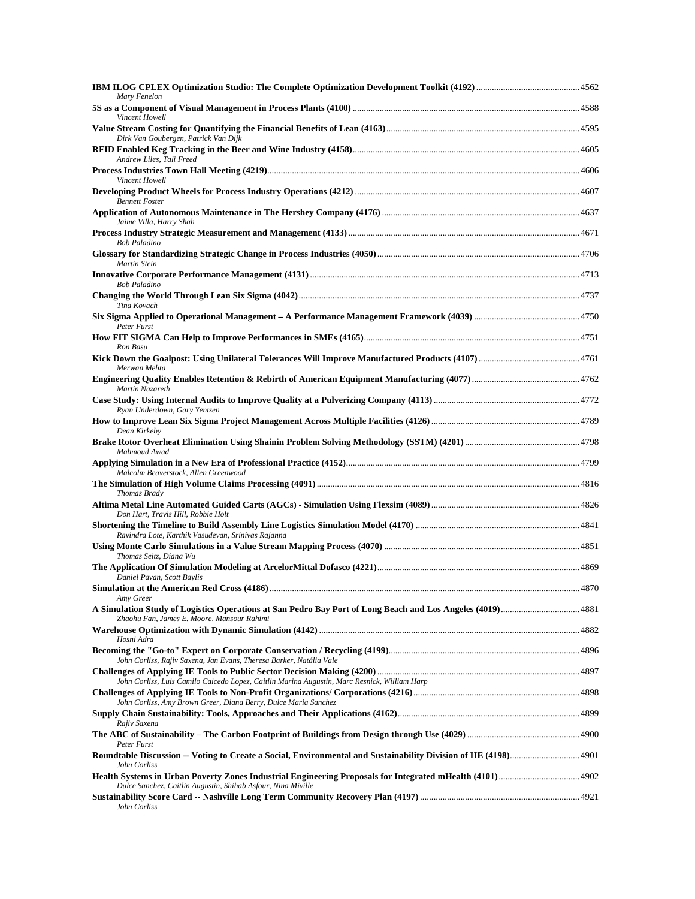**IBM ILOG CPLEX Optimization Studio: The Complete Optimization Development Toolkit (4192)** .............................................4562
*Mary Fenelon*

**5S as a Component of Visual Management in Process Plants (4100)** .............................................4588
*Vincent Howell*

**Value Stream Costing for Quantifying the Financial Benefits of Lean (4163)**.............................................4595
*Dirk Van Goubergen, Patrick Van Dijk*

**RFID Enabled Keg Tracking in the Beer and Wine Industry (4158)**.............................................4605
*Andrew Liles, Tali Freed*

**Process Industries Town Hall Meeting (4219)**.............................................4606
*Vincent Howell*

**Developing Product Wheels for Process Industry Operations (4212)** .............................................4607
*Bennett Foster*

**Application of Autonomous Maintenance in The Hershey Company (4176)** .............................................4637
*Jaime Villa, Harry Shah*

**Process Industry Strategic Measurement and Management (4133)** .............................................4671
*Bob Paladino*

**Glossary for Standardizing Strategic Change in Process Industries (4050)**.............................................4706
*Martin Stein*

**Innovative Corporate Performance Management (4131)** .............................................4713
*Bob Paladino*

**Changing the World Through Lean Six Sigma (4042)**.............................................4737
*Tina Kovach*

**Six Sigma Applied to Operational Management – A Performance Management Framework (4039)** .............................................4750
*Peter Furst*

**How FIT SIGMA Can Help to Improve Performances in SMEs (4165)**.............................................4751
*Ron Basu*

**Kick Down the Goalpost: Using Unilateral Tolerances Will Improve Manufactured Products (4107)** .............................................4761
*Merwan Mehta*

**Engineering Quality Enables Retention & Rebirth of American Equipment Manufacturing (4077)** .............................................4762
*Martin Nazareth*

**Case Study: Using Internal Audits to Improve Quality at a Pulverizing Company (4113)** .............................................4772
*Ryan Underdown, Gary Yentzen*

**How to Improve Lean Six Sigma Project Management Across Multiple Facilities (4126)** .............................................4789
*Dean Kirkeby*

**Brake Rotor Overheat Elimination Using Shainin Problem Solving Methodology (SSTM) (4201)** .............................................4798
*Mahmoud Awad*

**Applying Simulation in a New Era of Professional Practice (4152)**.............................................4799
*Malcolm Beaverstock, Allen Greenwood*

**The Simulation of High Volume Claims Processing (4091)** .............................................4816
*Thomas Brady*

**Altima Metal Line Automated Guided Carts (AGCs) - Simulation Using Flexsim (4089)** .............................................4826
*Don Hart, Travis Hill, Robbie Holt*

**Shortening the Timeline to Build Assembly Line Logistics Simulation Model (4170)** .............................................4841
*Ravindra Lote, Karthik Vasudevan, Srinivas Rajanna*

**Using Monte Carlo Simulations in a Value Stream Mapping Process (4070)** .............................................4851
*Thomas Seitz, Diana Wu*

**The Application Of Simulation Modeling at ArcelorMittal Dofasco (4221)**.............................................4869
*Daniel Pavan, Scott Baylis*

**Simulation at the American Red Cross (4186)** .............................................4870
*Amy Greer*

**A Simulation Study of Logistics Operations at San Pedro Bay Port of Long Beach and Los Angeles (4019)**.............................................4881
*Zhaohu Fan, James E. Moore, Mansour Rahimi*

**Warehouse Optimization with Dynamic Simulation (4142)** .............................................4882
*Hosni Adra*

**Becoming the "Go-to" Expert on Corporate Conservation / Recycling (4199)**.............................................4896
*John Corliss, Rajiv Saxena, Jan Evans, Theresa Barker, Natália Vale*

**Challenges of Applying IE Tools to Public Sector Decision Making (4200)** .............................................4897
*John Corliss, Luis Camilo Caicedo Lopez, Caitlin Marina Augustin, Marc Resnick, William Harp*

**Challenges of Applying IE Tools to Non-Profit Organizations/ Corporations (4216)**.............................................4898
*John Corliss, Amy Brown Greer, Diana Berry, Dulce Maria Sanchez*

**Supply Chain Sustainability: Tools, Approaches and Their Applications (4162)**.............................................4899
*Rajiv Saxena*

**The ABC of Sustainability – The Carbon Footprint of Buildings from Design through Use (4029)** .............................................4900
*Peter Furst*

**Roundtable Discussion -- Voting to Create a Social, Environmental and Sustainability Division of IIE (4198)**.............................................4901
*John Corliss*

**Health Systems in Urban Poverty Zones Industrial Engineering Proposals for Integrated mHealth (4101)**.............................................4902
*Dulce Sanchez, Caitlin Augustin, Shihab Asfour, Nina Miville*

**Sustainability Score Card -- Nashville Long Term Community Recovery Plan (4197)** .............................................4921
*John Corliss*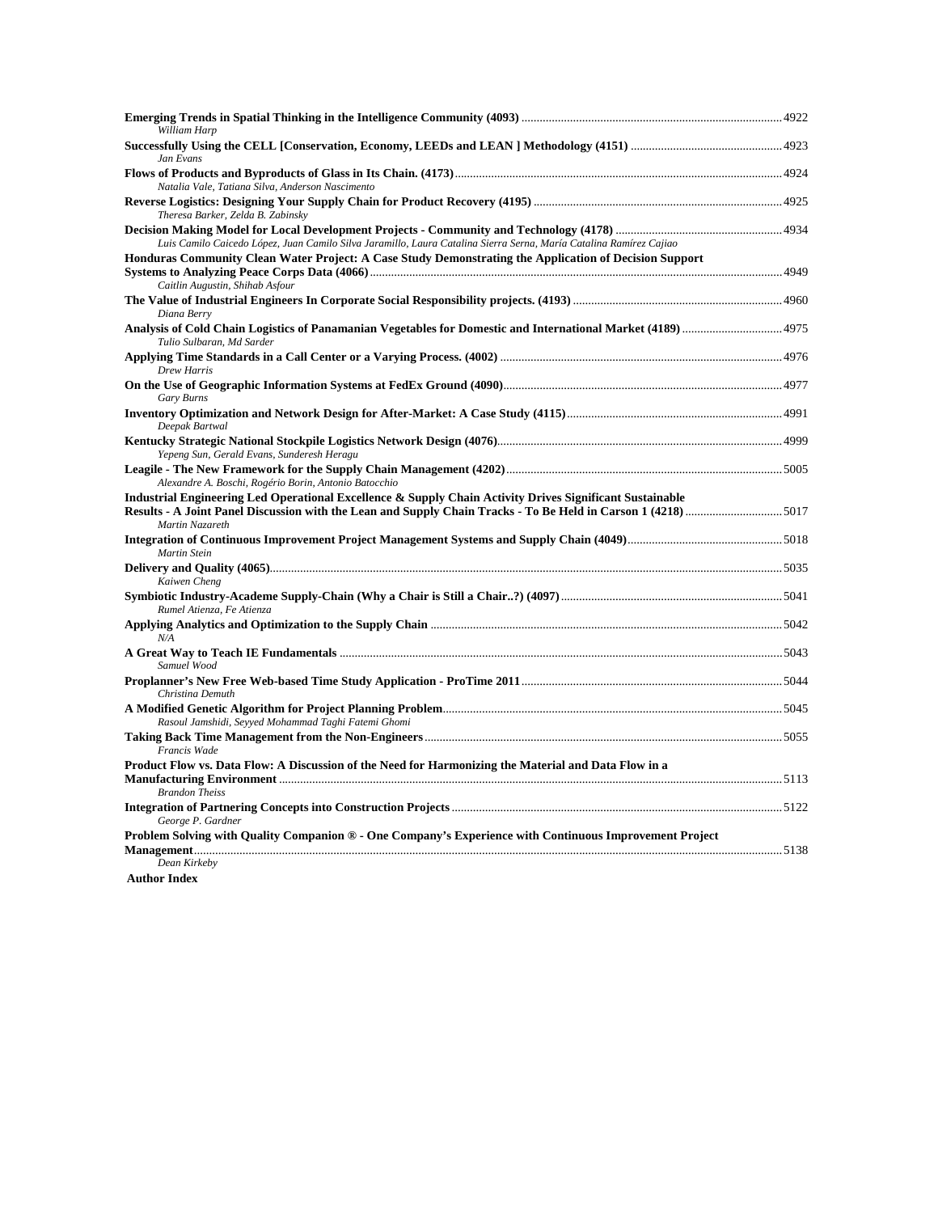**Emerging Trends in Spatial Thinking in the Intelligence Community (4093)** .......... 4922
*William Harp*

**Successfully Using the CELL [Conservation, Economy, LEEDs and LEAN ] Methodology (4151)** .......... 4923
*Jan Evans*

**Flows of Products and Byproducts of Glass in Its Chain. (4173)** .......... 4924
*Natalia Vale, Tatiana Silva, Anderson Nascimento*

**Reverse Logistics: Designing Your Supply Chain for Product Recovery (4195)** .......... 4925
*Theresa Barker, Zelda B. Zabinsky*

**Decision Making Model for Local Development Projects - Community and Technology (4178)** .......... 4934
*Luis Camilo Caicedo López, Juan Camilo Silva Jaramillo, Laura Catalina Sierra Serna, María Catalina Ramírez Cajiao*

**Honduras Community Clean Water Project: A Case Study Demonstrating the Application of Decision Support Systems to Analyzing Peace Corps Data (4066)** .......... 4949
*Caitlin Augustin, Shihab Asfour*

**The Value of Industrial Engineers In Corporate Social Responsibility projects. (4193)** .......... 4960
*Diana Berry*

**Analysis of Cold Chain Logistics of Panamanian Vegetables for Domestic and International Market (4189)** .......... 4975
*Tulio Sulbaran, Md Sarder*

**Applying Time Standards in a Call Center or a Varying Process. (4002)** .......... 4976
*Drew Harris*

**On the Use of Geographic Information Systems at FedEx Ground (4090)** .......... 4977
*Gary Burns*

**Inventory Optimization and Network Design for After-Market: A Case Study (4115)** .......... 4991
*Deepak Bartwal*

**Kentucky Strategic National Stockpile Logistics Network Design (4076)** .......... 4999
*Yepeng Sun, Gerald Evans, Sunderesh Heragu*

**Leagile - The New Framework for the Supply Chain Management (4202)** .......... 5005
*Alexandre A. Boschi, Rogério Borin, Antonio Batocchio*

**Industrial Engineering Led Operational Excellence & Supply Chain Activity Drives Significant Sustainable Results - A Joint Panel Discussion with the Lean and Supply Chain Tracks - To Be Held in Carson 1 (4218)** .......... 5017
*Martin Nazareth*

**Integration of Continuous Improvement Project Management Systems and Supply Chain (4049)** .......... 5018
*Martin Stein*

**Delivery and Quality (4065)** .......... 5035
*Kaiwen Cheng*

**Symbiotic Industry-Academe Supply-Chain (Why a Chair is Still a Chair..?) (4097)** .......... 5041
*Rumel Atienza, Fe Atienza*

**Applying Analytics and Optimization to the Supply Chain** .......... 5042
*N/A*

**A Great Way to Teach IE Fundamentals** .......... 5043
*Samuel Wood*

**Proplanner's New Free Web-based Time Study Application - ProTime 2011** .......... 5044
*Christina Demuth*

**A Modified Genetic Algorithm for Project Planning Problem** .......... 5045
*Rasoul Jamshidi, Seyyed Mohammad Taghi Fatemi Ghomi*

**Taking Back Time Management from the Non-Engineers** .......... 5055
*Francis Wade*

**Product Flow vs. Data Flow: A Discussion of the Need for Harmonizing the Material and Data Flow in a Manufacturing Environment** .......... 5113
*Brandon Theiss*

**Integration of Partnering Concepts into Construction Projects** .......... 5122
*George P. Gardner*

**Problem Solving with Quality Companion ® - One Company's Experience with Continuous Improvement Project Management** .......... 5138
*Dean Kirkeby*

**Author Index**